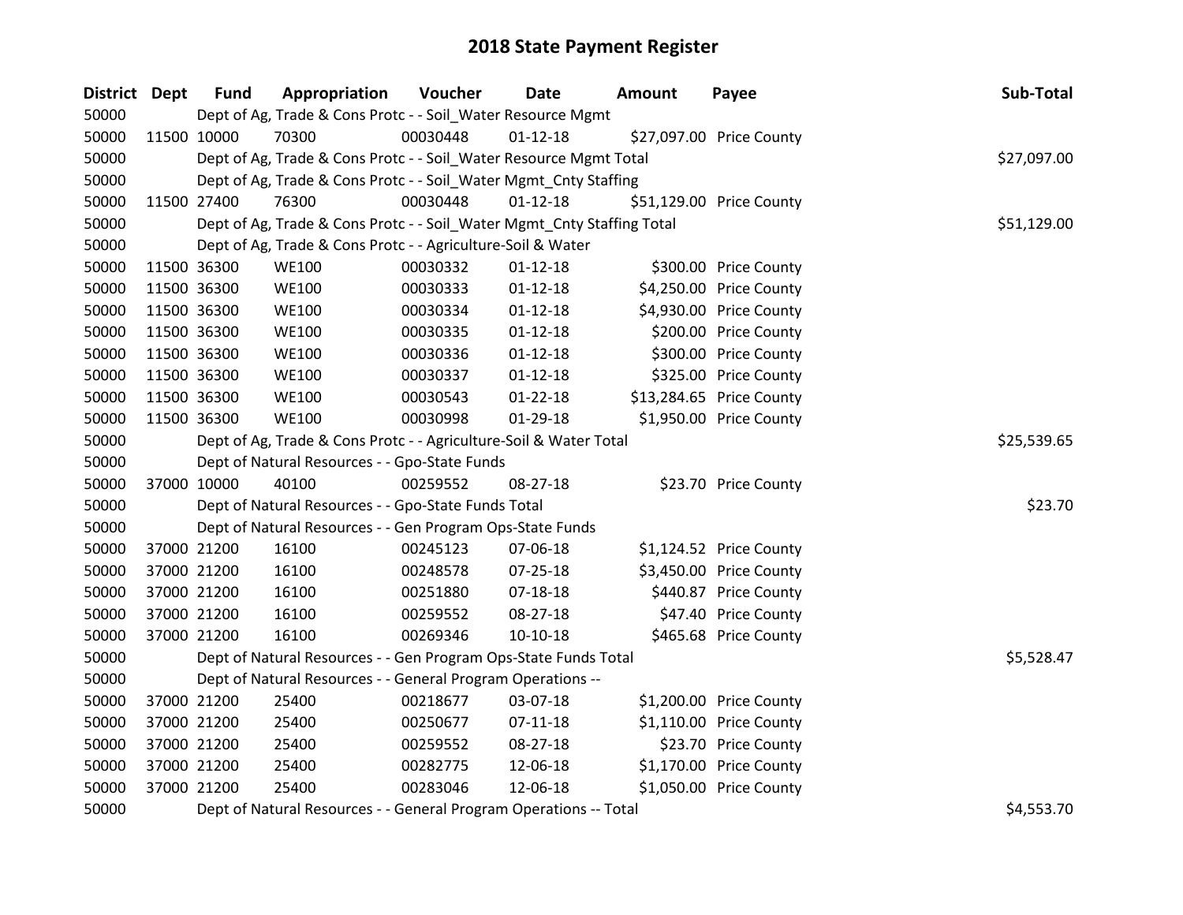# 2018 State Payment Register

| District | Dept | Fund | Appropriation | Voucher | Date | Amount | Payee | Sub-Total |
|---|---|---|---|---|---|---|---|---|
| 50000 | | Dept of Ag, Trade & Cons Protc - - Soil_Water Resource Mgmt | | | | | | |
| 50000 | 11500 | 10000 | 70300 | 00030448 | 01-12-18 | $27,097.00 | Price County | |
| 50000 | | Dept of Ag, Trade & Cons Protc - - Soil_Water Resource Mgmt Total | | | | | | $27,097.00 |
| 50000 | | Dept of Ag, Trade & Cons Protc - - Soil_Water Mgmt_Cnty Staffing | | | | | | |
| 50000 | 11500 | 27400 | 76300 | 00030448 | 01-12-18 | $51,129.00 | Price County | |
| 50000 | | Dept of Ag, Trade & Cons Protc - - Soil_Water Mgmt_Cnty Staffing Total | | | | | | $51,129.00 |
| 50000 | | Dept of Ag, Trade & Cons Protc - - Agriculture-Soil & Water | | | | | | |
| 50000 | 11500 | 36300 | WE100 | 00030332 | 01-12-18 | $300.00 | Price County | |
| 50000 | 11500 | 36300 | WE100 | 00030333 | 01-12-18 | $4,250.00 | Price County | |
| 50000 | 11500 | 36300 | WE100 | 00030334 | 01-12-18 | $4,930.00 | Price County | |
| 50000 | 11500 | 36300 | WE100 | 00030335 | 01-12-18 | $200.00 | Price County | |
| 50000 | 11500 | 36300 | WE100 | 00030336 | 01-12-18 | $300.00 | Price County | |
| 50000 | 11500 | 36300 | WE100 | 00030337 | 01-12-18 | $325.00 | Price County | |
| 50000 | 11500 | 36300 | WE100 | 00030543 | 01-22-18 | $13,284.65 | Price County | |
| 50000 | 11500 | 36300 | WE100 | 00030998 | 01-29-18 | $1,950.00 | Price County | |
| 50000 | | Dept of Ag, Trade & Cons Protc - - Agriculture-Soil & Water Total | | | | | | $25,539.65 |
| 50000 | | Dept of Natural Resources - - Gpo-State Funds | | | | | | |
| 50000 | 37000 | 10000 | 40100 | 00259552 | 08-27-18 | $23.70 | Price County | |
| 50000 | | Dept of Natural Resources - - Gpo-State Funds Total | | | | | | $23.70 |
| 50000 | | Dept of Natural Resources - - Gen Program Ops-State Funds | | | | | | |
| 50000 | 37000 | 21200 | 16100 | 00245123 | 07-06-18 | $1,124.52 | Price County | |
| 50000 | 37000 | 21200 | 16100 | 00248578 | 07-25-18 | $3,450.00 | Price County | |
| 50000 | 37000 | 21200 | 16100 | 00251880 | 07-18-18 | $440.87 | Price County | |
| 50000 | 37000 | 21200 | 16100 | 00259552 | 08-27-18 | $47.40 | Price County | |
| 50000 | 37000 | 21200 | 16100 | 00269346 | 10-10-18 | $465.68 | Price County | |
| 50000 | | Dept of Natural Resources - - Gen Program Ops-State Funds Total | | | | | | $5,528.47 |
| 50000 | | Dept of Natural Resources - - General Program Operations -- | | | | | | |
| 50000 | 37000 | 21200 | 25400 | 00218677 | 03-07-18 | $1,200.00 | Price County | |
| 50000 | 37000 | 21200 | 25400 | 00250677 | 07-11-18 | $1,110.00 | Price County | |
| 50000 | 37000 | 21200 | 25400 | 00259552 | 08-27-18 | $23.70 | Price County | |
| 50000 | 37000 | 21200 | 25400 | 00282775 | 12-06-18 | $1,170.00 | Price County | |
| 50000 | 37000 | 21200 | 25400 | 00283046 | 12-06-18 | $1,050.00 | Price County | |
| 50000 | | Dept of Natural Resources - - General Program Operations -- Total | | | | | | $4,553.70 |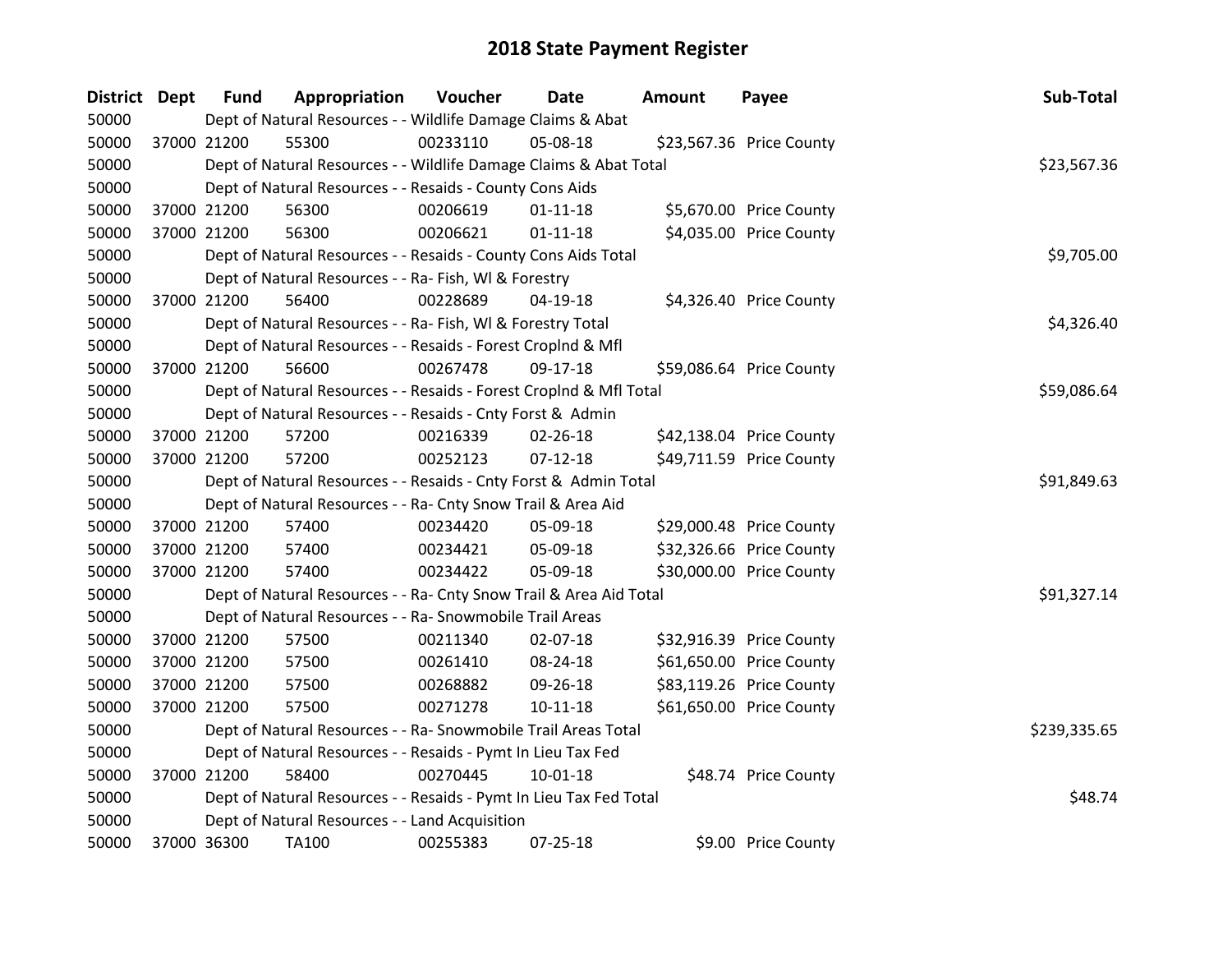# 2018 State Payment Register

| District | Dept | Fund | Appropriation | Voucher | Date | Amount | Payee | Sub-Total |
|---|---|---|---|---|---|---|---|---|
| 50000 | | Dept of Natural Resources - - Wildlife Damage Claims & Abat | | | | | | |
| 50000 | 37000 | 21200 | 55300 | 00233110 | 05-08-18 | $23,567.36 | Price County | |
| 50000 | | Dept of Natural Resources - - Wildlife Damage Claims & Abat Total | | | | | | $23,567.36 |
| 50000 | | Dept of Natural Resources - - Resaids - County Cons Aids | | | | | | |
| 50000 | 37000 | 21200 | 56300 | 00206619 | 01-11-18 | $5,670.00 | Price County | |
| 50000 | 37000 | 21200 | 56300 | 00206621 | 01-11-18 | $4,035.00 | Price County | |
| 50000 | | Dept of Natural Resources - - Resaids - County Cons Aids Total | | | | | | $9,705.00 |
| 50000 | | Dept of Natural Resources - - Ra- Fish, Wl & Forestry | | | | | | |
| 50000 | 37000 | 21200 | 56400 | 00228689 | 04-19-18 | $4,326.40 | Price County | |
| 50000 | | Dept of Natural Resources - - Ra- Fish, Wl & Forestry Total | | | | | | $4,326.40 |
| 50000 | | Dept of Natural Resources - - Resaids - Forest Croplnd & Mfl | | | | | | |
| 50000 | 37000 | 21200 | 56600 | 00267478 | 09-17-18 | $59,086.64 | Price County | |
| 50000 | | Dept of Natural Resources - - Resaids - Forest Croplnd & Mfl Total | | | | | | $59,086.64 |
| 50000 | | Dept of Natural Resources - - Resaids - Cnty Forst & Admin | | | | | | |
| 50000 | 37000 | 21200 | 57200 | 00216339 | 02-26-18 | $42,138.04 | Price County | |
| 50000 | 37000 | 21200 | 57200 | 00252123 | 07-12-18 | $49,711.59 | Price County | |
| 50000 | | Dept of Natural Resources - - Resaids - Cnty Forst & Admin Total | | | | | | $91,849.63 |
| 50000 | | Dept of Natural Resources - - Ra- Cnty Snow Trail & Area Aid | | | | | | |
| 50000 | 37000 | 21200 | 57400 | 00234420 | 05-09-18 | $29,000.48 | Price County | |
| 50000 | 37000 | 21200 | 57400 | 00234421 | 05-09-18 | $32,326.66 | Price County | |
| 50000 | 37000 | 21200 | 57400 | 00234422 | 05-09-18 | $30,000.00 | Price County | |
| 50000 | | Dept of Natural Resources - - Ra- Cnty Snow Trail & Area Aid Total | | | | | | $91,327.14 |
| 50000 | | Dept of Natural Resources - - Ra- Snowmobile Trail Areas | | | | | | |
| 50000 | 37000 | 21200 | 57500 | 00211340 | 02-07-18 | $32,916.39 | Price County | |
| 50000 | 37000 | 21200 | 57500 | 00261410 | 08-24-18 | $61,650.00 | Price County | |
| 50000 | 37000 | 21200 | 57500 | 00268882 | 09-26-18 | $83,119.26 | Price County | |
| 50000 | 37000 | 21200 | 57500 | 00271278 | 10-11-18 | $61,650.00 | Price County | |
| 50000 | | Dept of Natural Resources - - Ra- Snowmobile Trail Areas Total | | | | | | $239,335.65 |
| 50000 | | Dept of Natural Resources - - Resaids - Pymt In Lieu Tax Fed | | | | | | |
| 50000 | 37000 | 21200 | 58400 | 00270445 | 10-01-18 | $48.74 | Price County | |
| 50000 | | Dept of Natural Resources - - Resaids - Pymt In Lieu Tax Fed Total | | | | | | $48.74 |
| 50000 | | Dept of Natural Resources - - Land Acquisition | | | | | | |
| 50000 | 37000 | 36300 | TA100 | 00255383 | 07-25-18 | $9.00 | Price County | |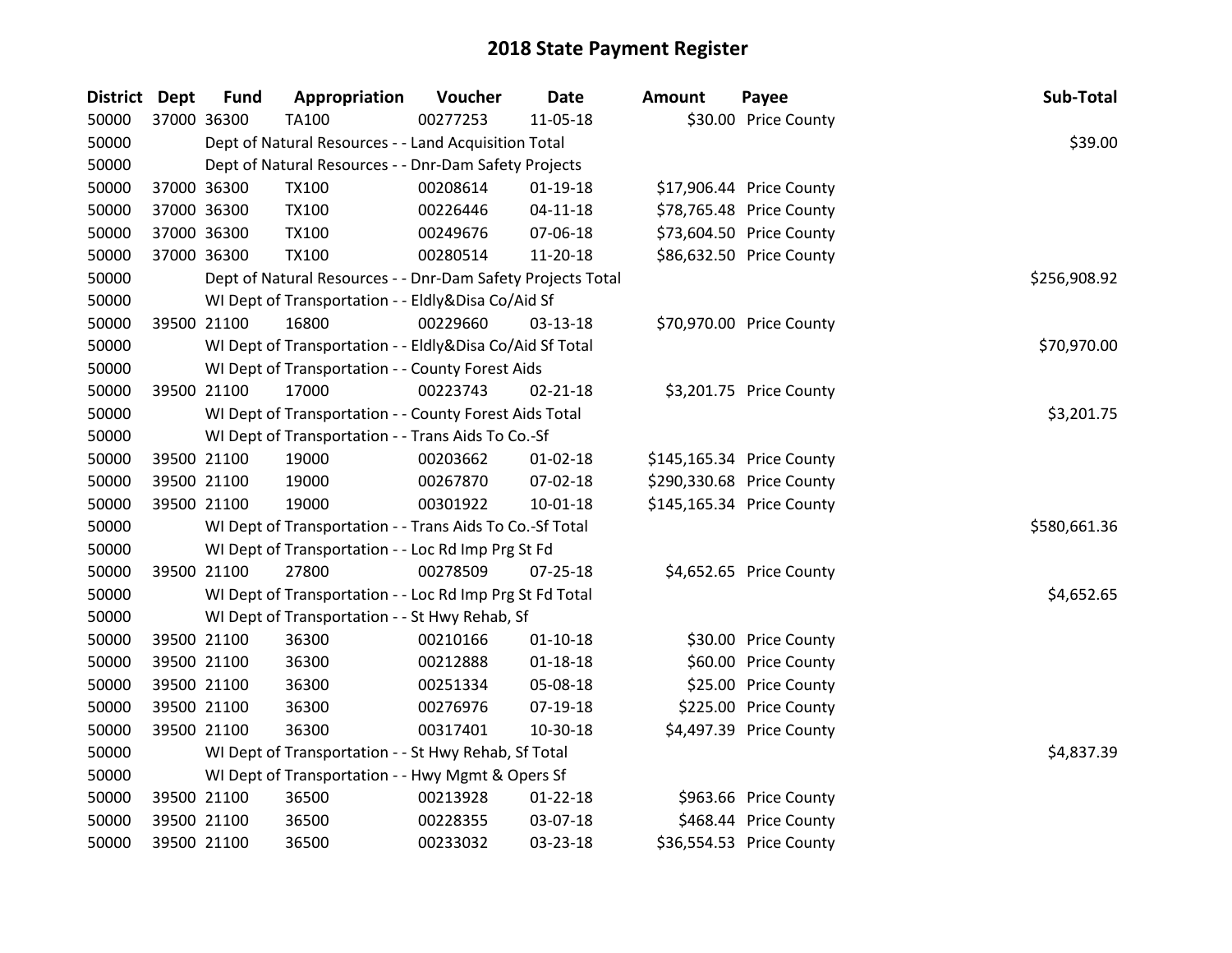# 2018 State Payment Register

| District | Dept | Fund | Appropriation | Voucher | Date | Amount | Payee | Sub-Total |
|---|---|---|---|---|---|---|---|---|
| 50000 | 37000 | 36300 | TA100 | 00277253 | 11-05-18 | $30.00 | Price County | |
| 50000 | | | Dept of Natural Resources - - Land Acquisition Total | | | | | $39.00 |
| 50000 | | | Dept of Natural Resources - - Dnr-Dam Safety Projects | | | | | |
| 50000 | 37000 | 36300 | TX100 | 00208614 | 01-19-18 | $17,906.44 | Price County | |
| 50000 | 37000 | 36300 | TX100 | 00226446 | 04-11-18 | $78,765.48 | Price County | |
| 50000 | 37000 | 36300 | TX100 | 00249676 | 07-06-18 | $73,604.50 | Price County | |
| 50000 | 37000 | 36300 | TX100 | 00280514 | 11-20-18 | $86,632.50 | Price County | |
| 50000 | | | Dept of Natural Resources - - Dnr-Dam Safety Projects Total | | | | | $256,908.92 |
| 50000 | | | WI Dept of Transportation - - Eldly&Disa Co/Aid Sf | | | | | |
| 50000 | 39500 | 21100 | 16800 | 00229660 | 03-13-18 | $70,970.00 | Price County | |
| 50000 | | | WI Dept of Transportation - - Eldly&Disa Co/Aid Sf Total | | | | | $70,970.00 |
| 50000 | | | WI Dept of Transportation - - County Forest Aids | | | | | |
| 50000 | 39500 | 21100 | 17000 | 00223743 | 02-21-18 | $3,201.75 | Price County | |
| 50000 | | | WI Dept of Transportation - - County Forest Aids Total | | | | | $3,201.75 |
| 50000 | | | WI Dept of Transportation - - Trans Aids To Co.-Sf | | | | | |
| 50000 | 39500 | 21100 | 19000 | 00203662 | 01-02-18 | $145,165.34 | Price County | |
| 50000 | 39500 | 21100 | 19000 | 00267870 | 07-02-18 | $290,330.68 | Price County | |
| 50000 | 39500 | 21100 | 19000 | 00301922 | 10-01-18 | $145,165.34 | Price County | |
| 50000 | | | WI Dept of Transportation - - Trans Aids To Co.-Sf Total | | | | | $580,661.36 |
| 50000 | | | WI Dept of Transportation - - Loc Rd Imp Prg St Fd | | | | | |
| 50000 | 39500 | 21100 | 27800 | 00278509 | 07-25-18 | $4,652.65 | Price County | |
| 50000 | | | WI Dept of Transportation - - Loc Rd Imp Prg St Fd Total | | | | | $4,652.65 |
| 50000 | | | WI Dept of Transportation - - St Hwy Rehab, Sf | | | | | |
| 50000 | 39500 | 21100 | 36300 | 00210166 | 01-10-18 | $30.00 | Price County | |
| 50000 | 39500 | 21100 | 36300 | 00212888 | 01-18-18 | $60.00 | Price County | |
| 50000 | 39500 | 21100 | 36300 | 00251334 | 05-08-18 | $25.00 | Price County | |
| 50000 | 39500 | 21100 | 36300 | 00276976 | 07-19-18 | $225.00 | Price County | |
| 50000 | 39500 | 21100 | 36300 | 00317401 | 10-30-18 | $4,497.39 | Price County | |
| 50000 | | | WI Dept of Transportation - - St Hwy Rehab, Sf Total | | | | | $4,837.39 |
| 50000 | | | WI Dept of Transportation - - Hwy Mgmt & Opers Sf | | | | | |
| 50000 | 39500 | 21100 | 36500 | 00213928 | 01-22-18 | $963.66 | Price County | |
| 50000 | 39500 | 21100 | 36500 | 00228355 | 03-07-18 | $468.44 | Price County | |
| 50000 | 39500 | 21100 | 36500 | 00233032 | 03-23-18 | $36,554.53 | Price County | |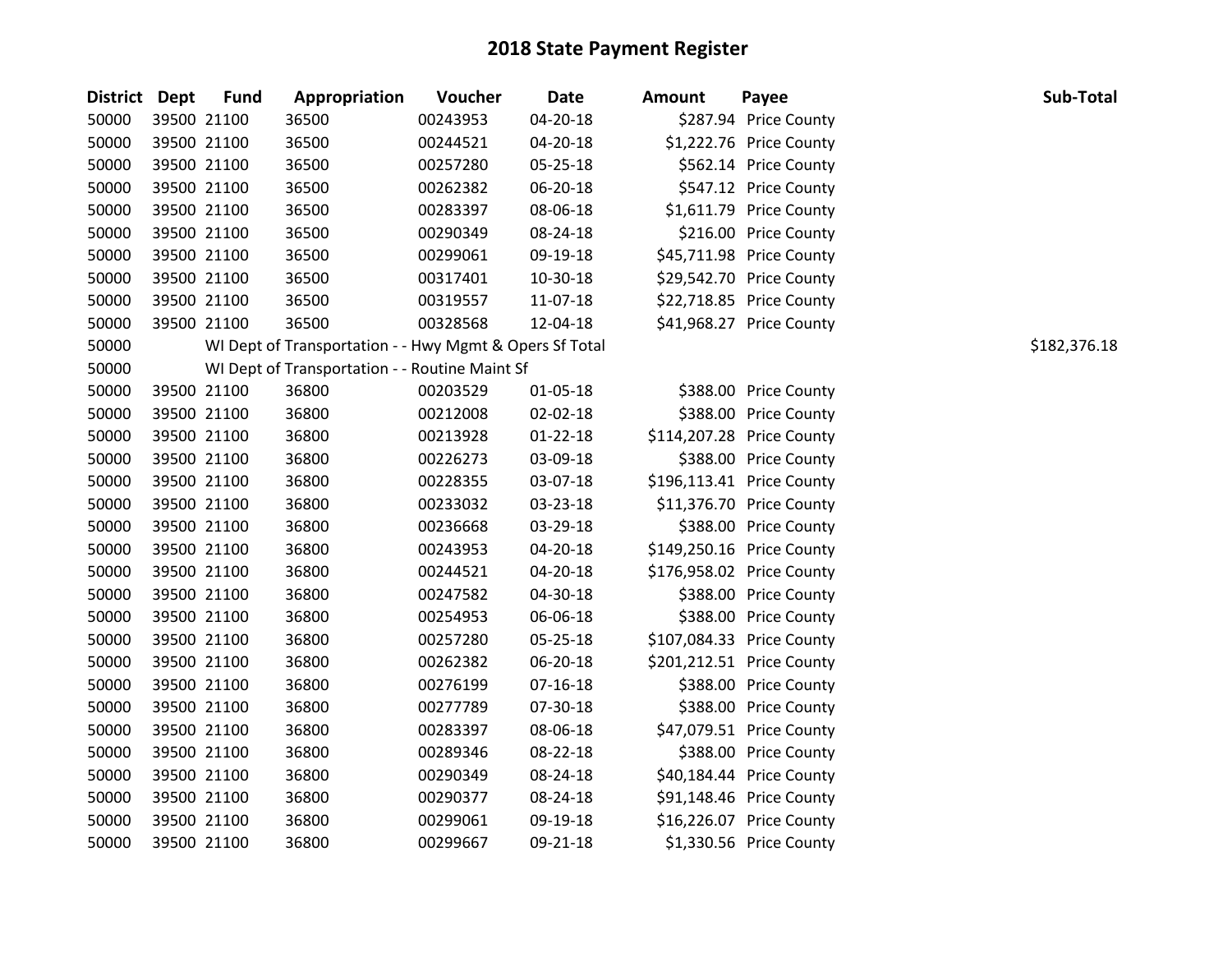# 2018 State Payment Register

| District | Dept | Fund | Appropriation | Voucher | Date | Amount | Payee | Sub-Total |
|---|---|---|---|---|---|---|---|---|
| 50000 | 39500 | 21100 | 36500 | 00243953 | 04-20-18 | $287.94 | Price County | |
| 50000 | 39500 | 21100 | 36500 | 00244521 | 04-20-18 | $1,222.76 | Price County | |
| 50000 | 39500 | 21100 | 36500 | 00257280 | 05-25-18 | $562.14 | Price County | |
| 50000 | 39500 | 21100 | 36500 | 00262382 | 06-20-18 | $547.12 | Price County | |
| 50000 | 39500 | 21100 | 36500 | 00283397 | 08-06-18 | $1,611.79 | Price County | |
| 50000 | 39500 | 21100 | 36500 | 00290349 | 08-24-18 | $216.00 | Price County | |
| 50000 | 39500 | 21100 | 36500 | 00299061 | 09-19-18 | $45,711.98 | Price County | |
| 50000 | 39500 | 21100 | 36500 | 00317401 | 10-30-18 | $29,542.70 | Price County | |
| 50000 | 39500 | 21100 | 36500 | 00319557 | 11-07-18 | $22,718.85 | Price County | |
| 50000 | 39500 | 21100 | 36500 | 00328568 | 12-04-18 | $41,968.27 | Price County | |
| 50000 | | WI Dept of Transportation - - Hwy Mgmt & Opers Sf Total | | | | | | $182,376.18 |
| 50000 | | WI Dept of Transportation - - Routine Maint Sf | | | | | | |
| 50000 | 39500 | 21100 | 36800 | 00203529 | 01-05-18 | $388.00 | Price County | |
| 50000 | 39500 | 21100 | 36800 | 00212008 | 02-02-18 | $388.00 | Price County | |
| 50000 | 39500 | 21100 | 36800 | 00213928 | 01-22-18 | $114,207.28 | Price County | |
| 50000 | 39500 | 21100 | 36800 | 00226273 | 03-09-18 | $388.00 | Price County | |
| 50000 | 39500 | 21100 | 36800 | 00228355 | 03-07-18 | $196,113.41 | Price County | |
| 50000 | 39500 | 21100 | 36800 | 00233032 | 03-23-18 | $11,376.70 | Price County | |
| 50000 | 39500 | 21100 | 36800 | 00236668 | 03-29-18 | $388.00 | Price County | |
| 50000 | 39500 | 21100 | 36800 | 00243953 | 04-20-18 | $149,250.16 | Price County | |
| 50000 | 39500 | 21100 | 36800 | 00244521 | 04-20-18 | $176,958.02 | Price County | |
| 50000 | 39500 | 21100 | 36800 | 00247582 | 04-30-18 | $388.00 | Price County | |
| 50000 | 39500 | 21100 | 36800 | 00254953 | 06-06-18 | $388.00 | Price County | |
| 50000 | 39500 | 21100 | 36800 | 00257280 | 05-25-18 | $107,084.33 | Price County | |
| 50000 | 39500 | 21100 | 36800 | 00262382 | 06-20-18 | $201,212.51 | Price County | |
| 50000 | 39500 | 21100 | 36800 | 00276199 | 07-16-18 | $388.00 | Price County | |
| 50000 | 39500 | 21100 | 36800 | 00277789 | 07-30-18 | $388.00 | Price County | |
| 50000 | 39500 | 21100 | 36800 | 00283397 | 08-06-18 | $47,079.51 | Price County | |
| 50000 | 39500 | 21100 | 36800 | 00289346 | 08-22-18 | $388.00 | Price County | |
| 50000 | 39500 | 21100 | 36800 | 00290349 | 08-24-18 | $40,184.44 | Price County | |
| 50000 | 39500 | 21100 | 36800 | 00290377 | 08-24-18 | $91,148.46 | Price County | |
| 50000 | 39500 | 21100 | 36800 | 00299061 | 09-19-18 | $16,226.07 | Price County | |
| 50000 | 39500 | 21100 | 36800 | 00299667 | 09-21-18 | $1,330.56 | Price County | |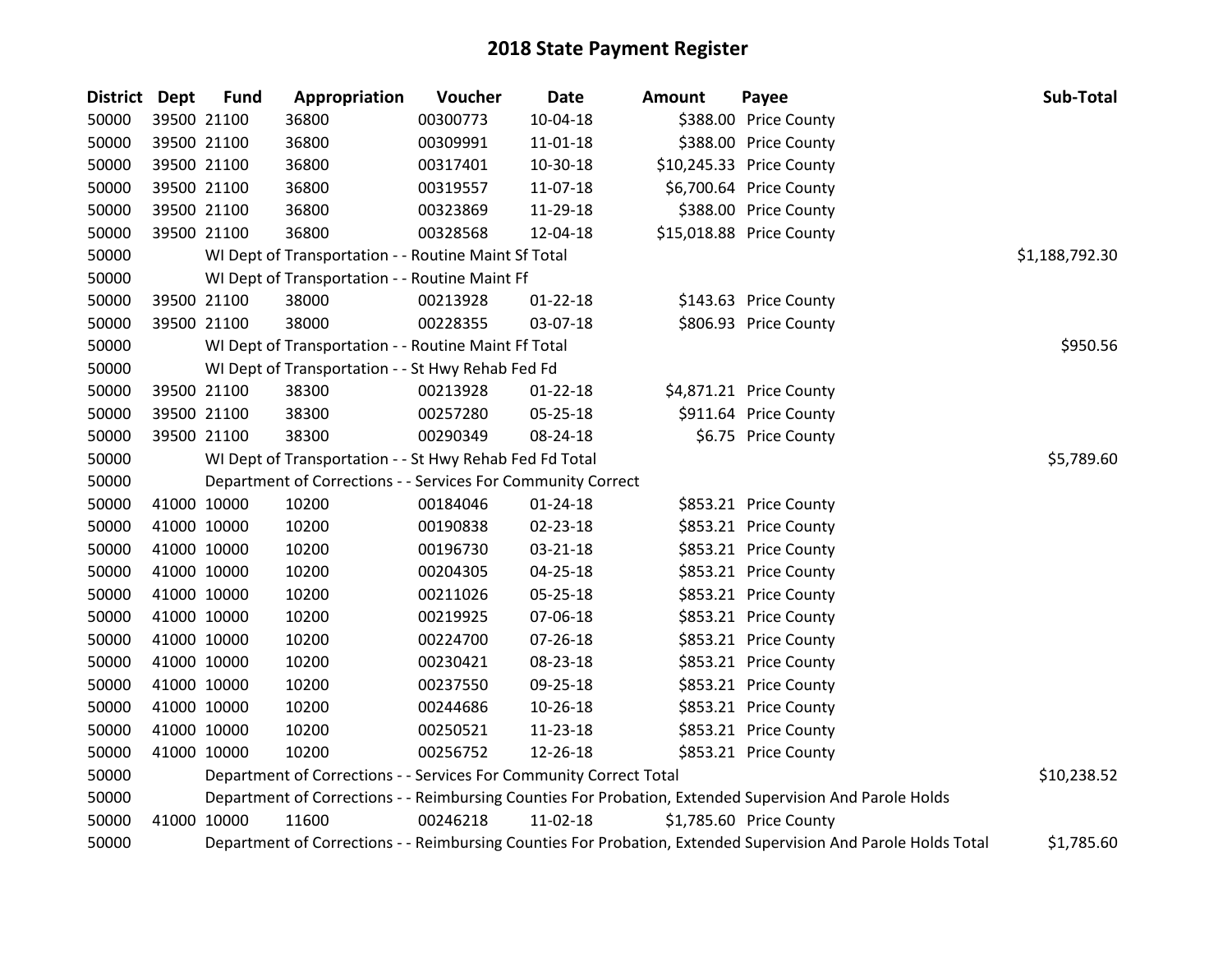## 2018 State Payment Register

| District | Dept | Fund | Appropriation | Voucher | Date | Amount | Payee | Sub-Total |
|---|---|---|---|---|---|---|---|---|
| 50000 | 39500 | 21100 | 36800 | 00300773 | 10-04-18 | $388.00 | Price County | |
| 50000 | 39500 | 21100 | 36800 | 00309991 | 11-01-18 | $388.00 | Price County | |
| 50000 | 39500 | 21100 | 36800 | 00317401 | 10-30-18 | $10,245.33 | Price County | |
| 50000 | 39500 | 21100 | 36800 | 00319557 | 11-07-18 | $6,700.64 | Price County | |
| 50000 | 39500 | 21100 | 36800 | 00323869 | 11-29-18 | $388.00 | Price County | |
| 50000 | 39500 | 21100 | 36800 | 00328568 | 12-04-18 | $15,018.88 | Price County | |
| 50000 | | WI Dept of Transportation - - Routine Maint Sf Total | | | | | | $1,188,792.30 |
| 50000 | | WI Dept of Transportation - - Routine Maint Ff | | | | | | |
| 50000 | 39500 | 21100 | 38000 | 00213928 | 01-22-18 | $143.63 | Price County | |
| 50000 | 39500 | 21100 | 38000 | 00228355 | 03-07-18 | $806.93 | Price County | |
| 50000 | | WI Dept of Transportation - - Routine Maint Ff Total | | | | | | $950.56 |
| 50000 | | WI Dept of Transportation - - St Hwy Rehab Fed Fd | | | | | | |
| 50000 | 39500 | 21100 | 38300 | 00213928 | 01-22-18 | $4,871.21 | Price County | |
| 50000 | 39500 | 21100 | 38300 | 00257280 | 05-25-18 | $911.64 | Price County | |
| 50000 | 39500 | 21100 | 38300 | 00290349 | 08-24-18 | $6.75 | Price County | |
| 50000 | | WI Dept of Transportation - - St Hwy Rehab Fed Fd Total | | | | | | $5,789.60 |
| 50000 | | Department of Corrections - - Services For Community Correct | | | | | | |
| 50000 | 41000 | 10000 | 10200 | 00184046 | 01-24-18 | $853.21 | Price County | |
| 50000 | 41000 | 10000 | 10200 | 00190838 | 02-23-18 | $853.21 | Price County | |
| 50000 | 41000 | 10000 | 10200 | 00196730 | 03-21-18 | $853.21 | Price County | |
| 50000 | 41000 | 10000 | 10200 | 00204305 | 04-25-18 | $853.21 | Price County | |
| 50000 | 41000 | 10000 | 10200 | 00211026 | 05-25-18 | $853.21 | Price County | |
| 50000 | 41000 | 10000 | 10200 | 00219925 | 07-06-18 | $853.21 | Price County | |
| 50000 | 41000 | 10000 | 10200 | 00224700 | 07-26-18 | $853.21 | Price County | |
| 50000 | 41000 | 10000 | 10200 | 00230421 | 08-23-18 | $853.21 | Price County | |
| 50000 | 41000 | 10000 | 10200 | 00237550 | 09-25-18 | $853.21 | Price County | |
| 50000 | 41000 | 10000 | 10200 | 00244686 | 10-26-18 | $853.21 | Price County | |
| 50000 | 41000 | 10000 | 10200 | 00250521 | 11-23-18 | $853.21 | Price County | |
| 50000 | 41000 | 10000 | 10200 | 00256752 | 12-26-18 | $853.21 | Price County | |
| 50000 | | Department of Corrections - - Services For Community Correct Total | | | | | | $10,238.52 |
| 50000 | | Department of Corrections - - Reimbursing Counties For Probation, Extended Supervision And Parole Holds | | | | | | |
| 50000 | 41000 | 10000 | 11600 | 00246218 | 11-02-18 | $1,785.60 | Price County | |
| 50000 | | Department of Corrections - - Reimbursing Counties For Probation, Extended Supervision And Parole Holds Total | | | | | | $1,785.60 |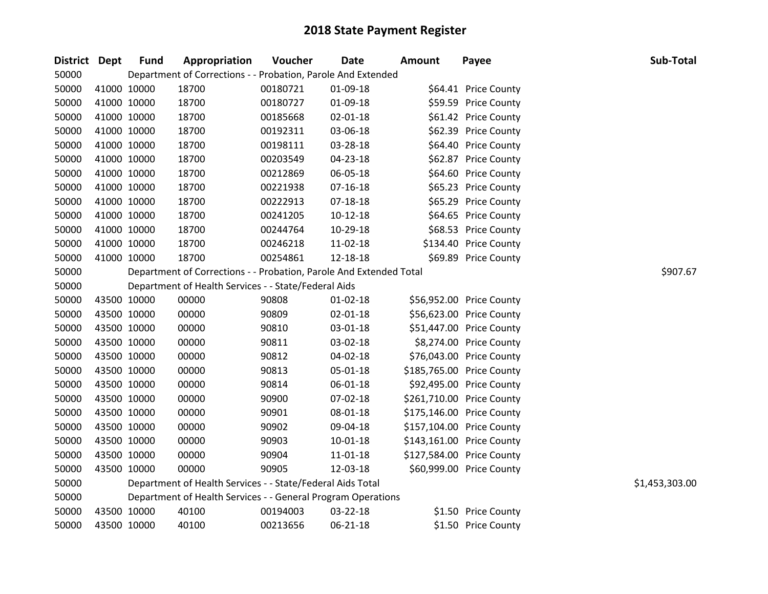# 2018 State Payment Register

| District | Dept | Fund | Appropriation | Voucher | Date | Amount | Payee | Sub-Total |
|---|---|---|---|---|---|---|---|---|
| 50000 | | Department of Corrections - - Probation, Parole And Extended | | | | | | |
| 50000 | 41000 | 10000 | 18700 | 00180721 | 01-09-18 | $64.41 | Price County | |
| 50000 | 41000 | 10000 | 18700 | 00180727 | 01-09-18 | $59.59 | Price County | |
| 50000 | 41000 | 10000 | 18700 | 00185668 | 02-01-18 | $61.42 | Price County | |
| 50000 | 41000 | 10000 | 18700 | 00192311 | 03-06-18 | $62.39 | Price County | |
| 50000 | 41000 | 10000 | 18700 | 00198111 | 03-28-18 | $64.40 | Price County | |
| 50000 | 41000 | 10000 | 18700 | 00203549 | 04-23-18 | $62.87 | Price County | |
| 50000 | 41000 | 10000 | 18700 | 00212869 | 06-05-18 | $64.60 | Price County | |
| 50000 | 41000 | 10000 | 18700 | 00221938 | 07-16-18 | $65.23 | Price County | |
| 50000 | 41000 | 10000 | 18700 | 00222913 | 07-18-18 | $65.29 | Price County | |
| 50000 | 41000 | 10000 | 18700 | 00241205 | 10-12-18 | $64.65 | Price County | |
| 50000 | 41000 | 10000 | 18700 | 00244764 | 10-29-18 | $68.53 | Price County | |
| 50000 | 41000 | 10000 | 18700 | 00246218 | 11-02-18 | $134.40 | Price County | |
| 50000 | 41000 | 10000 | 18700 | 00254861 | 12-18-18 | $69.89 | Price County | |
| 50000 | | Department of Corrections - - Probation, Parole And Extended Total | | | | | | $907.67 |
| 50000 | | Department of Health Services - - State/Federal Aids | | | | | | |
| 50000 | 43500 | 10000 | 00000 | 90808 | 01-02-18 | $56,952.00 | Price County | |
| 50000 | 43500 | 10000 | 00000 | 90809 | 02-01-18 | $56,623.00 | Price County | |
| 50000 | 43500 | 10000 | 00000 | 90810 | 03-01-18 | $51,447.00 | Price County | |
| 50000 | 43500 | 10000 | 00000 | 90811 | 03-02-18 | $8,274.00 | Price County | |
| 50000 | 43500 | 10000 | 00000 | 90812 | 04-02-18 | $76,043.00 | Price County | |
| 50000 | 43500 | 10000 | 00000 | 90813 | 05-01-18 | $185,765.00 | Price County | |
| 50000 | 43500 | 10000 | 00000 | 90814 | 06-01-18 | $92,495.00 | Price County | |
| 50000 | 43500 | 10000 | 00000 | 90900 | 07-02-18 | $261,710.00 | Price County | |
| 50000 | 43500 | 10000 | 00000 | 90901 | 08-01-18 | $175,146.00 | Price County | |
| 50000 | 43500 | 10000 | 00000 | 90902 | 09-04-18 | $157,104.00 | Price County | |
| 50000 | 43500 | 10000 | 00000 | 90903 | 10-01-18 | $143,161.00 | Price County | |
| 50000 | 43500 | 10000 | 00000 | 90904 | 11-01-18 | $127,584.00 | Price County | |
| 50000 | 43500 | 10000 | 00000 | 90905 | 12-03-18 | $60,999.00 | Price County | |
| 50000 | | Department of Health Services - - State/Federal Aids Total | | | | | | $1,453,303.00 |
| 50000 | | Department of Health Services - - General Program Operations | | | | | | |
| 50000 | 43500 | 10000 | 40100 | 00194003 | 03-22-18 | $1.50 | Price County | |
| 50000 | 43500 | 10000 | 40100 | 00213656 | 06-21-18 | $1.50 | Price County | |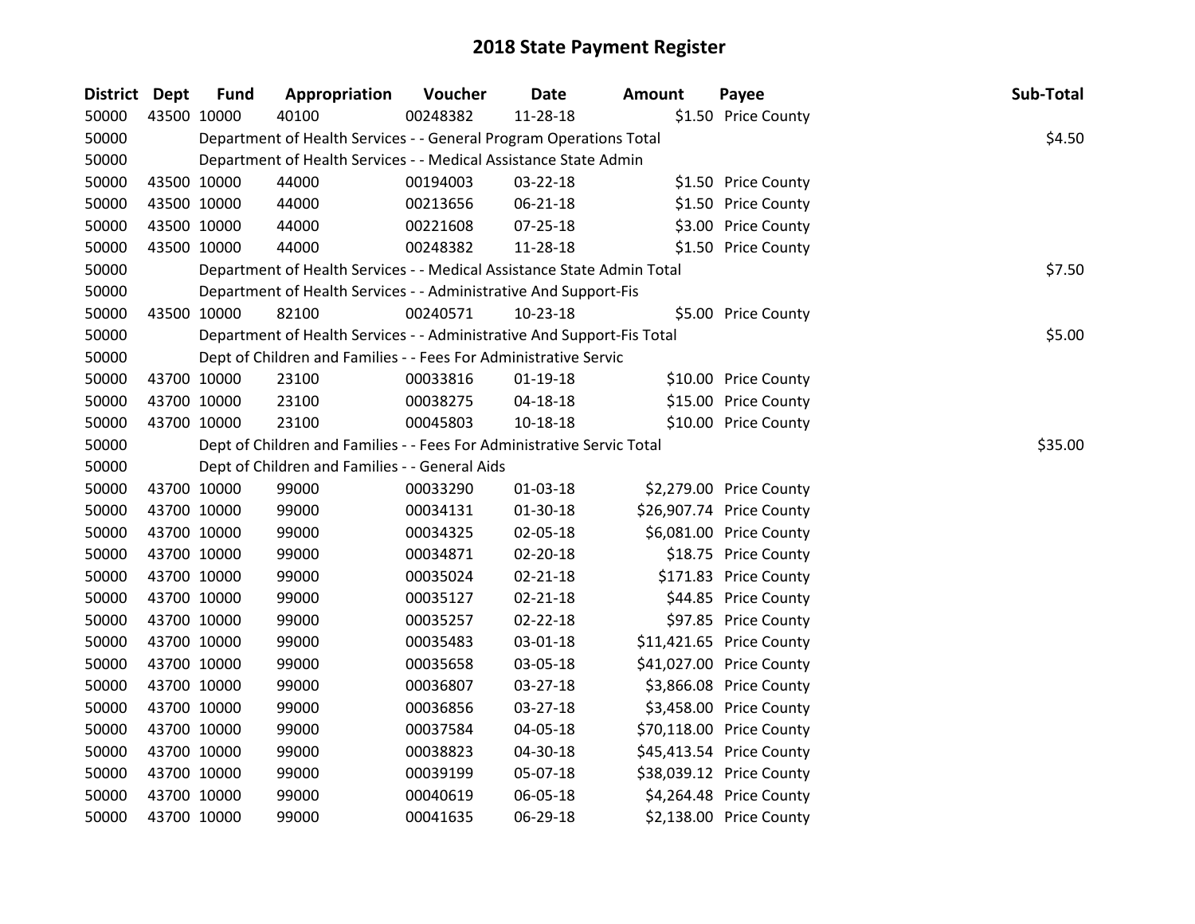# 2018 State Payment Register

| District | Dept | Fund | Appropriation | Voucher | Date | Amount | Payee | Sub-Total |
|---|---|---|---|---|---|---|---|---|
| 50000 | 43500 | 10000 | 40100 | 00248382 | 11-28-18 | $1.50 | Price County | |
| 50000 | | Department of Health Services - - General Program Operations Total | | | | | | $4.50 |
| 50000 | | Department of Health Services - - Medical Assistance State Admin | | | | | | |
| 50000 | 43500 | 10000 | 44000 | 00194003 | 03-22-18 | $1.50 | Price County | |
| 50000 | 43500 | 10000 | 44000 | 00213656 | 06-21-18 | $1.50 | Price County | |
| 50000 | 43500 | 10000 | 44000 | 00221608 | 07-25-18 | $3.00 | Price County | |
| 50000 | 43500 | 10000 | 44000 | 00248382 | 11-28-18 | $1.50 | Price County | |
| 50000 | | Department of Health Services - - Medical Assistance State Admin Total | | | | | | $7.50 |
| 50000 | | Department of Health Services - - Administrative And Support-Fis | | | | | | |
| 50000 | 43500 | 10000 | 82100 | 00240571 | 10-23-18 | $5.00 | Price County | |
| 50000 | | Department of Health Services - - Administrative And Support-Fis Total | | | | | | $5.00 |
| 50000 | | Dept of Children and Families - - Fees For Administrative Servic | | | | | | |
| 50000 | 43700 | 10000 | 23100 | 00033816 | 01-19-18 | $10.00 | Price County | |
| 50000 | 43700 | 10000 | 23100 | 00038275 | 04-18-18 | $15.00 | Price County | |
| 50000 | 43700 | 10000 | 23100 | 00045803 | 10-18-18 | $10.00 | Price County | |
| 50000 | | Dept of Children and Families - - Fees For Administrative Servic Total | | | | | | $35.00 |
| 50000 | | Dept of Children and Families - - General Aids | | | | | | |
| 50000 | 43700 | 10000 | 99000 | 00033290 | 01-03-18 | $2,279.00 | Price County | |
| 50000 | 43700 | 10000 | 99000 | 00034131 | 01-30-18 | $26,907.74 | Price County | |
| 50000 | 43700 | 10000 | 99000 | 00034325 | 02-05-18 | $6,081.00 | Price County | |
| 50000 | 43700 | 10000 | 99000 | 00034871 | 02-20-18 | $18.75 | Price County | |
| 50000 | 43700 | 10000 | 99000 | 00035024 | 02-21-18 | $171.83 | Price County | |
| 50000 | 43700 | 10000 | 99000 | 00035127 | 02-21-18 | $44.85 | Price County | |
| 50000 | 43700 | 10000 | 99000 | 00035257 | 02-22-18 | $97.85 | Price County | |
| 50000 | 43700 | 10000 | 99000 | 00035483 | 03-01-18 | $11,421.65 | Price County | |
| 50000 | 43700 | 10000 | 99000 | 00035658 | 03-05-18 | $41,027.00 | Price County | |
| 50000 | 43700 | 10000 | 99000 | 00036807 | 03-27-18 | $3,866.08 | Price County | |
| 50000 | 43700 | 10000 | 99000 | 00036856 | 03-27-18 | $3,458.00 | Price County | |
| 50000 | 43700 | 10000 | 99000 | 00037584 | 04-05-18 | $70,118.00 | Price County | |
| 50000 | 43700 | 10000 | 99000 | 00038823 | 04-30-18 | $45,413.54 | Price County | |
| 50000 | 43700 | 10000 | 99000 | 00039199 | 05-07-18 | $38,039.12 | Price County | |
| 50000 | 43700 | 10000 | 99000 | 00040619 | 06-05-18 | $4,264.48 | Price County | |
| 50000 | 43700 | 10000 | 99000 | 00041635 | 06-29-18 | $2,138.00 | Price County | |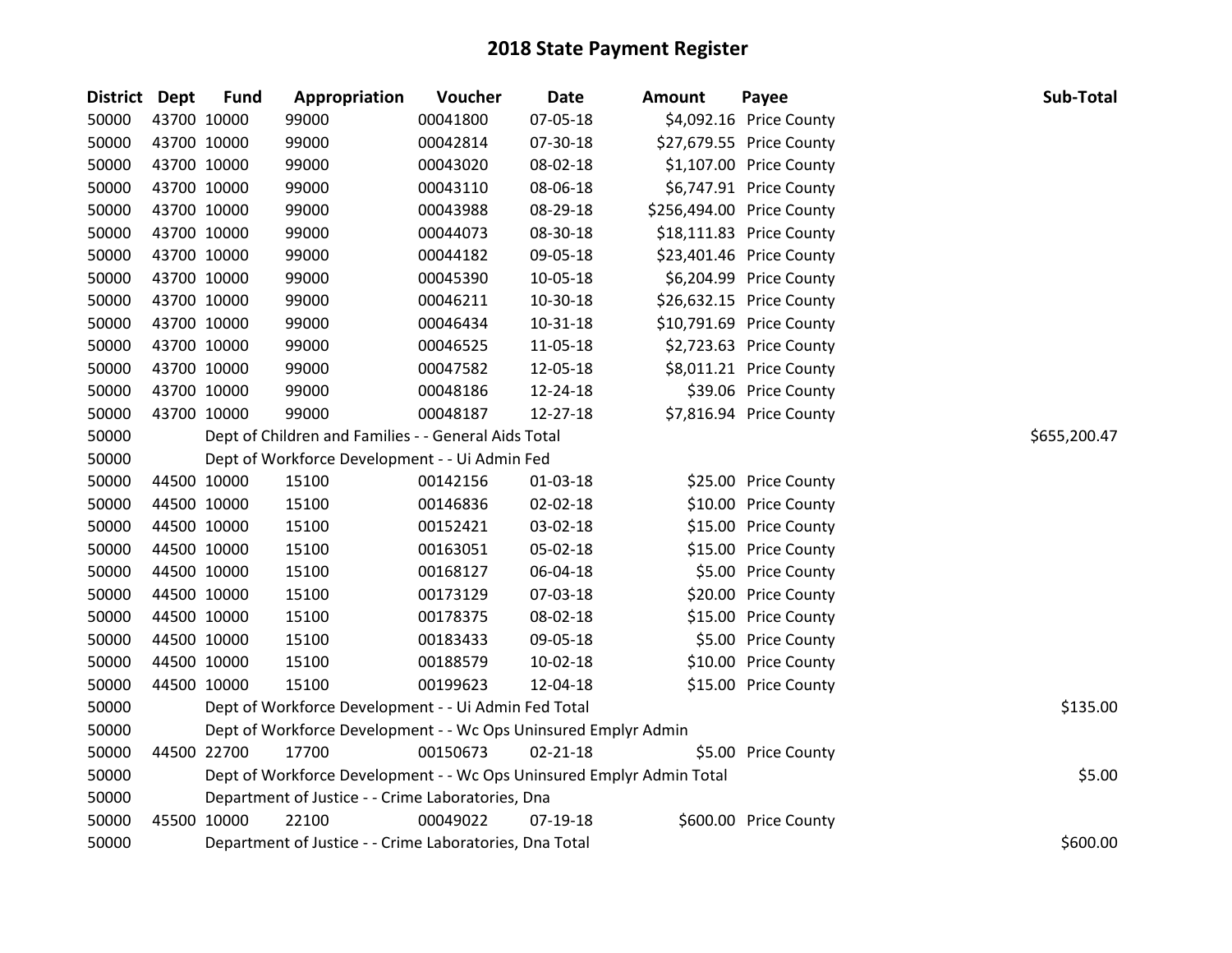# 2018 State Payment Register

| District | Dept | Fund | Appropriation | Voucher | Date | Amount | Payee | Sub-Total |
|---|---|---|---|---|---|---|---|---|
| 50000 | 43700 | 10000 | 99000 | 00041800 | 07-05-18 | $4,092.16 | Price County | |
| 50000 | 43700 | 10000 | 99000 | 00042814 | 07-30-18 | $27,679.55 | Price County | |
| 50000 | 43700 | 10000 | 99000 | 00043020 | 08-02-18 | $1,107.00 | Price County | |
| 50000 | 43700 | 10000 | 99000 | 00043110 | 08-06-18 | $6,747.91 | Price County | |
| 50000 | 43700 | 10000 | 99000 | 00043988 | 08-29-18 | $256,494.00 | Price County | |
| 50000 | 43700 | 10000 | 99000 | 00044073 | 08-30-18 | $18,111.83 | Price County | |
| 50000 | 43700 | 10000 | 99000 | 00044182 | 09-05-18 | $23,401.46 | Price County | |
| 50000 | 43700 | 10000 | 99000 | 00045390 | 10-05-18 | $6,204.99 | Price County | |
| 50000 | 43700 | 10000 | 99000 | 00046211 | 10-30-18 | $26,632.15 | Price County | |
| 50000 | 43700 | 10000 | 99000 | 00046434 | 10-31-18 | $10,791.69 | Price County | |
| 50000 | 43700 | 10000 | 99000 | 00046525 | 11-05-18 | $2,723.63 | Price County | |
| 50000 | 43700 | 10000 | 99000 | 00047582 | 12-05-18 | $8,011.21 | Price County | |
| 50000 | 43700 | 10000 | 99000 | 00048186 | 12-24-18 | $39.06 | Price County | |
| 50000 | 43700 | 10000 | 99000 | 00048187 | 12-27-18 | $7,816.94 | Price County | |
| 50000 | | Dept of Children and Families - - General Aids Total | | | | | | $655,200.47 |
| 50000 | | Dept of Workforce Development - - Ui Admin Fed | | | | | | |
| 50000 | 44500 | 10000 | 15100 | 00142156 | 01-03-18 | $25.00 | Price County | |
| 50000 | 44500 | 10000 | 15100 | 00146836 | 02-02-18 | $10.00 | Price County | |
| 50000 | 44500 | 10000 | 15100 | 00152421 | 03-02-18 | $15.00 | Price County | |
| 50000 | 44500 | 10000 | 15100 | 00163051 | 05-02-18 | $15.00 | Price County | |
| 50000 | 44500 | 10000 | 15100 | 00168127 | 06-04-18 | $5.00 | Price County | |
| 50000 | 44500 | 10000 | 15100 | 00173129 | 07-03-18 | $20.00 | Price County | |
| 50000 | 44500 | 10000 | 15100 | 00178375 | 08-02-18 | $15.00 | Price County | |
| 50000 | 44500 | 10000 | 15100 | 00183433 | 09-05-18 | $5.00 | Price County | |
| 50000 | 44500 | 10000 | 15100 | 00188579 | 10-02-18 | $10.00 | Price County | |
| 50000 | 44500 | 10000 | 15100 | 00199623 | 12-04-18 | $15.00 | Price County | |
| 50000 | | Dept of Workforce Development - - Ui Admin Fed Total | | | | | | $135.00 |
| 50000 | | Dept of Workforce Development - - Wc Ops Uninsured Emplyr Admin | | | | | | |
| 50000 | 44500 | 22700 | 17700 | 00150673 | 02-21-18 | $5.00 | Price County | |
| 50000 | | Dept of Workforce Development - - Wc Ops Uninsured Emplyr Admin Total | | | | | | $5.00 |
| 50000 | | Department of Justice - - Crime Laboratories, Dna | | | | | | |
| 50000 | 45500 | 10000 | 22100 | 00049022 | 07-19-18 | $600.00 | Price County | |
| 50000 | | Department of Justice - - Crime Laboratories, Dna Total | | | | | | $600.00 |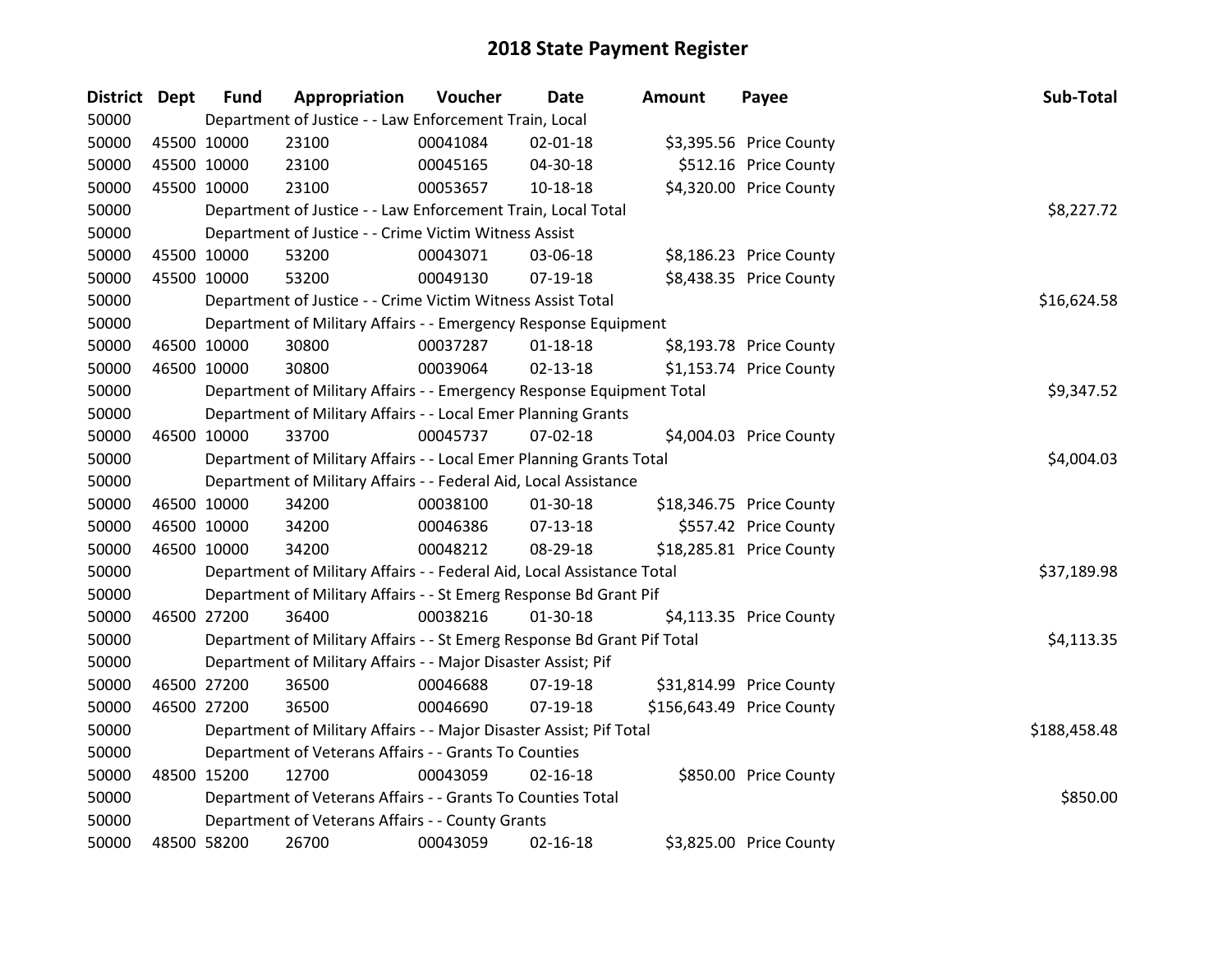# 2018 State Payment Register

| District | Dept | Fund | Appropriation | Voucher | Date | Amount | Payee | Sub-Total |
|---|---|---|---|---|---|---|---|---|
| 50000 | | Department of Justice - - Law Enforcement Train, Local | | | | | | |
| 50000 | 45500 | 10000 | 23100 | 00041084 | 02-01-18 | $3,395.56 | Price County | |
| 50000 | 45500 | 10000 | 23100 | 00045165 | 04-30-18 | $512.16 | Price County | |
| 50000 | 45500 | 10000 | 23100 | 00053657 | 10-18-18 | $4,320.00 | Price County | |
| 50000 | | Department of Justice - - Law Enforcement Train, Local Total | | | | | | $8,227.72 |
| 50000 | | Department of Justice - - Crime Victim Witness Assist | | | | | | |
| 50000 | 45500 | 10000 | 53200 | 00043071 | 03-06-18 | $8,186.23 | Price County | |
| 50000 | 45500 | 10000 | 53200 | 00049130 | 07-19-18 | $8,438.35 | Price County | |
| 50000 | | Department of Justice - - Crime Victim Witness Assist Total | | | | | | $16,624.58 |
| 50000 | | Department of Military Affairs - - Emergency Response Equipment | | | | | | |
| 50000 | 46500 | 10000 | 30800 | 00037287 | 01-18-18 | $8,193.78 | Price County | |
| 50000 | 46500 | 10000 | 30800 | 00039064 | 02-13-18 | $1,153.74 | Price County | |
| 50000 | | Department of Military Affairs - - Emergency Response Equipment Total | | | | | | $9,347.52 |
| 50000 | | Department of Military Affairs - - Local Emer Planning Grants | | | | | | |
| 50000 | 46500 | 10000 | 33700 | 00045737 | 07-02-18 | $4,004.03 | Price County | |
| 50000 | | Department of Military Affairs - - Local Emer Planning Grants Total | | | | | | $4,004.03 |
| 50000 | | Department of Military Affairs - - Federal Aid, Local Assistance | | | | | | |
| 50000 | 46500 | 10000 | 34200 | 00038100 | 01-30-18 | $18,346.75 | Price County | |
| 50000 | 46500 | 10000 | 34200 | 00046386 | 07-13-18 | $557.42 | Price County | |
| 50000 | 46500 | 10000 | 34200 | 00048212 | 08-29-18 | $18,285.81 | Price County | |
| 50000 | | Department of Military Affairs - - Federal Aid, Local Assistance Total | | | | | | $37,189.98 |
| 50000 | | Department of Military Affairs - - St Emerg Response Bd Grant Pif | | | | | | |
| 50000 | 46500 | 27200 | 36400 | 00038216 | 01-30-18 | $4,113.35 | Price County | |
| 50000 | | Department of Military Affairs - - St Emerg Response Bd Grant Pif Total | | | | | | $4,113.35 |
| 50000 | | Department of Military Affairs - - Major Disaster Assist; Pif | | | | | | |
| 50000 | 46500 | 27200 | 36500 | 00046688 | 07-19-18 | $31,814.99 | Price County | |
| 50000 | 46500 | 27200 | 36500 | 00046690 | 07-19-18 | $156,643.49 | Price County | |
| 50000 | | Department of Military Affairs - - Major Disaster Assist; Pif Total | | | | | | $188,458.48 |
| 50000 | | Department of Veterans Affairs - - Grants To Counties | | | | | | |
| 50000 | 48500 | 15200 | 12700 | 00043059 | 02-16-18 | $850.00 | Price County | |
| 50000 | | Department of Veterans Affairs - - Grants To Counties Total | | | | | | $850.00 |
| 50000 | | Department of Veterans Affairs - - County Grants | | | | | | |
| 50000 | 48500 | 58200 | 26700 | 00043059 | 02-16-18 | $3,825.00 | Price County | |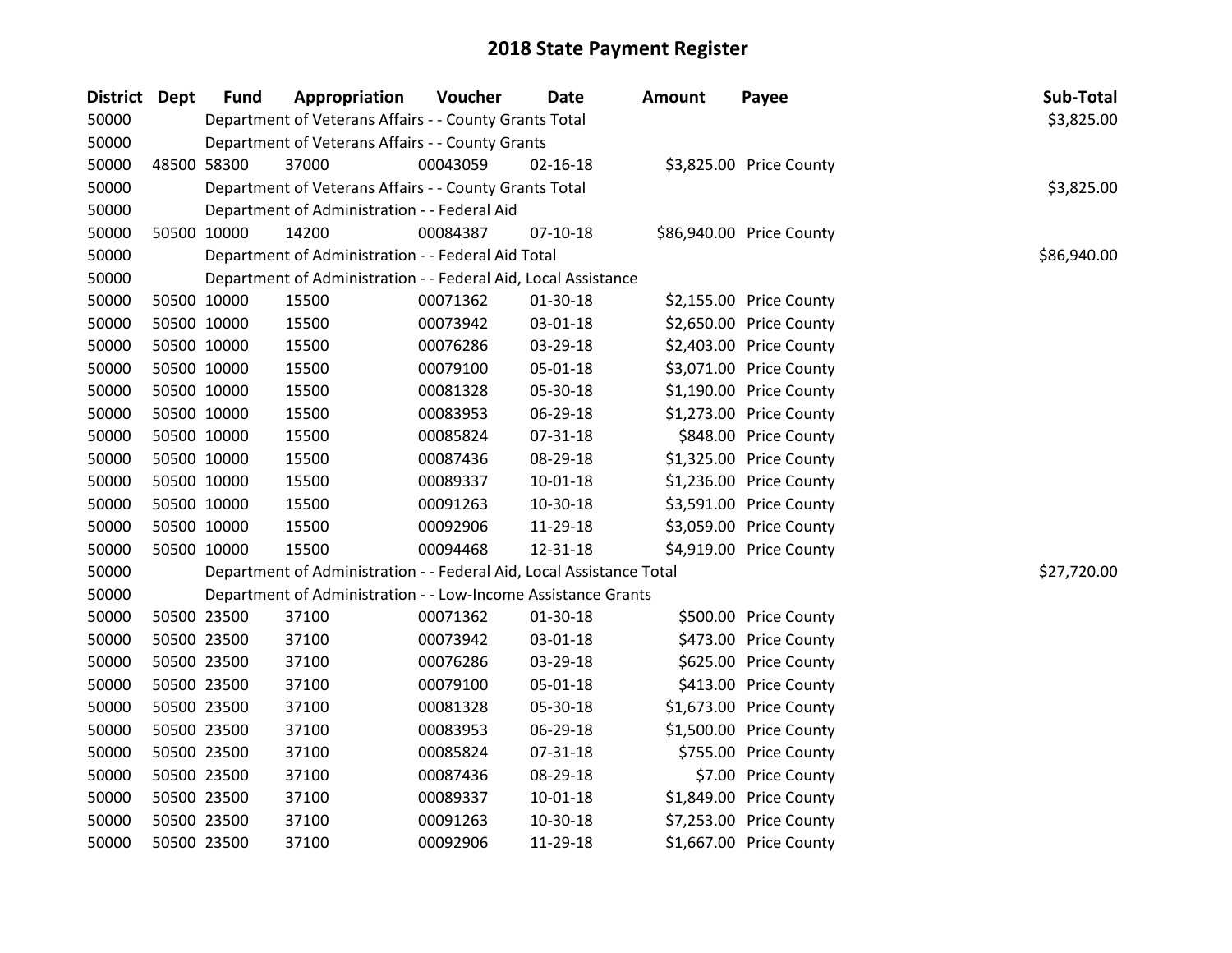# 2018 State Payment Register

| District | Dept | Fund | Appropriation | Voucher | Date | Amount | Payee | Sub-Total |
|---|---|---|---|---|---|---|---|---|
| 50000 | | Department of Veterans Affairs - - County Grants Total | | | | | | $3,825.00 |
| 50000 | | Department of Veterans Affairs - - County Grants | | | | | | |
| 50000 | 48500 | 58300 | 37000 | 00043059 | 02-16-18 | $3,825.00 | Price County | |
| 50000 | | Department of Veterans Affairs - - County Grants Total | | | | | | $3,825.00 |
| 50000 | | Department of Administration - - Federal Aid | | | | | | |
| 50000 | 50500 | 10000 | 14200 | 00084387 | 07-10-18 | $86,940.00 | Price County | |
| 50000 | | Department of Administration - - Federal Aid Total | | | | | | $86,940.00 |
| 50000 | | Department of Administration - - Federal Aid, Local Assistance | | | | | | |
| 50000 | 50500 | 10000 | 15500 | 00071362 | 01-30-18 | $2,155.00 | Price County | |
| 50000 | 50500 | 10000 | 15500 | 00073942 | 03-01-18 | $2,650.00 | Price County | |
| 50000 | 50500 | 10000 | 15500 | 00076286 | 03-29-18 | $2,403.00 | Price County | |
| 50000 | 50500 | 10000 | 15500 | 00079100 | 05-01-18 | $3,071.00 | Price County | |
| 50000 | 50500 | 10000 | 15500 | 00081328 | 05-30-18 | $1,190.00 | Price County | |
| 50000 | 50500 | 10000 | 15500 | 00083953 | 06-29-18 | $1,273.00 | Price County | |
| 50000 | 50500 | 10000 | 15500 | 00085824 | 07-31-18 | $848.00 | Price County | |
| 50000 | 50500 | 10000 | 15500 | 00087436 | 08-29-18 | $1,325.00 | Price County | |
| 50000 | 50500 | 10000 | 15500 | 00089337 | 10-01-18 | $1,236.00 | Price County | |
| 50000 | 50500 | 10000 | 15500 | 00091263 | 10-30-18 | $3,591.00 | Price County | |
| 50000 | 50500 | 10000 | 15500 | 00092906 | 11-29-18 | $3,059.00 | Price County | |
| 50000 | 50500 | 10000 | 15500 | 00094468 | 12-31-18 | $4,919.00 | Price County | |
| 50000 | | Department of Administration - - Federal Aid, Local Assistance Total | | | | | | $27,720.00 |
| 50000 | | Department of Administration - - Low-Income Assistance Grants | | | | | | |
| 50000 | 50500 | 23500 | 37100 | 00071362 | 01-30-18 | $500.00 | Price County | |
| 50000 | 50500 | 23500 | 37100 | 00073942 | 03-01-18 | $473.00 | Price County | |
| 50000 | 50500 | 23500 | 37100 | 00076286 | 03-29-18 | $625.00 | Price County | |
| 50000 | 50500 | 23500 | 37100 | 00079100 | 05-01-18 | $413.00 | Price County | |
| 50000 | 50500 | 23500 | 37100 | 00081328 | 05-30-18 | $1,673.00 | Price County | |
| 50000 | 50500 | 23500 | 37100 | 00083953 | 06-29-18 | $1,500.00 | Price County | |
| 50000 | 50500 | 23500 | 37100 | 00085824 | 07-31-18 | $755.00 | Price County | |
| 50000 | 50500 | 23500 | 37100 | 00087436 | 08-29-18 | $7.00 | Price County | |
| 50000 | 50500 | 23500 | 37100 | 00089337 | 10-01-18 | $1,849.00 | Price County | |
| 50000 | 50500 | 23500 | 37100 | 00091263 | 10-30-18 | $7,253.00 | Price County | |
| 50000 | 50500 | 23500 | 37100 | 00092906 | 11-29-18 | $1,667.00 | Price County | |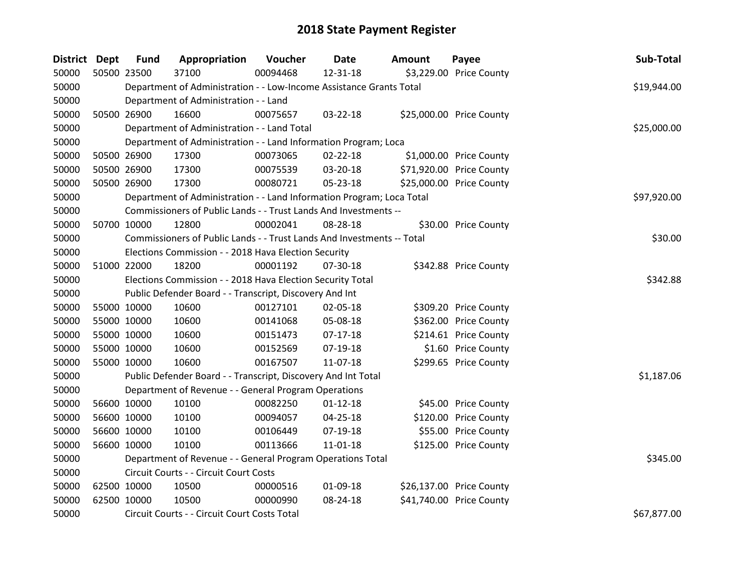# 2018 State Payment Register

| District | Dept | Fund | Appropriation | Voucher | Date | Amount | Payee | Sub-Total |
|---|---|---|---|---|---|---|---|---|
| 50000 | 50500 | 23500 | 37100 | 00094468 | 12-31-18 | $3,229.00 | Price County | |
| 50000 | | Department of Administration - - Low-Income Assistance Grants Total | | | | | | $19,944.00 |
| 50000 | | Department of Administration - - Land | | | | | | |
| 50000 | 50500 | 26900 | 16600 | 00075657 | 03-22-18 | $25,000.00 | Price County | |
| 50000 | | Department of Administration - - Land Total | | | | | | $25,000.00 |
| 50000 | | Department of Administration - - Land Information Program; Loca | | | | | | |
| 50000 | 50500 | 26900 | 17300 | 00073065 | 02-22-18 | $1,000.00 | Price County | |
| 50000 | 50500 | 26900 | 17300 | 00075539 | 03-20-18 | $71,920.00 | Price County | |
| 50000 | 50500 | 26900 | 17300 | 00080721 | 05-23-18 | $25,000.00 | Price County | |
| 50000 | | Department of Administration - - Land Information Program; Loca Total | | | | | | $97,920.00 |
| 50000 | | Commissioners of Public Lands - - Trust Lands And Investments -- | | | | | | |
| 50000 | 50700 | 10000 | 12800 | 00002041 | 08-28-18 | $30.00 | Price County | |
| 50000 | | Commissioners of Public Lands - - Trust Lands And Investments -- Total | | | | | | $30.00 |
| 50000 | | Elections Commission - - 2018 Hava Election Security | | | | | | |
| 50000 | 51000 | 22000 | 18200 | 00001192 | 07-30-18 | $342.88 | Price County | |
| 50000 | | Elections Commission - - 2018 Hava Election Security Total | | | | | | $342.88 |
| 50000 | | Public Defender Board - - Transcript, Discovery And Int | | | | | | |
| 50000 | 55000 | 10000 | 10600 | 00127101 | 02-05-18 | $309.20 | Price County | |
| 50000 | 55000 | 10000 | 10600 | 00141068 | 05-08-18 | $362.00 | Price County | |
| 50000 | 55000 | 10000 | 10600 | 00151473 | 07-17-18 | $214.61 | Price County | |
| 50000 | 55000 | 10000 | 10600 | 00152569 | 07-19-18 | $1.60 | Price County | |
| 50000 | 55000 | 10000 | 10600 | 00167507 | 11-07-18 | $299.65 | Price County | |
| 50000 | | Public Defender Board - - Transcript, Discovery And Int Total | | | | | | $1,187.06 |
| 50000 | | Department of Revenue - - General Program Operations | | | | | | |
| 50000 | 56600 | 10000 | 10100 | 00082250 | 01-12-18 | $45.00 | Price County | |
| 50000 | 56600 | 10000 | 10100 | 00094057 | 04-25-18 | $120.00 | Price County | |
| 50000 | 56600 | 10000 | 10100 | 00106449 | 07-19-18 | $55.00 | Price County | |
| 50000 | 56600 | 10000 | 10100 | 00113666 | 11-01-18 | $125.00 | Price County | |
| 50000 | | Department of Revenue - - General Program Operations Total | | | | | | $345.00 |
| 50000 | | Circuit Courts - - Circuit Court Costs | | | | | | |
| 50000 | 62500 | 10000 | 10500 | 00000516 | 01-09-18 | $26,137.00 | Price County | |
| 50000 | 62500 | 10000 | 10500 | 00000990 | 08-24-18 | $41,740.00 | Price County | |
| 50000 | | Circuit Courts - - Circuit Court Costs Total | | | | | | $67,877.00 |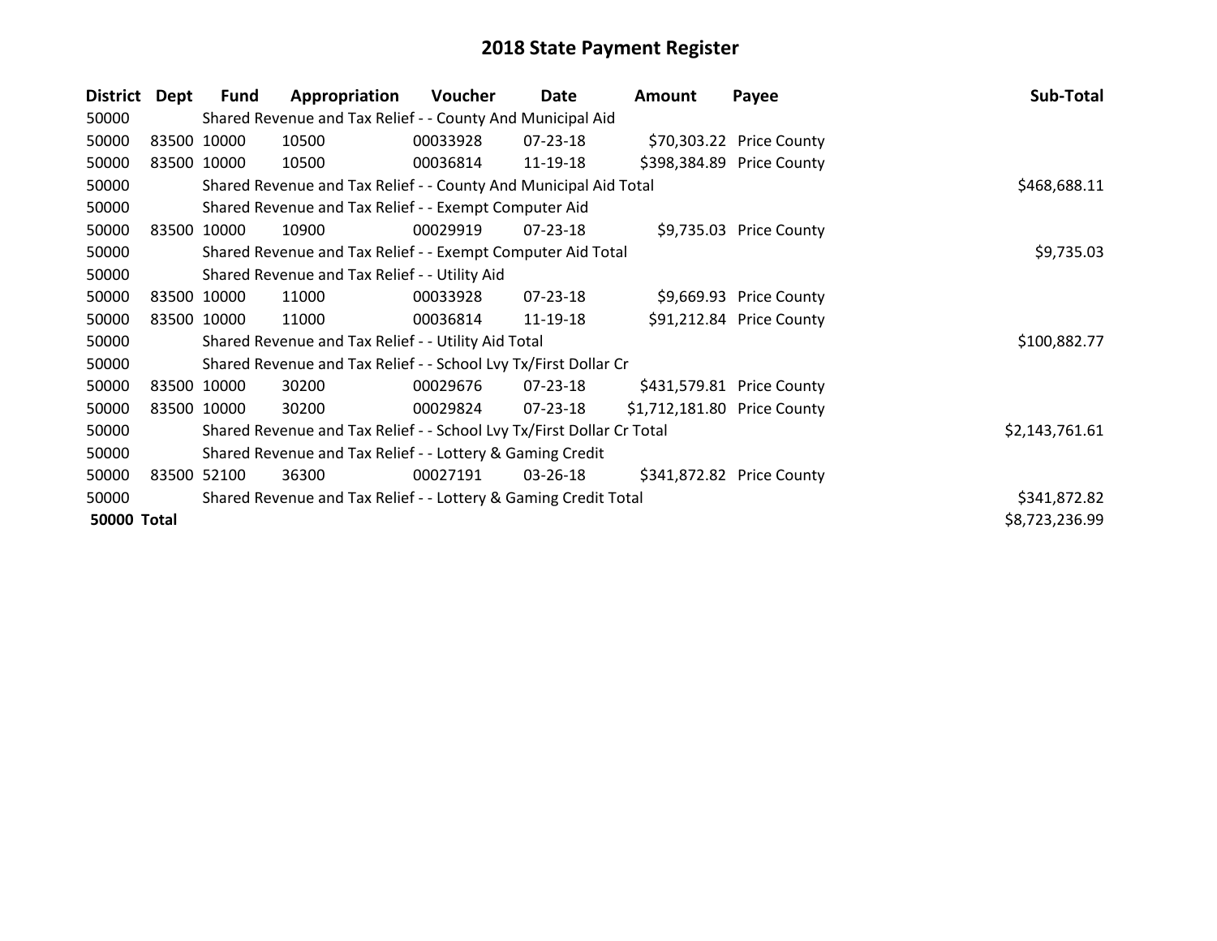# 2018 State Payment Register

| District | Dept | Fund | Appropriation | Voucher | Date | Amount | Payee | Sub-Total |
|---|---|---|---|---|---|---|---|---|
| 50000 | | Shared Revenue and Tax Relief - - County And Municipal Aid | | | | | | |
| 50000 | 83500 | 10000 | 10500 | 00033928 | 07-23-18 | $70,303.22 | Price County | |
| 50000 | 83500 | 10000 | 10500 | 00036814 | 11-19-18 | $398,384.89 | Price County | |
| 50000 | | Shared Revenue and Tax Relief - - County And Municipal Aid Total | | | | | | $468,688.11 |
| 50000 | | Shared Revenue and Tax Relief - - Exempt Computer Aid | | | | | | |
| 50000 | 83500 | 10000 | 10900 | 00029919 | 07-23-18 | $9,735.03 | Price County | |
| 50000 | | Shared Revenue and Tax Relief - - Exempt Computer Aid Total | | | | | | $9,735.03 |
| 50000 | | Shared Revenue and Tax Relief - - Utility Aid | | | | | | |
| 50000 | 83500 | 10000 | 11000 | 00033928 | 07-23-18 | $9,669.93 | Price County | |
| 50000 | 83500 | 10000 | 11000 | 00036814 | 11-19-18 | $91,212.84 | Price County | |
| 50000 | | Shared Revenue and Tax Relief - - Utility Aid Total | | | | | | $100,882.77 |
| 50000 | | Shared Revenue and Tax Relief - - School Lvy Tx/First Dollar Cr | | | | | | |
| 50000 | 83500 | 10000 | 30200 | 00029676 | 07-23-18 | $431,579.81 | Price County | |
| 50000 | 83500 | 10000 | 30200 | 00029824 | 07-23-18 | $1,712,181.80 | Price County | |
| 50000 | | Shared Revenue and Tax Relief - - School Lvy Tx/First Dollar Cr Total | | | | | | $2,143,761.61 |
| 50000 | | Shared Revenue and Tax Relief - - Lottery & Gaming Credit | | | | | | |
| 50000 | 83500 | 52100 | 36300 | 00027191 | 03-26-18 | $341,872.82 | Price County | |
| 50000 | | Shared Revenue and Tax Relief - - Lottery & Gaming Credit Total | | | | | | $341,872.82 |
| **50000 Total** | | | | | | | | $8,723,236.99 |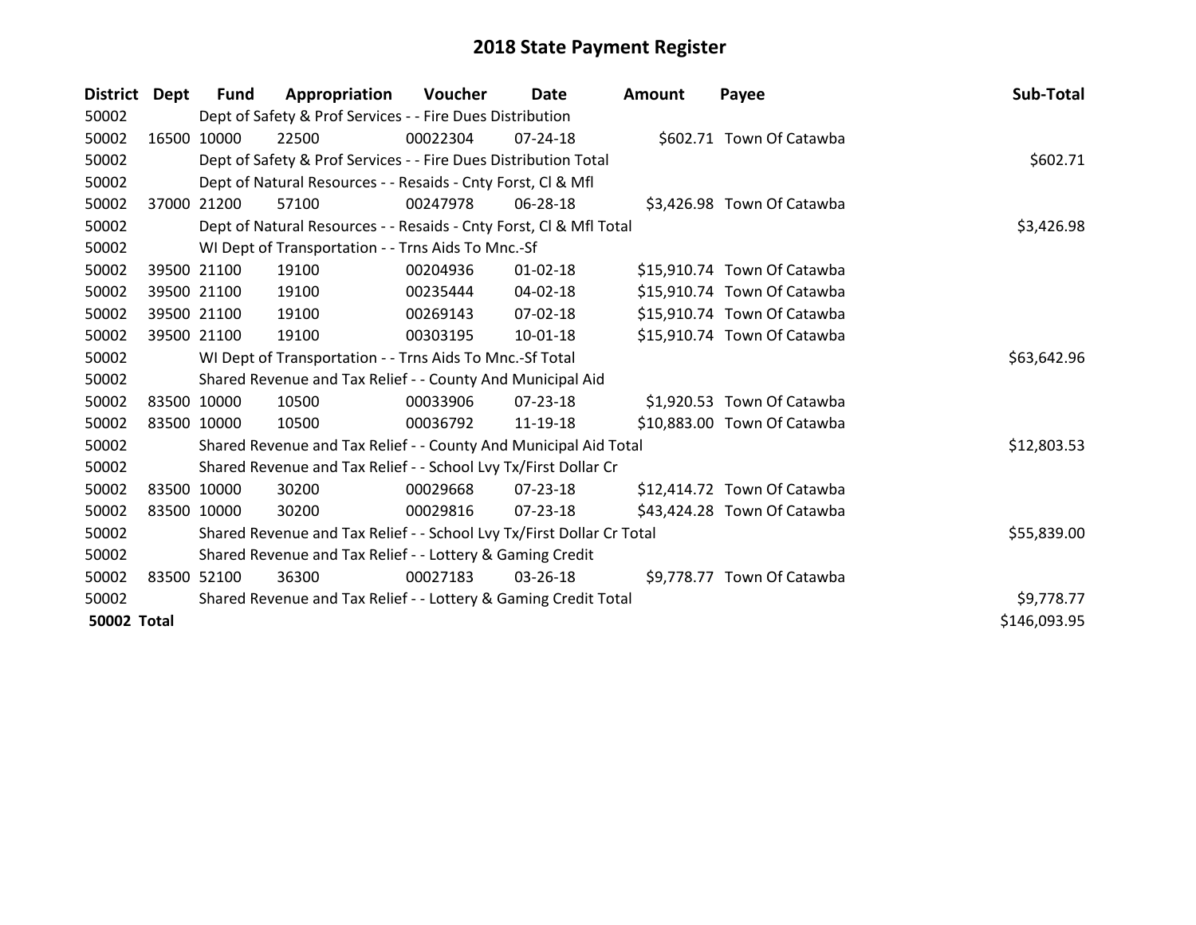# 2018 State Payment Register

| District | Dept | Fund | Appropriation | Voucher | Date | Amount | Payee | Sub-Total |
|---|---|---|---|---|---|---|---|---|
| 50002 | | Dept of Safety & Prof Services - - Fire Dues Distribution | | | | | | |
| 50002 | 16500 | 10000 | 22500 | 00022304 | 07-24-18 | $602.71 | Town Of Catawba | |
| 50002 | | Dept of Safety & Prof Services - - Fire Dues Distribution Total | | | | | | $602.71 |
| 50002 | | Dept of Natural Resources - - Resaids - Cnty Forst, Cl & Mfl | | | | | | |
| 50002 | 37000 | 21200 | 57100 | 00247978 | 06-28-18 | $3,426.98 | Town Of Catawba | |
| 50002 | | Dept of Natural Resources - - Resaids - Cnty Forst, Cl & Mfl Total | | | | | | $3,426.98 |
| 50002 | | WI Dept of Transportation - - Trns Aids To Mnc.-Sf | | | | | | |
| 50002 | 39500 | 21100 | 19100 | 00204936 | 01-02-18 | $15,910.74 | Town Of Catawba | |
| 50002 | 39500 | 21100 | 19100 | 00235444 | 04-02-18 | $15,910.74 | Town Of Catawba | |
| 50002 | 39500 | 21100 | 19100 | 00269143 | 07-02-18 | $15,910.74 | Town Of Catawba | |
| 50002 | 39500 | 21100 | 19100 | 00303195 | 10-01-18 | $15,910.74 | Town Of Catawba | |
| 50002 | | WI Dept of Transportation - - Trns Aids To Mnc.-Sf Total | | | | | | $63,642.96 |
| 50002 | | Shared Revenue and Tax Relief - - County And Municipal Aid | | | | | | |
| 50002 | 83500 | 10000 | 10500 | 00033906 | 07-23-18 | $1,920.53 | Town Of Catawba | |
| 50002 | 83500 | 10000 | 10500 | 00036792 | 11-19-18 | $10,883.00 | Town Of Catawba | |
| 50002 | | Shared Revenue and Tax Relief - - County And Municipal Aid Total | | | | | | $12,803.53 |
| 50002 | | Shared Revenue and Tax Relief - - School Lvy Tx/First Dollar Cr | | | | | | |
| 50002 | 83500 | 10000 | 30200 | 00029668 | 07-23-18 | $12,414.72 | Town Of Catawba | |
| 50002 | 83500 | 10000 | 30200 | 00029816 | 07-23-18 | $43,424.28 | Town Of Catawba | |
| 50002 | | Shared Revenue and Tax Relief - - School Lvy Tx/First Dollar Cr Total | | | | | | $55,839.00 |
| 50002 | | Shared Revenue and Tax Relief - - Lottery & Gaming Credit | | | | | | |
| 50002 | 83500 | 52100 | 36300 | 00027183 | 03-26-18 | $9,778.77 | Town Of Catawba | |
| 50002 | | Shared Revenue and Tax Relief - - Lottery & Gaming Credit Total | | | | | | $9,778.77 |
| **50002 Total** | | | | | | | | $146,093.95 |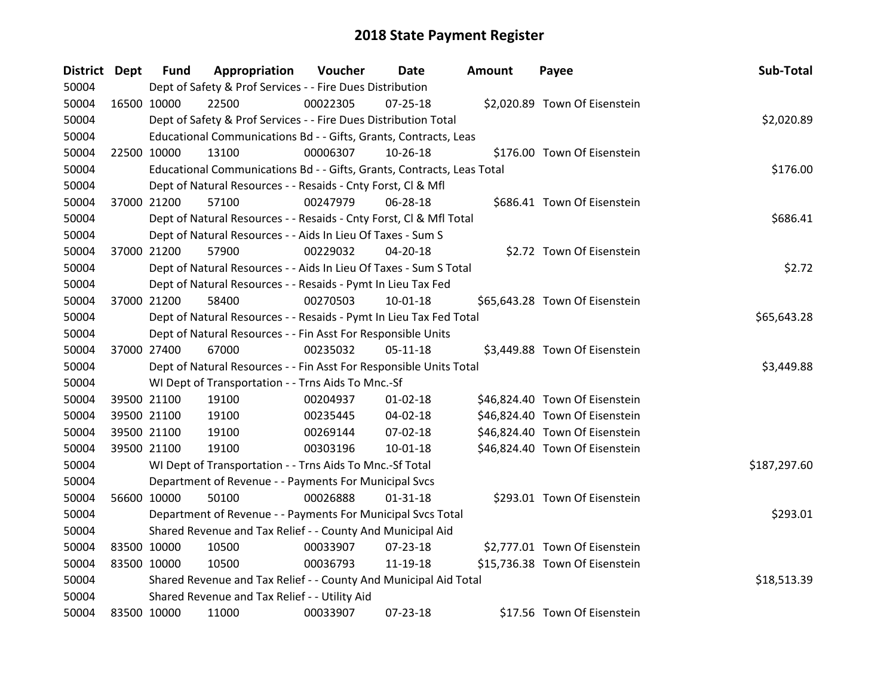# 2018 State Payment Register

| District | Dept | Fund | Appropriation | Voucher | Date | Amount | Payee | Sub-Total |
|---|---|---|---|---|---|---|---|---|
| 50004 | | Dept of Safety & Prof Services - - Fire Dues Distribution | | | | | | |
| 50004 | 16500 | 10000 | 22500 | 00022305 | 07-25-18 | $2,020.89 | Town Of Eisenstein | |
| 50004 | | Dept of Safety & Prof Services - - Fire Dues Distribution Total | | | | | | $2,020.89 |
| 50004 | | Educational Communications Bd - - Gifts, Grants, Contracts, Leas | | | | | | |
| 50004 | 22500 | 10000 | 13100 | 00006307 | 10-26-18 | $176.00 | Town Of Eisenstein | |
| 50004 | | Educational Communications Bd - - Gifts, Grants, Contracts, Leas Total | | | | | | $176.00 |
| 50004 | | Dept of Natural Resources - - Resaids - Cnty Forst, Cl & Mfl | | | | | | |
| 50004 | 37000 | 21200 | 57100 | 00247979 | 06-28-18 | $686.41 | Town Of Eisenstein | |
| 50004 | | Dept of Natural Resources - - Resaids - Cnty Forst, Cl & Mfl Total | | | | | | $686.41 |
| 50004 | | Dept of Natural Resources - - Aids In Lieu Of Taxes - Sum S | | | | | | |
| 50004 | 37000 | 21200 | 57900 | 00229032 | 04-20-18 | $2.72 | Town Of Eisenstein | |
| 50004 | | Dept of Natural Resources - - Aids In Lieu Of Taxes - Sum S Total | | | | | | $2.72 |
| 50004 | | Dept of Natural Resources - - Resaids - Pymt In Lieu Tax Fed | | | | | | |
| 50004 | 37000 | 21200 | 58400 | 00270503 | 10-01-18 | $65,643.28 | Town Of Eisenstein | |
| 50004 | | Dept of Natural Resources - - Resaids - Pymt In Lieu Tax Fed Total | | | | | | $65,643.28 |
| 50004 | | Dept of Natural Resources - - Fin Asst For Responsible Units | | | | | | |
| 50004 | 37000 | 27400 | 67000 | 00235032 | 05-11-18 | $3,449.88 | Town Of Eisenstein | |
| 50004 | | Dept of Natural Resources - - Fin Asst For Responsible Units Total | | | | | | $3,449.88 |
| 50004 | | WI Dept of Transportation - - Trns Aids To Mnc.-Sf | | | | | | |
| 50004 | 39500 | 21100 | 19100 | 00204937 | 01-02-18 | $46,824.40 | Town Of Eisenstein | |
| 50004 | 39500 | 21100 | 19100 | 00235445 | 04-02-18 | $46,824.40 | Town Of Eisenstein | |
| 50004 | 39500 | 21100 | 19100 | 00269144 | 07-02-18 | $46,824.40 | Town Of Eisenstein | |
| 50004 | 39500 | 21100 | 19100 | 00303196 | 10-01-18 | $46,824.40 | Town Of Eisenstein | |
| 50004 | | WI Dept of Transportation - - Trns Aids To Mnc.-Sf Total | | | | | | $187,297.60 |
| 50004 | | Department of Revenue - - Payments For Municipal Svcs | | | | | | |
| 50004 | 56600 | 10000 | 50100 | 00026888 | 01-31-18 | $293.01 | Town Of Eisenstein | |
| 50004 | | Department of Revenue - - Payments For Municipal Svcs Total | | | | | | $293.01 |
| 50004 | | Shared Revenue and Tax Relief - - County And Municipal Aid | | | | | | |
| 50004 | 83500 | 10000 | 10500 | 00033907 | 07-23-18 | $2,777.01 | Town Of Eisenstein | |
| 50004 | 83500 | 10000 | 10500 | 00036793 | 11-19-18 | $15,736.38 | Town Of Eisenstein | |
| 50004 | | Shared Revenue and Tax Relief - - County And Municipal Aid Total | | | | | | $18,513.39 |
| 50004 | | Shared Revenue and Tax Relief - - Utility Aid | | | | | | |
| 50004 | 83500 | 10000 | 11000 | 00033907 | 07-23-18 | $17.56 | Town Of Eisenstein | |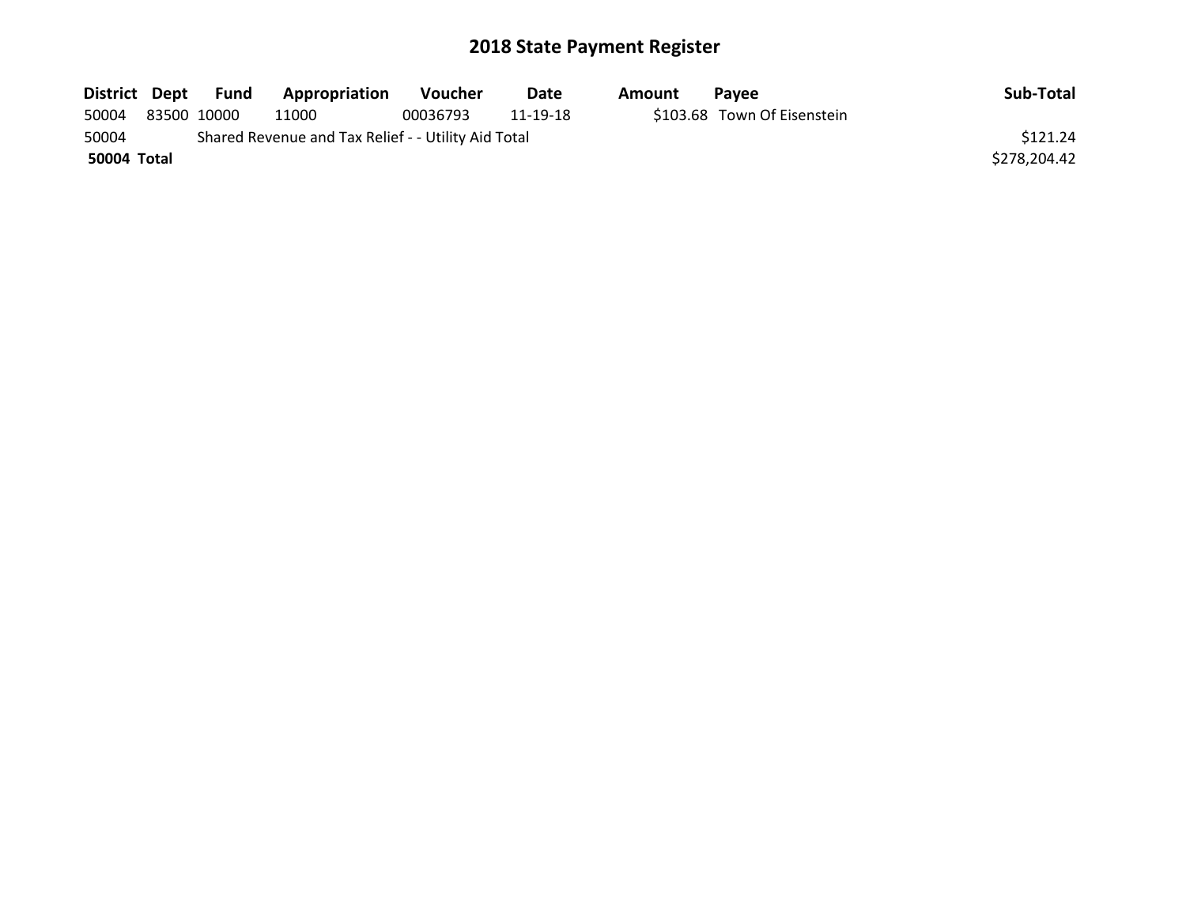## 2018 State Payment Register

| District | Dept | Fund | Appropriation | Voucher | Date | Amount | Payee | Sub-Total |
|---|---|---|---|---|---|---|---|---|
| 50004 | 83500 | 10000 | 11000 | 00036793 | 11-19-18 | $103.68 | Town Of Eisenstein | |
| 50004 | | Shared Revenue and Tax Relief - - Utility Aid Total | | | | | | $121.24 |
| **50004 Total** | | | | | | | | $278,204.42 |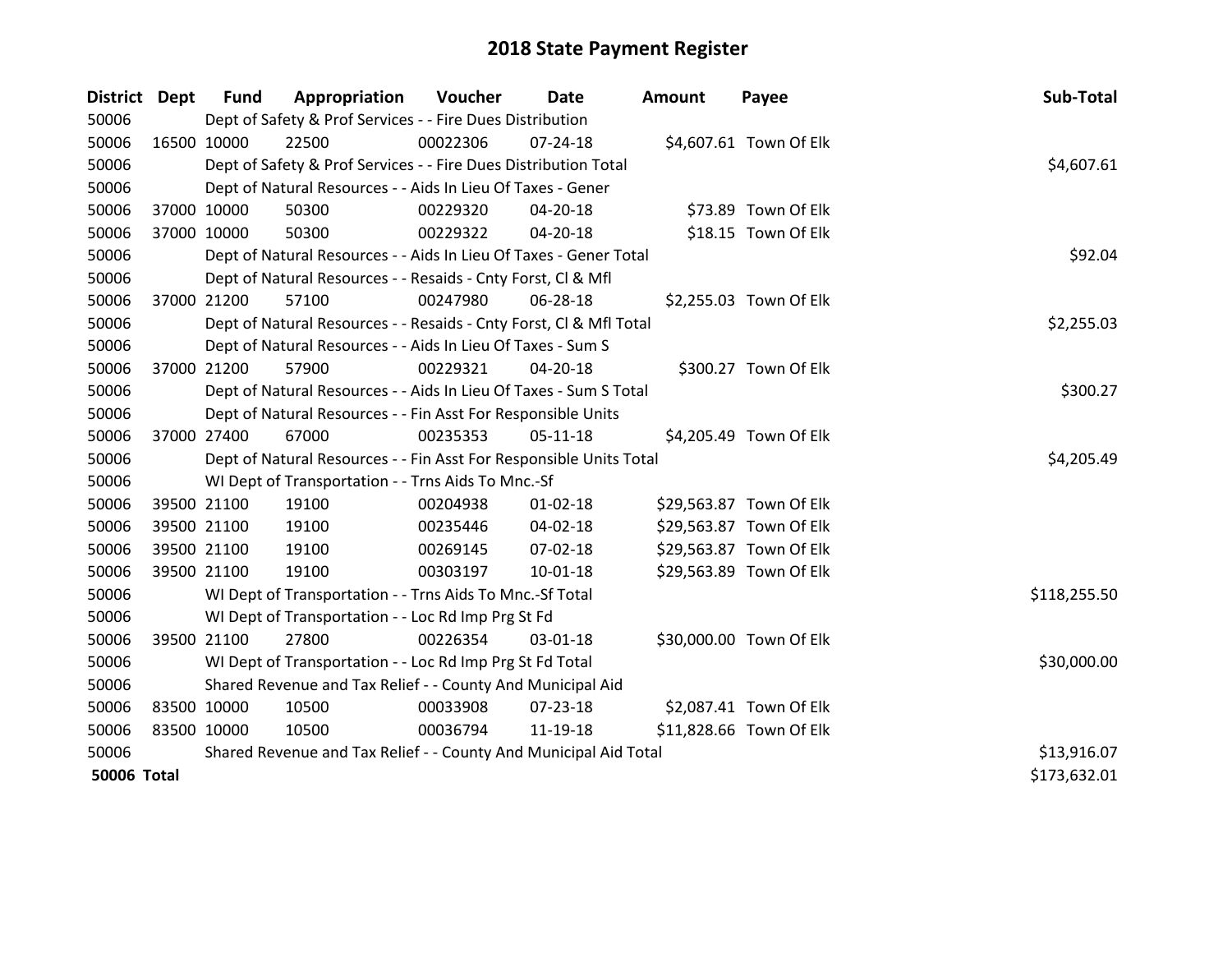# 2018 State Payment Register

| District | Dept | Fund | Appropriation | Voucher | Date | Amount | Payee | Sub-Total |
|---|---|---|---|---|---|---|---|---|
| 50006 | | Dept of Safety & Prof Services - - Fire Dues Distribution | | | | | | |
| 50006 | 16500 | 10000 | 22500 | 00022306 | 07-24-18 | $4,607.61 | Town Of Elk | |
| 50006 | | Dept of Safety & Prof Services - - Fire Dues Distribution Total | | | | | | $4,607.61 |
| 50006 | | Dept of Natural Resources - - Aids In Lieu Of Taxes - Gener | | | | | | |
| 50006 | 37000 | 10000 | 50300 | 00229320 | 04-20-18 | $73.89 | Town Of Elk | |
| 50006 | 37000 | 10000 | 50300 | 00229322 | 04-20-18 | $18.15 | Town Of Elk | |
| 50006 | | Dept of Natural Resources - - Aids In Lieu Of Taxes - Gener Total | | | | | | $92.04 |
| 50006 | | Dept of Natural Resources - - Resaids - Cnty Forst, Cl & Mfl | | | | | | |
| 50006 | 37000 | 21200 | 57100 | 00247980 | 06-28-18 | $2,255.03 | Town Of Elk | |
| 50006 | | Dept of Natural Resources - - Resaids - Cnty Forst, Cl & Mfl Total | | | | | | $2,255.03 |
| 50006 | | Dept of Natural Resources - - Aids In Lieu Of Taxes - Sum S | | | | | | |
| 50006 | 37000 | 21200 | 57900 | 00229321 | 04-20-18 | $300.27 | Town Of Elk | |
| 50006 | | Dept of Natural Resources - - Aids In Lieu Of Taxes - Sum S Total | | | | | | $300.27 |
| 50006 | | Dept of Natural Resources - - Fin Asst For Responsible Units | | | | | | |
| 50006 | 37000 | 27400 | 67000 | 00235353 | 05-11-18 | $4,205.49 | Town Of Elk | |
| 50006 | | Dept of Natural Resources - - Fin Asst For Responsible Units Total | | | | | | $4,205.49 |
| 50006 | | WI Dept of Transportation - - Trns Aids To Mnc.-Sf | | | | | | |
| 50006 | 39500 | 21100 | 19100 | 00204938 | 01-02-18 | $29,563.87 | Town Of Elk | |
| 50006 | 39500 | 21100 | 19100 | 00235446 | 04-02-18 | $29,563.87 | Town Of Elk | |
| 50006 | 39500 | 21100 | 19100 | 00269145 | 07-02-18 | $29,563.87 | Town Of Elk | |
| 50006 | 39500 | 21100 | 19100 | 00303197 | 10-01-18 | $29,563.89 | Town Of Elk | |
| 50006 | | WI Dept of Transportation - - Trns Aids To Mnc.-Sf Total | | | | | | $118,255.50 |
| 50006 | | WI Dept of Transportation - - Loc Rd Imp Prg St Fd | | | | | | |
| 50006 | 39500 | 21100 | 27800 | 00226354 | 03-01-18 | $30,000.00 | Town Of Elk | |
| 50006 | | WI Dept of Transportation - - Loc Rd Imp Prg St Fd Total | | | | | | $30,000.00 |
| 50006 | | Shared Revenue and Tax Relief - - County And Municipal Aid | | | | | | |
| 50006 | 83500 | 10000 | 10500 | 00033908 | 07-23-18 | $2,087.41 | Town Of Elk | |
| 50006 | 83500 | 10000 | 10500 | 00036794 | 11-19-18 | $11,828.66 | Town Of Elk | |
| 50006 | | Shared Revenue and Tax Relief - - County And Municipal Aid Total | | | | | | $13,916.07 |
| **50006 Total** | | | | | | | | $173,632.01 |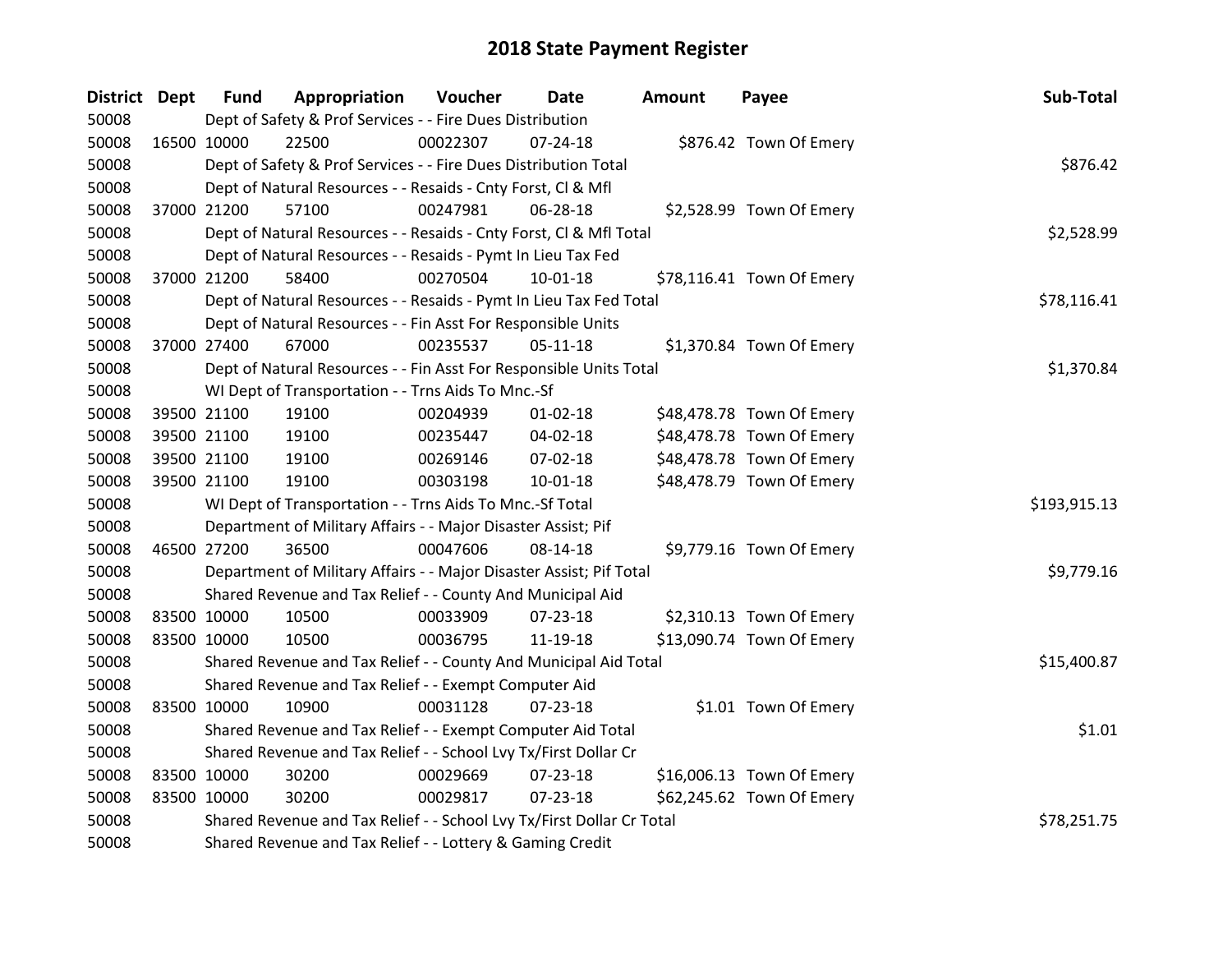# 2018 State Payment Register

| District | Dept | Fund | Appropriation | Voucher | Date | Amount | Payee | Sub-Total |
|---|---|---|---|---|---|---|---|---|
| 50008 | | Dept of Safety & Prof Services - - Fire Dues Distribution | | | | | | |
| 50008 | 16500 | 10000 | 22500 | 00022307 | 07-24-18 | $876.42 | Town Of Emery | |
| 50008 | | Dept of Safety & Prof Services - - Fire Dues Distribution Total | | | | | | $876.42 |
| 50008 | | Dept of Natural Resources - - Resaids - Cnty Forst, Cl & Mfl | | | | | | |
| 50008 | 37000 | 21200 | 57100 | 00247981 | 06-28-18 | $2,528.99 | Town Of Emery | |
| 50008 | | Dept of Natural Resources - - Resaids - Cnty Forst, Cl & Mfl Total | | | | | | $2,528.99 |
| 50008 | | Dept of Natural Resources - - Resaids - Pymt In Lieu Tax Fed | | | | | | |
| 50008 | 37000 | 21200 | 58400 | 00270504 | 10-01-18 | $78,116.41 | Town Of Emery | |
| 50008 | | Dept of Natural Resources - - Resaids - Pymt In Lieu Tax Fed Total | | | | | | $78,116.41 |
| 50008 | | Dept of Natural Resources - - Fin Asst For Responsible Units | | | | | | |
| 50008 | 37000 | 27400 | 67000 | 00235537 | 05-11-18 | $1,370.84 | Town Of Emery | |
| 50008 | | Dept of Natural Resources - - Fin Asst For Responsible Units Total | | | | | | $1,370.84 |
| 50008 | | WI Dept of Transportation - - Trns Aids To Mnc.-Sf | | | | | | |
| 50008 | 39500 | 21100 | 19100 | 00204939 | 01-02-18 | $48,478.78 | Town Of Emery | |
| 50008 | 39500 | 21100 | 19100 | 00235447 | 04-02-18 | $48,478.78 | Town Of Emery | |
| 50008 | 39500 | 21100 | 19100 | 00269146 | 07-02-18 | $48,478.78 | Town Of Emery | |
| 50008 | 39500 | 21100 | 19100 | 00303198 | 10-01-18 | $48,478.79 | Town Of Emery | |
| 50008 | | WI Dept of Transportation - - Trns Aids To Mnc.-Sf Total | | | | | | $193,915.13 |
| 50008 | | Department of Military Affairs - - Major Disaster Assist; Pif | | | | | | |
| 50008 | 46500 | 27200 | 36500 | 00047606 | 08-14-18 | $9,779.16 | Town Of Emery | |
| 50008 | | Department of Military Affairs - - Major Disaster Assist; Pif Total | | | | | | $9,779.16 |
| 50008 | | Shared Revenue and Tax Relief - - County And Municipal Aid | | | | | | |
| 50008 | 83500 | 10000 | 10500 | 00033909 | 07-23-18 | $2,310.13 | Town Of Emery | |
| 50008 | 83500 | 10000 | 10500 | 00036795 | 11-19-18 | $13,090.74 | Town Of Emery | |
| 50008 | | Shared Revenue and Tax Relief - - County And Municipal Aid Total | | | | | | $15,400.87 |
| 50008 | | Shared Revenue and Tax Relief - - Exempt Computer Aid | | | | | | |
| 50008 | 83500 | 10000 | 10900 | 00031128 | 07-23-18 | $1.01 | Town Of Emery | |
| 50008 | | Shared Revenue and Tax Relief - - Exempt Computer Aid Total | | | | | | $1.01 |
| 50008 | | Shared Revenue and Tax Relief - - School Lvy Tx/First Dollar Cr | | | | | | |
| 50008 | 83500 | 10000 | 30200 | 00029669 | 07-23-18 | $16,006.13 | Town Of Emery | |
| 50008 | 83500 | 10000 | 30200 | 00029817 | 07-23-18 | $62,245.62 | Town Of Emery | |
| 50008 | | Shared Revenue and Tax Relief - - School Lvy Tx/First Dollar Cr Total | | | | | | $78,251.75 |
| 50008 | | Shared Revenue and Tax Relief - - Lottery & Gaming Credit | | | | | | |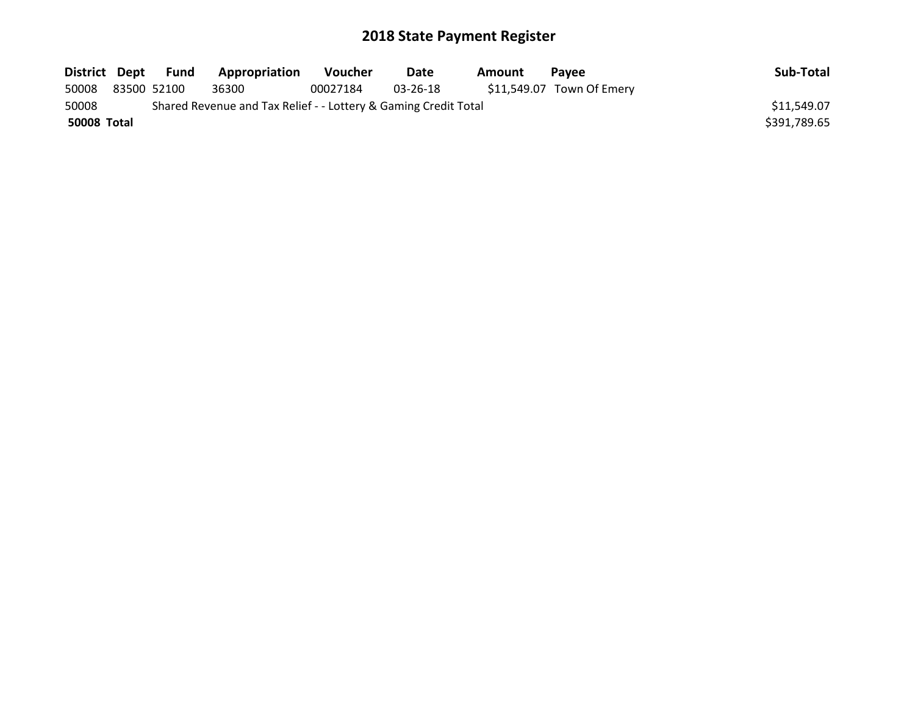# 2018 State Payment Register

| District | Dept | Fund | Appropriation | Voucher | Date | Amount | Payee | Sub-Total |
| --- | --- | --- | --- | --- | --- | --- | --- | --- |
| 50008 | 83500 | 52100 | 36300 | 00027184 | 03-26-18 | $11,549.07 | Town Of Emery | |
| 50008 | | Shared Revenue and Tax Relief - - Lottery & Gaming Credit Total | | | | | | $11,549.07 |
| **50008 Total** | | | | | | | | $391,789.65 |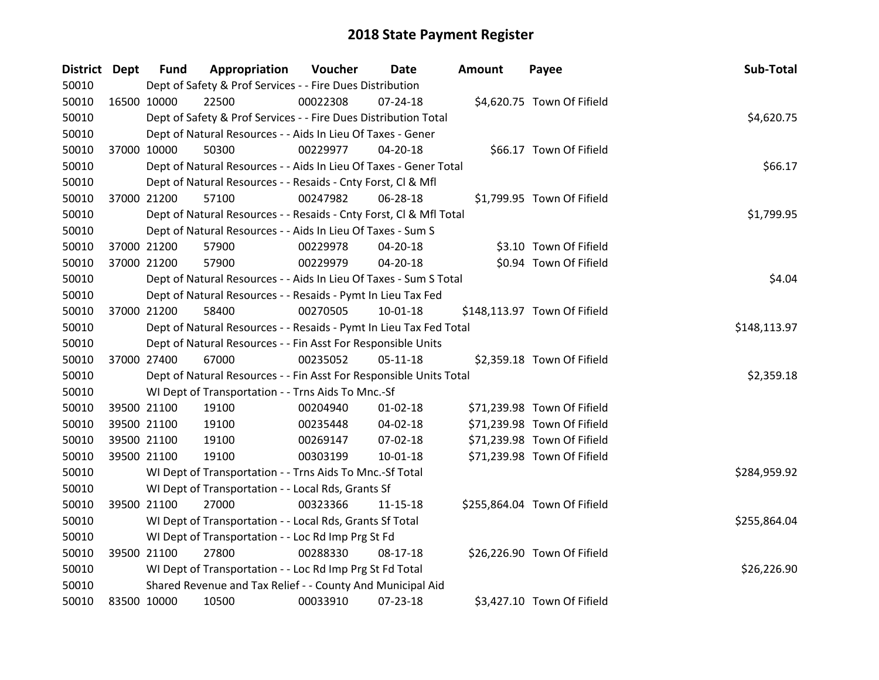# 2018 State Payment Register

| District | Dept | Fund | Appropriation | Voucher | Date | Amount | Payee | Sub-Total |
|---|---|---|---|---|---|---|---|---|
| 50010 | | Dept of Safety & Prof Services - - Fire Dues Distribution | | | | | | |
| 50010 | 16500 | 10000 | 22500 | 00022308 | 07-24-18 | $4,620.75 | Town Of Fifield | |
| 50010 | | Dept of Safety & Prof Services - - Fire Dues Distribution Total | | | | | | $4,620.75 |
| 50010 | | Dept of Natural Resources - - Aids In Lieu Of Taxes - Gener | | | | | | |
| 50010 | 37000 | 10000 | 50300 | 00229977 | 04-20-18 | $66.17 | Town Of Fifield | |
| 50010 | | Dept of Natural Resources - - Aids In Lieu Of Taxes - Gener Total | | | | | | $66.17 |
| 50010 | | Dept of Natural Resources - - Resaids - Cnty Forst, Cl & Mfl | | | | | | |
| 50010 | 37000 | 21200 | 57100 | 00247982 | 06-28-18 | $1,799.95 | Town Of Fifield | |
| 50010 | | Dept of Natural Resources - - Resaids - Cnty Forst, Cl & Mfl Total | | | | | | $1,799.95 |
| 50010 | | Dept of Natural Resources - - Aids In Lieu Of Taxes - Sum S | | | | | | |
| 50010 | 37000 | 21200 | 57900 | 00229978 | 04-20-18 | $3.10 | Town Of Fifield | |
| 50010 | 37000 | 21200 | 57900 | 00229979 | 04-20-18 | $0.94 | Town Of Fifield | |
| 50010 | | Dept of Natural Resources - - Aids In Lieu Of Taxes - Sum S Total | | | | | | $4.04 |
| 50010 | | Dept of Natural Resources - - Resaids - Pymt In Lieu Tax Fed | | | | | | |
| 50010 | 37000 | 21200 | 58400 | 00270505 | 10-01-18 | $148,113.97 | Town Of Fifield | |
| 50010 | | Dept of Natural Resources - - Resaids - Pymt In Lieu Tax Fed Total | | | | | | $148,113.97 |
| 50010 | | Dept of Natural Resources - - Fin Asst For Responsible Units | | | | | | |
| 50010 | 37000 | 27400 | 67000 | 00235052 | 05-11-18 | $2,359.18 | Town Of Fifield | |
| 50010 | | Dept of Natural Resources - - Fin Asst For Responsible Units Total | | | | | | $2,359.18 |
| 50010 | | WI Dept of Transportation - - Trns Aids To Mnc.-Sf | | | | | | |
| 50010 | 39500 | 21100 | 19100 | 00204940 | 01-02-18 | $71,239.98 | Town Of Fifield | |
| 50010 | 39500 | 21100 | 19100 | 00235448 | 04-02-18 | $71,239.98 | Town Of Fifield | |
| 50010 | 39500 | 21100 | 19100 | 00269147 | 07-02-18 | $71,239.98 | Town Of Fifield | |
| 50010 | 39500 | 21100 | 19100 | 00303199 | 10-01-18 | $71,239.98 | Town Of Fifield | |
| 50010 | | WI Dept of Transportation - - Trns Aids To Mnc.-Sf Total | | | | | | $284,959.92 |
| 50010 | | WI Dept of Transportation - - Local Rds, Grants Sf | | | | | | |
| 50010 | 39500 | 21100 | 27000 | 00323366 | 11-15-18 | $255,864.04 | Town Of Fifield | |
| 50010 | | WI Dept of Transportation - - Local Rds, Grants Sf Total | | | | | | $255,864.04 |
| 50010 | | WI Dept of Transportation - - Loc Rd Imp Prg St Fd | | | | | | |
| 50010 | 39500 | 21100 | 27800 | 00288330 | 08-17-18 | $26,226.90 | Town Of Fifield | |
| 50010 | | WI Dept of Transportation - - Loc Rd Imp Prg St Fd Total | | | | | | $26,226.90 |
| 50010 | | Shared Revenue and Tax Relief - - County And Municipal Aid | | | | | | |
| 50010 | 83500 | 10000 | 10500 | 00033910 | 07-23-18 | $3,427.10 | Town Of Fifield | |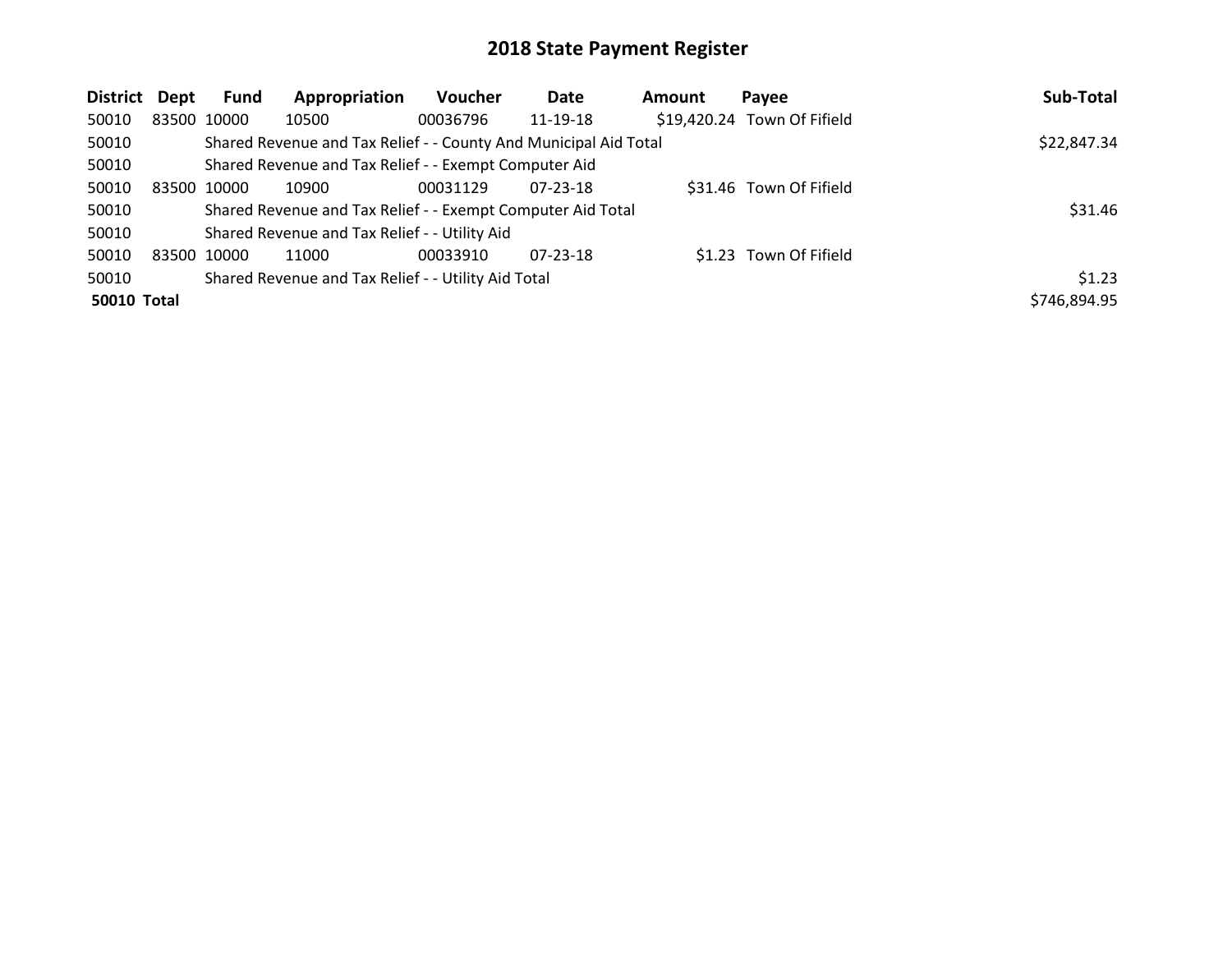## 2018 State Payment Register

| District | Dept | Fund | Appropriation | Voucher | Date | Amount | Payee | Sub-Total |
|---|---|---|---|---|---|---|---|---|
| 50010 | 83500 | 10000 | 10500 | 00036796 | 11-19-18 | $19,420.24 | Town Of Fifield | |
| 50010 | | Shared Revenue and Tax Relief - - County And Municipal Aid Total | | | | | | $22,847.34 |
| 50010 | | Shared Revenue and Tax Relief - - Exempt Computer Aid | | | | | | |
| 50010 | 83500 | 10000 | 10900 | 00031129 | 07-23-18 | $31.46 | Town Of Fifield | |
| 50010 | | Shared Revenue and Tax Relief - - Exempt Computer Aid Total | | | | | | $31.46 |
| 50010 | | Shared Revenue and Tax Relief - - Utility Aid | | | | | | |
| 50010 | 83500 | 10000 | 11000 | 00033910 | 07-23-18 | $1.23 | Town Of Fifield | |
| 50010 | | Shared Revenue and Tax Relief - - Utility Aid Total | | | | | | $1.23 |
| **50010 Total** | | | | | | | | $746,894.95 |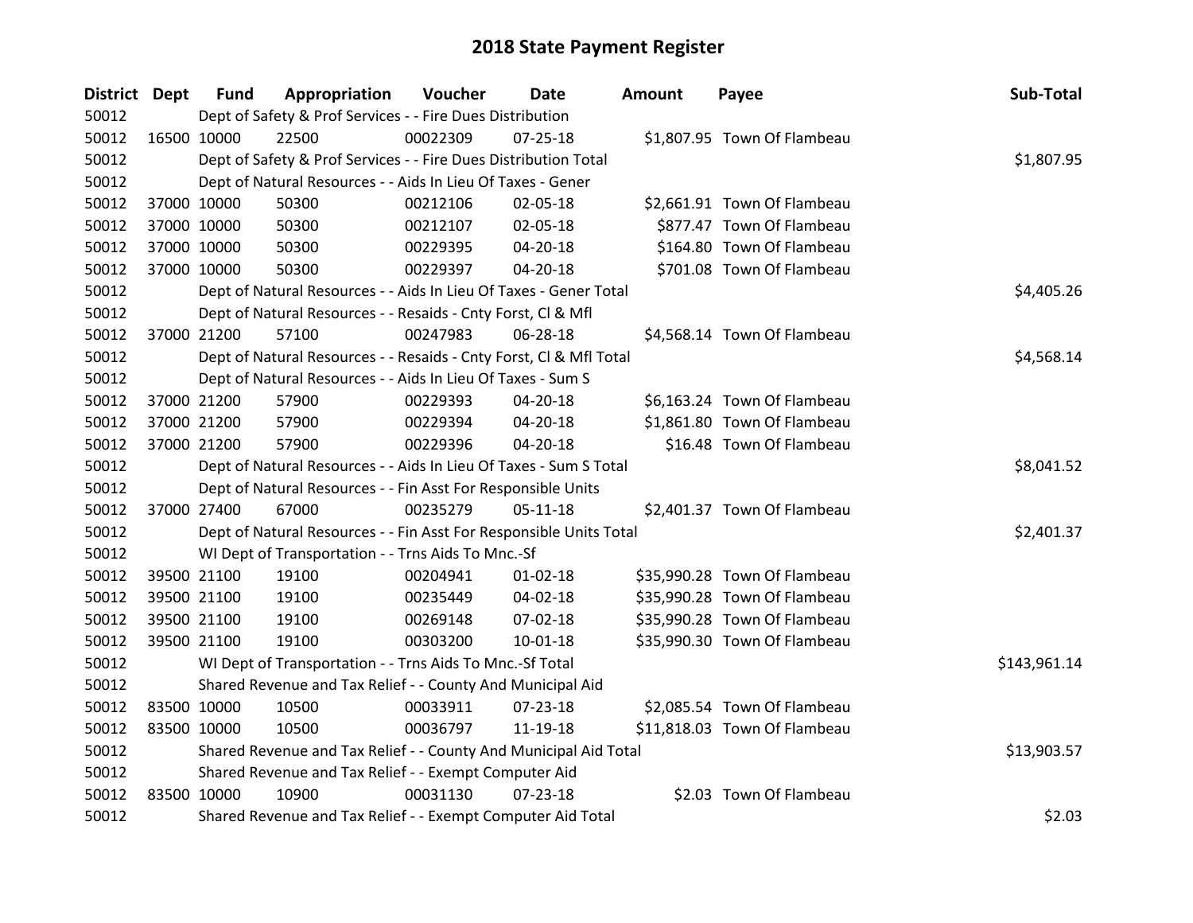# 2018 State Payment Register

| District | Dept | Fund | Appropriation | Voucher | Date | Amount | Payee | Sub-Total |
|---|---|---|---|---|---|---|---|---|
| 50012 | | Dept of Safety & Prof Services - - Fire Dues Distribution | | | | | | |
| 50012 | 16500 | 10000 | 22500 | 00022309 | 07-25-18 | $1,807.95 | Town Of Flambeau | |
| 50012 | | Dept of Safety & Prof Services - - Fire Dues Distribution Total | | | | | | $1,807.95 |
| 50012 | | Dept of Natural Resources - - Aids In Lieu Of Taxes - Gener | | | | | | |
| 50012 | 37000 | 10000 | 50300 | 00212106 | 02-05-18 | $2,661.91 | Town Of Flambeau | |
| 50012 | 37000 | 10000 | 50300 | 00212107 | 02-05-18 | $877.47 | Town Of Flambeau | |
| 50012 | 37000 | 10000 | 50300 | 00229395 | 04-20-18 | $164.80 | Town Of Flambeau | |
| 50012 | 37000 | 10000 | 50300 | 00229397 | 04-20-18 | $701.08 | Town Of Flambeau | |
| 50012 | | Dept of Natural Resources - - Aids In Lieu Of Taxes - Gener Total | | | | | | $4,405.26 |
| 50012 | | Dept of Natural Resources - - Resaids - Cnty Forst, Cl & Mfl | | | | | | |
| 50012 | 37000 | 21200 | 57100 | 00247983 | 06-28-18 | $4,568.14 | Town Of Flambeau | |
| 50012 | | Dept of Natural Resources - - Resaids - Cnty Forst, Cl & Mfl Total | | | | | | $4,568.14 |
| 50012 | | Dept of Natural Resources - - Aids In Lieu Of Taxes - Sum S | | | | | | |
| 50012 | 37000 | 21200 | 57900 | 00229393 | 04-20-18 | $6,163.24 | Town Of Flambeau | |
| 50012 | 37000 | 21200 | 57900 | 00229394 | 04-20-18 | $1,861.80 | Town Of Flambeau | |
| 50012 | 37000 | 21200 | 57900 | 00229396 | 04-20-18 | $16.48 | Town Of Flambeau | |
| 50012 | | Dept of Natural Resources - - Aids In Lieu Of Taxes - Sum S Total | | | | | | $8,041.52 |
| 50012 | | Dept of Natural Resources - - Fin Asst For Responsible Units | | | | | | |
| 50012 | 37000 | 27400 | 67000 | 00235279 | 05-11-18 | $2,401.37 | Town Of Flambeau | |
| 50012 | | Dept of Natural Resources - - Fin Asst For Responsible Units Total | | | | | | $2,401.37 |
| 50012 | | WI Dept of Transportation - - Trns Aids To Mnc.-Sf | | | | | | |
| 50012 | 39500 | 21100 | 19100 | 00204941 | 01-02-18 | $35,990.28 | Town Of Flambeau | |
| 50012 | 39500 | 21100 | 19100 | 00235449 | 04-02-18 | $35,990.28 | Town Of Flambeau | |
| 50012 | 39500 | 21100 | 19100 | 00269148 | 07-02-18 | $35,990.28 | Town Of Flambeau | |
| 50012 | 39500 | 21100 | 19100 | 00303200 | 10-01-18 | $35,990.30 | Town Of Flambeau | |
| 50012 | | WI Dept of Transportation - - Trns Aids To Mnc.-Sf Total | | | | | | $143,961.14 |
| 50012 | | Shared Revenue and Tax Relief - - County And Municipal Aid | | | | | | |
| 50012 | 83500 | 10000 | 10500 | 00033911 | 07-23-18 | $2,085.54 | Town Of Flambeau | |
| 50012 | 83500 | 10000 | 10500 | 00036797 | 11-19-18 | $11,818.03 | Town Of Flambeau | |
| 50012 | | Shared Revenue and Tax Relief - - County And Municipal Aid Total | | | | | | $13,903.57 |
| 50012 | | Shared Revenue and Tax Relief - - Exempt Computer Aid | | | | | | |
| 50012 | 83500 | 10000 | 10900 | 00031130 | 07-23-18 | $2.03 | Town Of Flambeau | |
| 50012 | | Shared Revenue and Tax Relief - - Exempt Computer Aid Total | | | | | | $2.03 |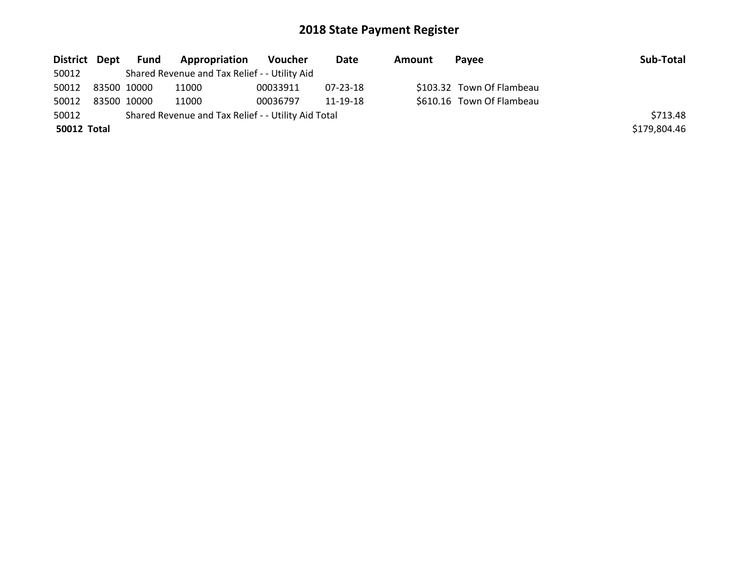# 2018 State Payment Register

| District | Dept | Fund | Appropriation | Voucher | Date | Amount | Payee | Sub-Total |
|---|---|---|---|---|---|---|---|---|
| 50012 | | Shared Revenue and Tax Relief - - Utility Aid | | | | | | |
| 50012 | 83500 | 10000 | 11000 | 00033911 | 07-23-18 | $103.32 | Town Of Flambeau | |
| 50012 | 83500 | 10000 | 11000 | 00036797 | 11-19-18 | $610.16 | Town Of Flambeau | |
| 50012 | | Shared Revenue and Tax Relief - - Utility Aid Total | | | | | | $713.48 |
| **50012 Total** | | | | | | | | $179,804.46 |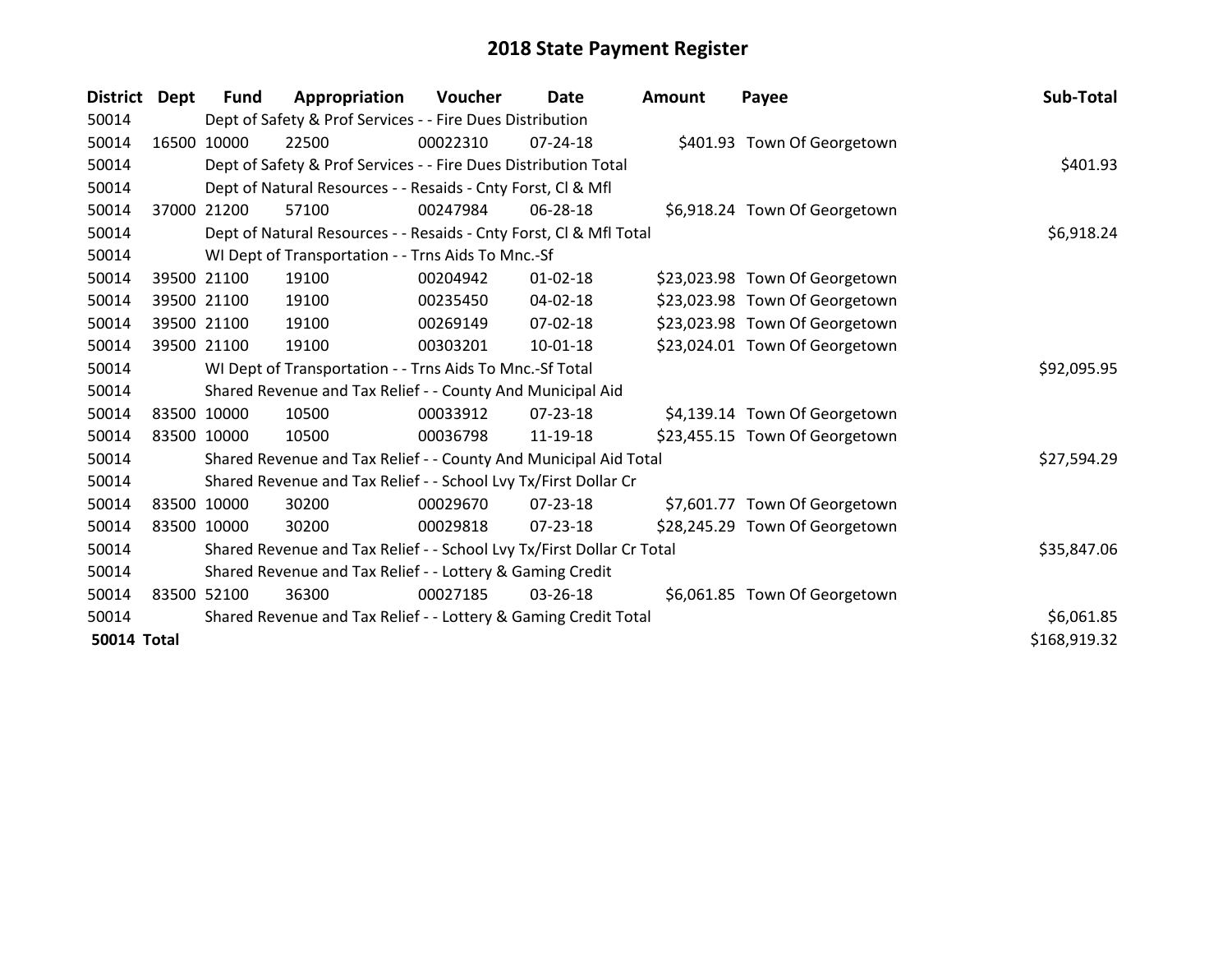# 2018 State Payment Register

| District | Dept | Fund | Appropriation | Voucher | Date | Amount | Payee | Sub-Total |
|---|---|---|---|---|---|---|---|---|
| 50014 | | Dept of Safety & Prof Services - - Fire Dues Distribution | | | | | | |
| 50014 | 16500 | 10000 | 22500 | 00022310 | 07-24-18 | $401.93 | Town Of Georgetown | |
| 50014 | | Dept of Safety & Prof Services - - Fire Dues Distribution Total | | | | | | $401.93 |
| 50014 | | Dept of Natural Resources - - Resaids - Cnty Forst, Cl & Mfl | | | | | | |
| 50014 | 37000 | 21200 | 57100 | 00247984 | 06-28-18 | $6,918.24 | Town Of Georgetown | |
| 50014 | | Dept of Natural Resources - - Resaids - Cnty Forst, Cl & Mfl Total | | | | | | $6,918.24 |
| 50014 | | WI Dept of Transportation - - Trns Aids To Mnc.-Sf | | | | | | |
| 50014 | 39500 | 21100 | 19100 | 00204942 | 01-02-18 | $23,023.98 | Town Of Georgetown | |
| 50014 | 39500 | 21100 | 19100 | 00235450 | 04-02-18 | $23,023.98 | Town Of Georgetown | |
| 50014 | 39500 | 21100 | 19100 | 00269149 | 07-02-18 | $23,023.98 | Town Of Georgetown | |
| 50014 | 39500 | 21100 | 19100 | 00303201 | 10-01-18 | $23,024.01 | Town Of Georgetown | |
| 50014 | | WI Dept of Transportation - - Trns Aids To Mnc.-Sf Total | | | | | | $92,095.95 |
| 50014 | | Shared Revenue and Tax Relief - - County And Municipal Aid | | | | | | |
| 50014 | 83500 | 10000 | 10500 | 00033912 | 07-23-18 | $4,139.14 | Town Of Georgetown | |
| 50014 | 83500 | 10000 | 10500 | 00036798 | 11-19-18 | $23,455.15 | Town Of Georgetown | |
| 50014 | | Shared Revenue and Tax Relief - - County And Municipal Aid Total | | | | | | $27,594.29 |
| 50014 | | Shared Revenue and Tax Relief - - School Lvy Tx/First Dollar Cr | | | | | | |
| 50014 | 83500 | 10000 | 30200 | 00029670 | 07-23-18 | $7,601.77 | Town Of Georgetown | |
| 50014 | 83500 | 10000 | 30200 | 00029818 | 07-23-18 | $28,245.29 | Town Of Georgetown | |
| 50014 | | Shared Revenue and Tax Relief - - School Lvy Tx/First Dollar Cr Total | | | | | | $35,847.06 |
| 50014 | | Shared Revenue and Tax Relief - - Lottery & Gaming Credit | | | | | | |
| 50014 | 83500 | 52100 | 36300 | 00027185 | 03-26-18 | $6,061.85 | Town Of Georgetown | |
| 50014 | | Shared Revenue and Tax Relief - - Lottery & Gaming Credit Total | | | | | | $6,061.85 |
| **50014 Total** | | | | | | | | $168,919.32 |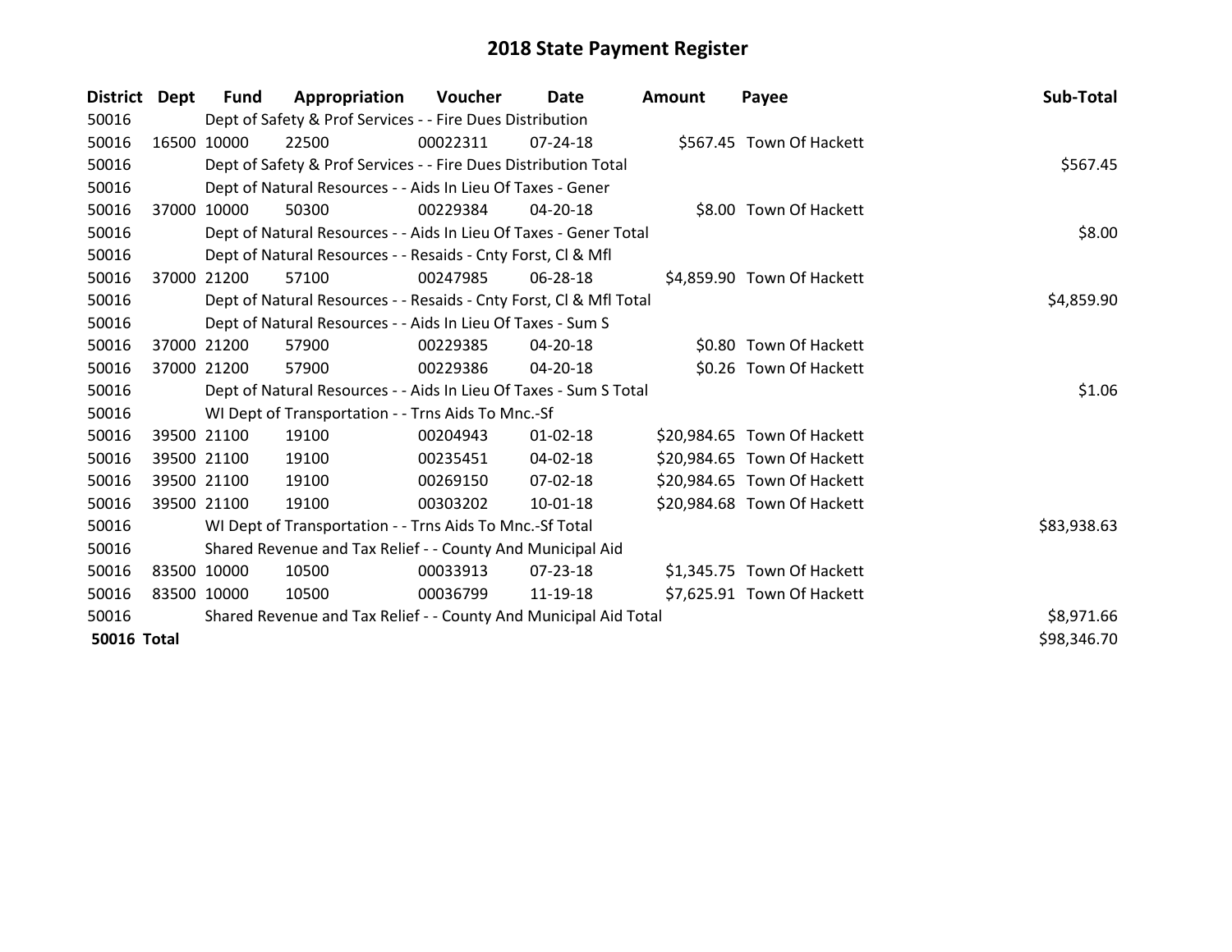# 2018 State Payment Register

| District | Dept | Fund | Appropriation | Voucher | Date | Amount | Payee | Sub-Total |
|---|---|---|---|---|---|---|---|---|
| 50016 | | Dept of Safety & Prof Services - - Fire Dues Distribution | | | | | | |
| 50016 | 16500 | 10000 | 22500 | 00022311 | 07-24-18 | $567.45 | Town Of Hackett | |
| 50016 | | Dept of Safety & Prof Services - - Fire Dues Distribution Total | | | | | | $567.45 |
| 50016 | | Dept of Natural Resources - - Aids In Lieu Of Taxes - Gener | | | | | | |
| 50016 | 37000 | 10000 | 50300 | 00229384 | 04-20-18 | $8.00 | Town Of Hackett | |
| 50016 | | Dept of Natural Resources - - Aids In Lieu Of Taxes - Gener Total | | | | | | $8.00 |
| 50016 | | Dept of Natural Resources - - Resaids - Cnty Forst, Cl & Mfl | | | | | | |
| 50016 | 37000 | 21200 | 57100 | 00247985 | 06-28-18 | $4,859.90 | Town Of Hackett | |
| 50016 | | Dept of Natural Resources - - Resaids - Cnty Forst, Cl & Mfl Total | | | | | | $4,859.90 |
| 50016 | | Dept of Natural Resources - - Aids In Lieu Of Taxes - Sum S | | | | | | |
| 50016 | 37000 | 21200 | 57900 | 00229385 | 04-20-18 | $0.80 | Town Of Hackett | |
| 50016 | 37000 | 21200 | 57900 | 00229386 | 04-20-18 | $0.26 | Town Of Hackett | |
| 50016 | | Dept of Natural Resources - - Aids In Lieu Of Taxes - Sum S Total | | | | | | $1.06 |
| 50016 | | WI Dept of Transportation - - Trns Aids To Mnc.-Sf | | | | | | |
| 50016 | 39500 | 21100 | 19100 | 00204943 | 01-02-18 | $20,984.65 | Town Of Hackett | |
| 50016 | 39500 | 21100 | 19100 | 00235451 | 04-02-18 | $20,984.65 | Town Of Hackett | |
| 50016 | 39500 | 21100 | 19100 | 00269150 | 07-02-18 | $20,984.65 | Town Of Hackett | |
| 50016 | 39500 | 21100 | 19100 | 00303202 | 10-01-18 | $20,984.68 | Town Of Hackett | |
| 50016 | | WI Dept of Transportation - - Trns Aids To Mnc.-Sf Total | | | | | | $83,938.63 |
| 50016 | | Shared Revenue and Tax Relief - - County And Municipal Aid | | | | | | |
| 50016 | 83500 | 10000 | 10500 | 00033913 | 07-23-18 | $1,345.75 | Town Of Hackett | |
| 50016 | 83500 | 10000 | 10500 | 00036799 | 11-19-18 | $7,625.91 | Town Of Hackett | |
| 50016 | | Shared Revenue and Tax Relief - - County And Municipal Aid Total | | | | | | $8,971.66 |
| **50016 Total** | | | | | | | | $98,346.70 |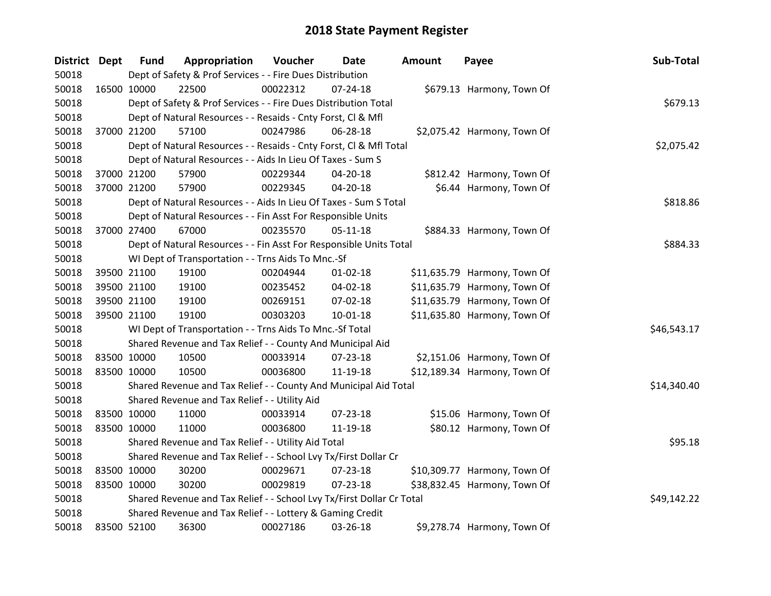# 2018 State Payment Register

| District | Dept | Fund | Appropriation | Voucher | Date | Amount | Payee | Sub-Total |
|---|---|---|---|---|---|---|---|---|
| 50018 | | Dept of Safety & Prof Services - - Fire Dues Distribution | | | | | | |
| 50018 | 16500 | 10000 | 22500 | 00022312 | 07-24-18 | $679.13 | Harmony, Town Of | |
| 50018 | | Dept of Safety & Prof Services - - Fire Dues Distribution Total | | | | | | $679.13 |
| 50018 | | Dept of Natural Resources - - Resaids - Cnty Forst, Cl & Mfl | | | | | | |
| 50018 | 37000 | 21200 | 57100 | 00247986 | 06-28-18 | $2,075.42 | Harmony, Town Of | |
| 50018 | | Dept of Natural Resources - - Resaids - Cnty Forst, Cl & Mfl Total | | | | | | $2,075.42 |
| 50018 | | Dept of Natural Resources - - Aids In Lieu Of Taxes - Sum S | | | | | | |
| 50018 | 37000 | 21200 | 57900 | 00229344 | 04-20-18 | $812.42 | Harmony, Town Of | |
| 50018 | 37000 | 21200 | 57900 | 00229345 | 04-20-18 | $6.44 | Harmony, Town Of | |
| 50018 | | Dept of Natural Resources - - Aids In Lieu Of Taxes - Sum S Total | | | | | | $818.86 |
| 50018 | | Dept of Natural Resources - - Fin Asst For Responsible Units | | | | | | |
| 50018 | 37000 | 27400 | 67000 | 00235570 | 05-11-18 | $884.33 | Harmony, Town Of | |
| 50018 | | Dept of Natural Resources - - Fin Asst For Responsible Units Total | | | | | | $884.33 |
| 50018 | | WI Dept of Transportation - - Trns Aids To Mnc.-Sf | | | | | | |
| 50018 | 39500 | 21100 | 19100 | 00204944 | 01-02-18 | $11,635.79 | Harmony, Town Of | |
| 50018 | 39500 | 21100 | 19100 | 00235452 | 04-02-18 | $11,635.79 | Harmony, Town Of | |
| 50018 | 39500 | 21100 | 19100 | 00269151 | 07-02-18 | $11,635.79 | Harmony, Town Of | |
| 50018 | 39500 | 21100 | 19100 | 00303203 | 10-01-18 | $11,635.80 | Harmony, Town Of | |
| 50018 | | WI Dept of Transportation - - Trns Aids To Mnc.-Sf Total | | | | | | $46,543.17 |
| 50018 | | Shared Revenue and Tax Relief - - County And Municipal Aid | | | | | | |
| 50018 | 83500 | 10000 | 10500 | 00033914 | 07-23-18 | $2,151.06 | Harmony, Town Of | |
| 50018 | 83500 | 10000 | 10500 | 00036800 | 11-19-18 | $12,189.34 | Harmony, Town Of | |
| 50018 | | Shared Revenue and Tax Relief - - County And Municipal Aid Total | | | | | | $14,340.40 |
| 50018 | | Shared Revenue and Tax Relief - - Utility Aid | | | | | | |
| 50018 | 83500 | 10000 | 11000 | 00033914 | 07-23-18 | $15.06 | Harmony, Town Of | |
| 50018 | 83500 | 10000 | 11000 | 00036800 | 11-19-18 | $80.12 | Harmony, Town Of | |
| 50018 | | Shared Revenue and Tax Relief - - Utility Aid Total | | | | | | $95.18 |
| 50018 | | Shared Revenue and Tax Relief - - School Lvy Tx/First Dollar Cr | | | | | | |
| 50018 | 83500 | 10000 | 30200 | 00029671 | 07-23-18 | $10,309.77 | Harmony, Town Of | |
| 50018 | 83500 | 10000 | 30200 | 00029819 | 07-23-18 | $38,832.45 | Harmony, Town Of | |
| 50018 | | Shared Revenue and Tax Relief - - School Lvy Tx/First Dollar Cr Total | | | | | | $49,142.22 |
| 50018 | | Shared Revenue and Tax Relief - - Lottery & Gaming Credit | | | | | | |
| 50018 | 83500 | 52100 | 36300 | 00027186 | 03-26-18 | $9,278.74 | Harmony, Town Of | |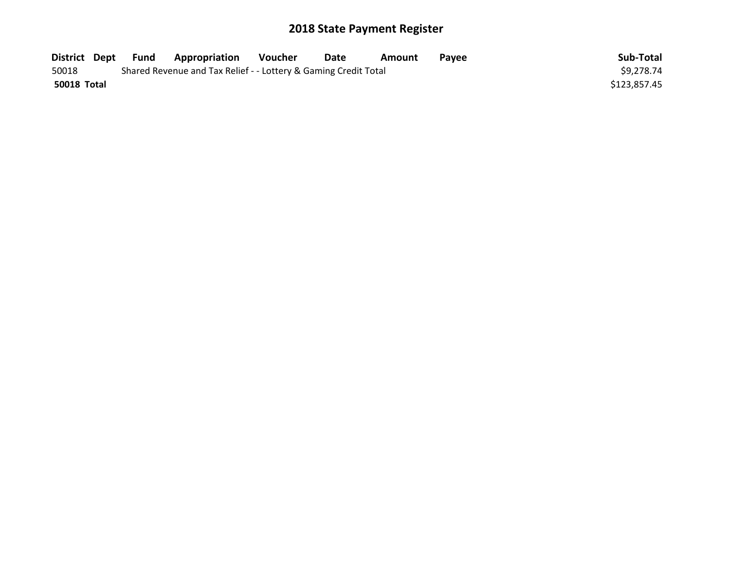# 2018 State Payment Register

| District | Dept | Fund | Appropriation | Voucher | Date | Amount | Payee | Sub-Total |
|---|---|---|---|---|---|---|---|---|
| 50018 | | Shared Revenue and Tax Relief - - Lottery & Gaming Credit Total | | | | | | $9,278.74 |
| **50018 Total** | | | | | | | | $123,857.45 |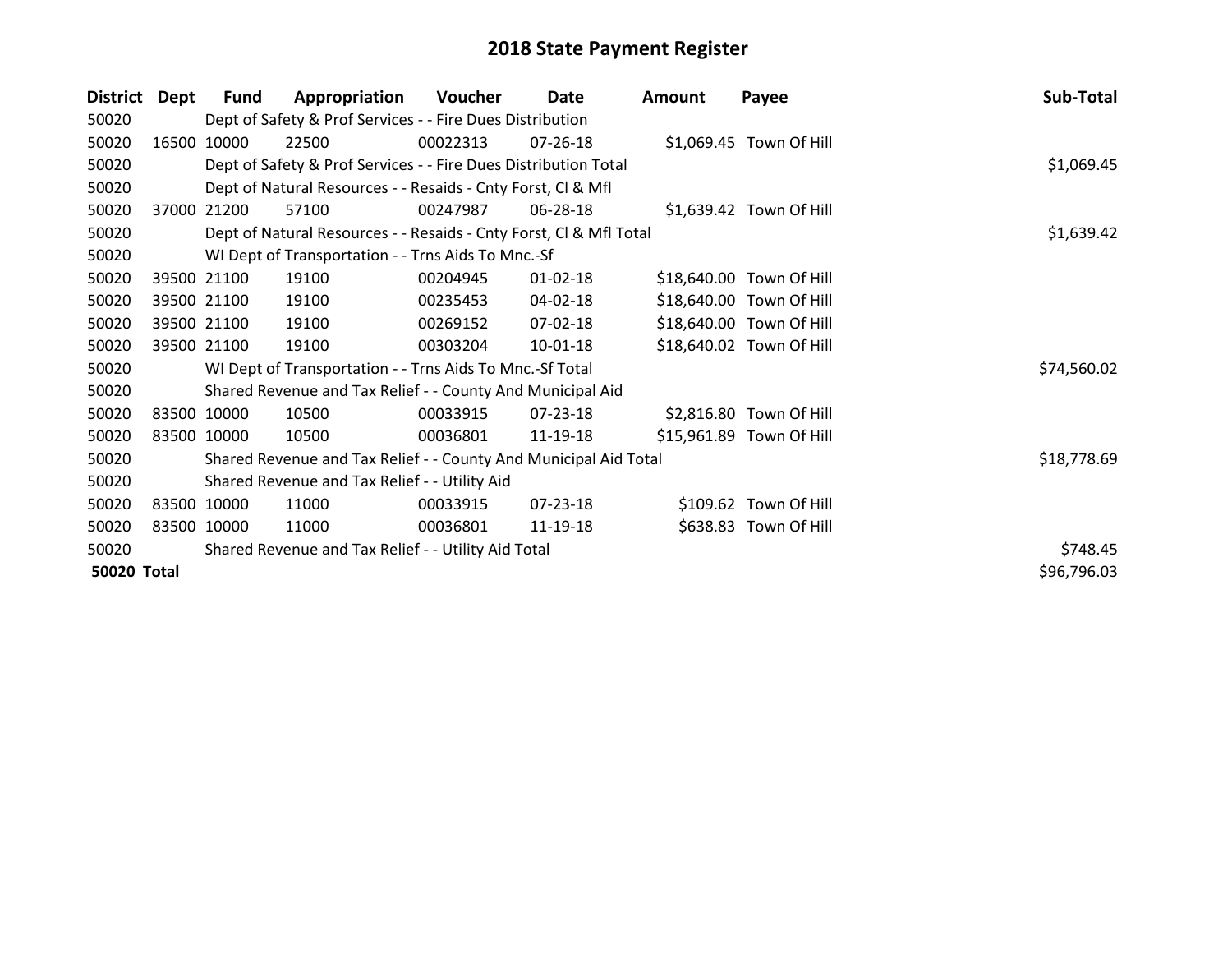# 2018 State Payment Register

| District | Dept | Fund | Appropriation | Voucher | Date | Amount | Payee | Sub-Total |
|---|---|---|---|---|---|---|---|---|
| 50020 | | Dept of Safety & Prof Services - - Fire Dues Distribution | | | | | | |
| 50020 | 16500 | 10000 | 22500 | 00022313 | 07-26-18 | $1,069.45 | Town Of Hill | |
| 50020 | | Dept of Safety & Prof Services - - Fire Dues Distribution Total | | | | | | $1,069.45 |
| 50020 | | Dept of Natural Resources - - Resaids - Cnty Forst, Cl & Mfl | | | | | | |
| 50020 | 37000 | 21200 | 57100 | 00247987 | 06-28-18 | $1,639.42 | Town Of Hill | |
| 50020 | | Dept of Natural Resources - - Resaids - Cnty Forst, Cl & Mfl Total | | | | | | $1,639.42 |
| 50020 | | WI Dept of Transportation - - Trns Aids To Mnc.-Sf | | | | | | |
| 50020 | 39500 | 21100 | 19100 | 00204945 | 01-02-18 | $18,640.00 | Town Of Hill | |
| 50020 | 39500 | 21100 | 19100 | 00235453 | 04-02-18 | $18,640.00 | Town Of Hill | |
| 50020 | 39500 | 21100 | 19100 | 00269152 | 07-02-18 | $18,640.00 | Town Of Hill | |
| 50020 | 39500 | 21100 | 19100 | 00303204 | 10-01-18 | $18,640.02 | Town Of Hill | |
| 50020 | | WI Dept of Transportation - - Trns Aids To Mnc.-Sf Total | | | | | | $74,560.02 |
| 50020 | | Shared Revenue and Tax Relief - - County And Municipal Aid | | | | | | |
| 50020 | 83500 | 10000 | 10500 | 00033915 | 07-23-18 | $2,816.80 | Town Of Hill | |
| 50020 | 83500 | 10000 | 10500 | 00036801 | 11-19-18 | $15,961.89 | Town Of Hill | |
| 50020 | | Shared Revenue and Tax Relief - - County And Municipal Aid Total | | | | | | $18,778.69 |
| 50020 | | Shared Revenue and Tax Relief - - Utility Aid | | | | | | |
| 50020 | 83500 | 10000 | 11000 | 00033915 | 07-23-18 | $109.62 | Town Of Hill | |
| 50020 | 83500 | 10000 | 11000 | 00036801 | 11-19-18 | $638.83 | Town Of Hill | |
| 50020 | | Shared Revenue and Tax Relief - - Utility Aid Total | | | | | | $748.45 |
| **50020 Total** | | | | | | | | $96,796.03 |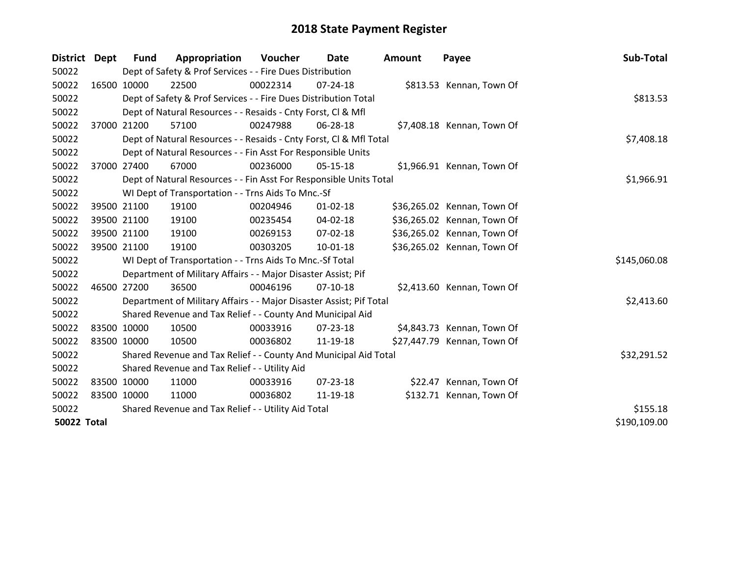# 2018 State Payment Register

| District | Dept | Fund | Appropriation | Voucher | Date | Amount | Payee | Sub-Total |
|---|---|---|---|---|---|---|---|---|
| 50022 | | Dept of Safety & Prof Services - - Fire Dues Distribution | | | | | | |
| 50022 | 16500 | 10000 | 22500 | 00022314 | 07-24-18 | $813.53 | Kennan, Town Of | |
| 50022 | | Dept of Safety & Prof Services - - Fire Dues Distribution Total | | | | | | $813.53 |
| 50022 | | Dept of Natural Resources - - Resaids - Cnty Forst, Cl & Mfl | | | | | | |
| 50022 | 37000 | 21200 | 57100 | 00247988 | 06-28-18 | $7,408.18 | Kennan, Town Of | |
| 50022 | | Dept of Natural Resources - - Resaids - Cnty Forst, Cl & Mfl Total | | | | | | $7,408.18 |
| 50022 | | Dept of Natural Resources - - Fin Asst For Responsible Units | | | | | | |
| 50022 | 37000 | 27400 | 67000 | 00236000 | 05-15-18 | $1,966.91 | Kennan, Town Of | |
| 50022 | | Dept of Natural Resources - - Fin Asst For Responsible Units Total | | | | | | $1,966.91 |
| 50022 | | WI Dept of Transportation - - Trns Aids To Mnc.-Sf | | | | | | |
| 50022 | 39500 | 21100 | 19100 | 00204946 | 01-02-18 | $36,265.02 | Kennan, Town Of | |
| 50022 | 39500 | 21100 | 19100 | 00235454 | 04-02-18 | $36,265.02 | Kennan, Town Of | |
| 50022 | 39500 | 21100 | 19100 | 00269153 | 07-02-18 | $36,265.02 | Kennan, Town Of | |
| 50022 | 39500 | 21100 | 19100 | 00303205 | 10-01-18 | $36,265.02 | Kennan, Town Of | |
| 50022 | | WI Dept of Transportation - - Trns Aids To Mnc.-Sf Total | | | | | | $145,060.08 |
| 50022 | | Department of Military Affairs - - Major Disaster Assist; Pif | | | | | | |
| 50022 | 46500 | 27200 | 36500 | 00046196 | 07-10-18 | $2,413.60 | Kennan, Town Of | |
| 50022 | | Department of Military Affairs - - Major Disaster Assist; Pif Total | | | | | | $2,413.60 |
| 50022 | | Shared Revenue and Tax Relief - - County And Municipal Aid | | | | | | |
| 50022 | 83500 | 10000 | 10500 | 00033916 | 07-23-18 | $4,843.73 | Kennan, Town Of | |
| 50022 | 83500 | 10000 | 10500 | 00036802 | 11-19-18 | $27,447.79 | Kennan, Town Of | |
| 50022 | | Shared Revenue and Tax Relief - - County And Municipal Aid Total | | | | | | $32,291.52 |
| 50022 | | Shared Revenue and Tax Relief - - Utility Aid | | | | | | |
| 50022 | 83500 | 10000 | 11000 | 00033916 | 07-23-18 | $22.47 | Kennan, Town Of | |
| 50022 | 83500 | 10000 | 11000 | 00036802 | 11-19-18 | $132.71 | Kennan, Town Of | |
| 50022 | | Shared Revenue and Tax Relief - - Utility Aid Total | | | | | | $155.18 |
| **50022 Total** | | | | | | | | $190,109.00 |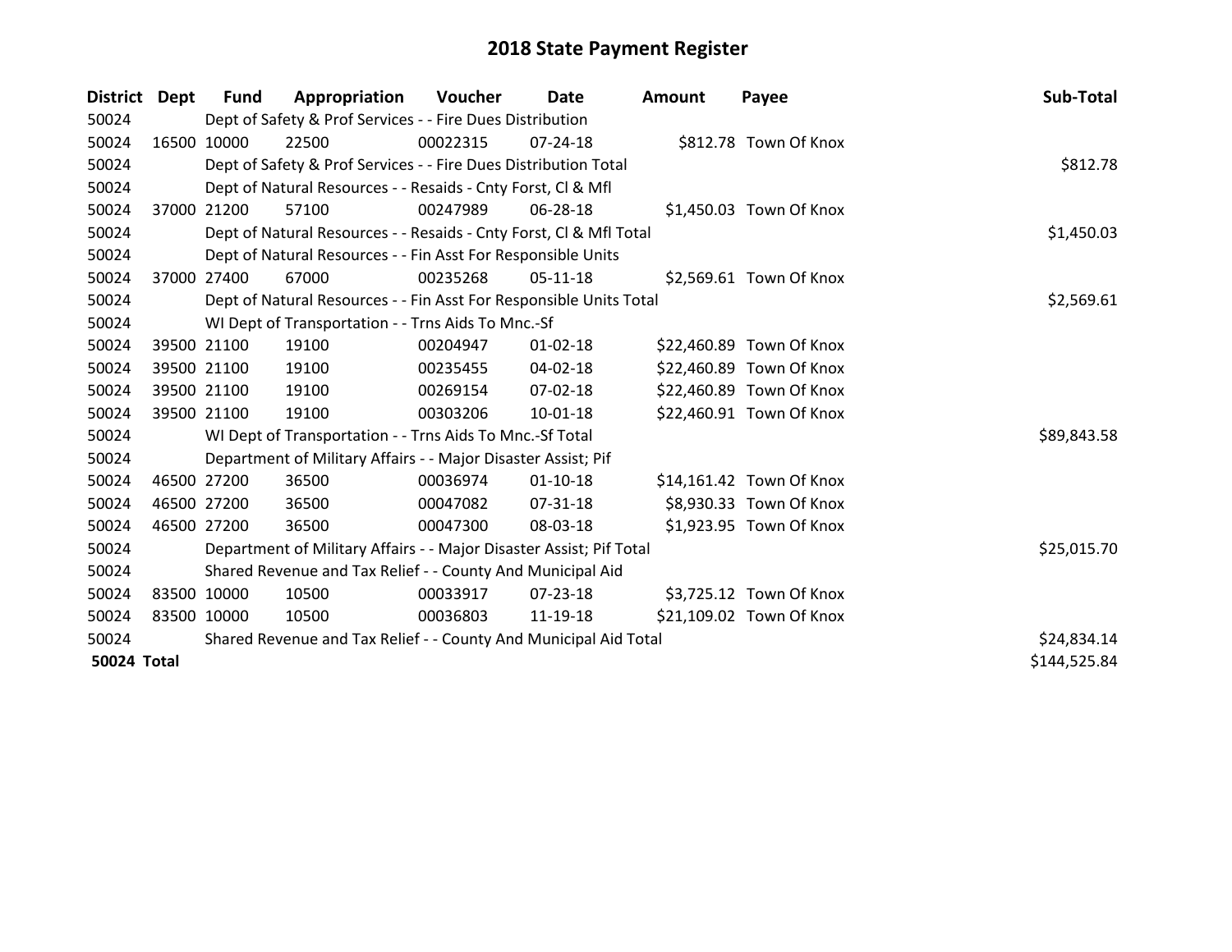# 2018 State Payment Register

| District | Dept | Fund | Appropriation | Voucher | Date | Amount | Payee | Sub-Total |
|---|---|---|---|---|---|---|---|---|
| 50024 | | Dept of Safety & Prof Services - - Fire Dues Distribution | | | | | | |
| 50024 | 16500 | 10000 | 22500 | 00022315 | 07-24-18 | $812.78 | Town Of Knox | |
| 50024 | | Dept of Safety & Prof Services - - Fire Dues Distribution Total | | | | | | $812.78 |
| 50024 | | Dept of Natural Resources - - Resaids - Cnty Forst, Cl & Mfl | | | | | | |
| 50024 | 37000 | 21200 | 57100 | 00247989 | 06-28-18 | $1,450.03 | Town Of Knox | |
| 50024 | | Dept of Natural Resources - - Resaids - Cnty Forst, Cl & Mfl Total | | | | | | $1,450.03 |
| 50024 | | Dept of Natural Resources - - Fin Asst For Responsible Units | | | | | | |
| 50024 | 37000 | 27400 | 67000 | 00235268 | 05-11-18 | $2,569.61 | Town Of Knox | |
| 50024 | | Dept of Natural Resources - - Fin Asst For Responsible Units Total | | | | | | $2,569.61 |
| 50024 | | WI Dept of Transportation - - Trns Aids To Mnc.-Sf | | | | | | |
| 50024 | 39500 | 21100 | 19100 | 00204947 | 01-02-18 | $22,460.89 | Town Of Knox | |
| 50024 | 39500 | 21100 | 19100 | 00235455 | 04-02-18 | $22,460.89 | Town Of Knox | |
| 50024 | 39500 | 21100 | 19100 | 00269154 | 07-02-18 | $22,460.89 | Town Of Knox | |
| 50024 | 39500 | 21100 | 19100 | 00303206 | 10-01-18 | $22,460.91 | Town Of Knox | |
| 50024 | | WI Dept of Transportation - - Trns Aids To Mnc.-Sf Total | | | | | | $89,843.58 |
| 50024 | | Department of Military Affairs - - Major Disaster Assist; Pif | | | | | | |
| 50024 | 46500 | 27200 | 36500 | 00036974 | 01-10-18 | $14,161.42 | Town Of Knox | |
| 50024 | 46500 | 27200 | 36500 | 00047082 | 07-31-18 | $8,930.33 | Town Of Knox | |
| 50024 | 46500 | 27200 | 36500 | 00047300 | 08-03-18 | $1,923.95 | Town Of Knox | |
| 50024 | | Department of Military Affairs - - Major Disaster Assist; Pif Total | | | | | | $25,015.70 |
| 50024 | | Shared Revenue and Tax Relief - - County And Municipal Aid | | | | | | |
| 50024 | 83500 | 10000 | 10500 | 00033917 | 07-23-18 | $3,725.12 | Town Of Knox | |
| 50024 | 83500 | 10000 | 10500 | 00036803 | 11-19-18 | $21,109.02 | Town Of Knox | |
| 50024 | | Shared Revenue and Tax Relief - - County And Municipal Aid Total | | | | | | $24,834.14 |
| **50024 Total** | | | | | | | | $144,525.84 |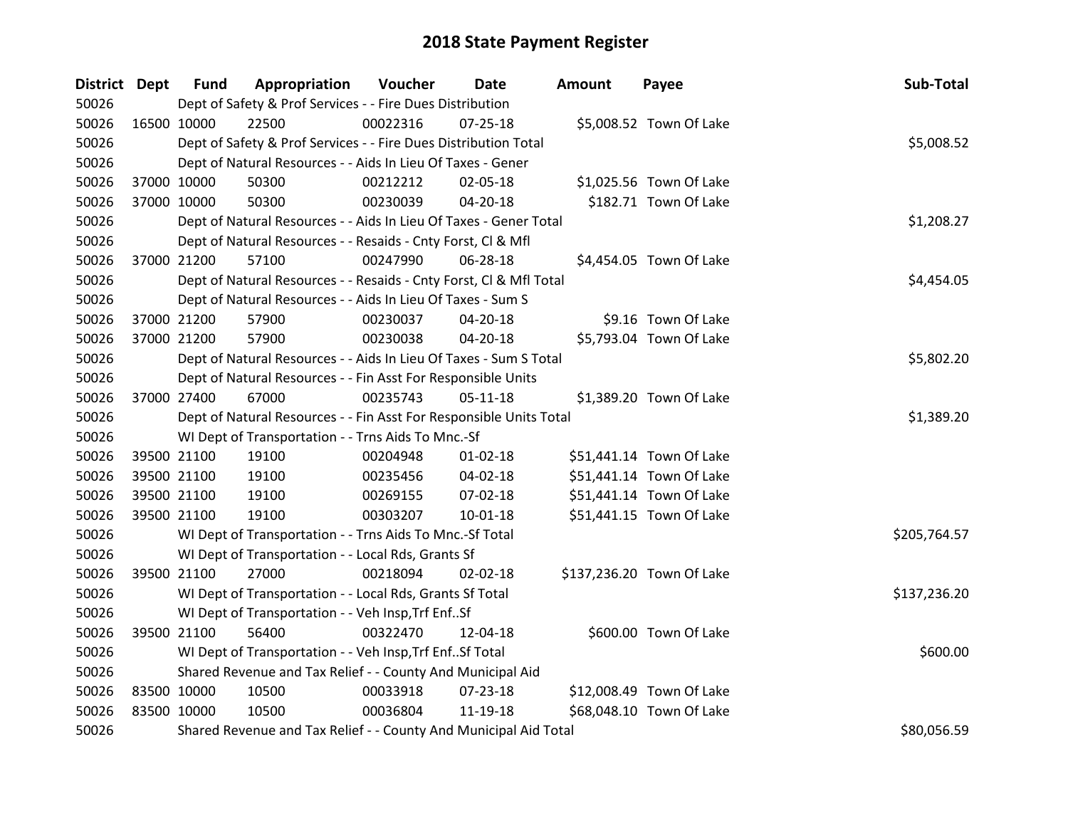# 2018 State Payment Register

| District | Dept | Fund | Appropriation | Voucher | Date | Amount | Payee | Sub-Total |
|---|---|---|---|---|---|---|---|---|
| 50026 | | Dept of Safety & Prof Services - - Fire Dues Distribution | | | | | | |
| 50026 | 16500 | 10000 | 22500 | 00022316 | 07-25-18 | $5,008.52 | Town Of Lake | |
| 50026 | | Dept of Safety & Prof Services - - Fire Dues Distribution Total | | | | | | $5,008.52 |
| 50026 | | Dept of Natural Resources - - Aids In Lieu Of Taxes - Gener | | | | | | |
| 50026 | 37000 | 10000 | 50300 | 00212212 | 02-05-18 | $1,025.56 | Town Of Lake | |
| 50026 | 37000 | 10000 | 50300 | 00230039 | 04-20-18 | $182.71 | Town Of Lake | |
| 50026 | | Dept of Natural Resources - - Aids In Lieu Of Taxes - Gener Total | | | | | | $1,208.27 |
| 50026 | | Dept of Natural Resources - - Resaids - Cnty Forst, Cl & Mfl | | | | | | |
| 50026 | 37000 | 21200 | 57100 | 00247990 | 06-28-18 | $4,454.05 | Town Of Lake | |
| 50026 | | Dept of Natural Resources - - Resaids - Cnty Forst, Cl & Mfl Total | | | | | | $4,454.05 |
| 50026 | | Dept of Natural Resources - - Aids In Lieu Of Taxes - Sum S | | | | | | |
| 50026 | 37000 | 21200 | 57900 | 00230037 | 04-20-18 | $9.16 | Town Of Lake | |
| 50026 | 37000 | 21200 | 57900 | 00230038 | 04-20-18 | $5,793.04 | Town Of Lake | |
| 50026 | | Dept of Natural Resources - - Aids In Lieu Of Taxes - Sum S Total | | | | | | $5,802.20 |
| 50026 | | Dept of Natural Resources - - Fin Asst For Responsible Units | | | | | | |
| 50026 | 37000 | 27400 | 67000 | 00235743 | 05-11-18 | $1,389.20 | Town Of Lake | |
| 50026 | | Dept of Natural Resources - - Fin Asst For Responsible Units Total | | | | | | $1,389.20 |
| 50026 | | WI Dept of Transportation - - Trns Aids To Mnc.-Sf | | | | | | |
| 50026 | 39500 | 21100 | 19100 | 00204948 | 01-02-18 | $51,441.14 | Town Of Lake | |
| 50026 | 39500 | 21100 | 19100 | 00235456 | 04-02-18 | $51,441.14 | Town Of Lake | |
| 50026 | 39500 | 21100 | 19100 | 00269155 | 07-02-18 | $51,441.14 | Town Of Lake | |
| 50026 | 39500 | 21100 | 19100 | 00303207 | 10-01-18 | $51,441.15 | Town Of Lake | |
| 50026 | | WI Dept of Transportation - - Trns Aids To Mnc.-Sf Total | | | | | | $205,764.57 |
| 50026 | | WI Dept of Transportation - - Local Rds, Grants Sf | | | | | | |
| 50026 | 39500 | 21100 | 27000 | 00218094 | 02-02-18 | $137,236.20 | Town Of Lake | |
| 50026 | | WI Dept of Transportation - - Local Rds, Grants Sf Total | | | | | | $137,236.20 |
| 50026 | | WI Dept of Transportation - - Veh Insp,Trf Enf..Sf | | | | | | |
| 50026 | 39500 | 21100 | 56400 | 00322470 | 12-04-18 | $600.00 | Town Of Lake | |
| 50026 | | WI Dept of Transportation - - Veh Insp,Trf Enf..Sf Total | | | | | | $600.00 |
| 50026 | | Shared Revenue and Tax Relief - - County And Municipal Aid | | | | | | |
| 50026 | 83500 | 10000 | 10500 | 00033918 | 07-23-18 | $12,008.49 | Town Of Lake | |
| 50026 | 83500 | 10000 | 10500 | 00036804 | 11-19-18 | $68,048.10 | Town Of Lake | |
| 50026 | | Shared Revenue and Tax Relief - - County And Municipal Aid Total | | | | | | $80,056.59 |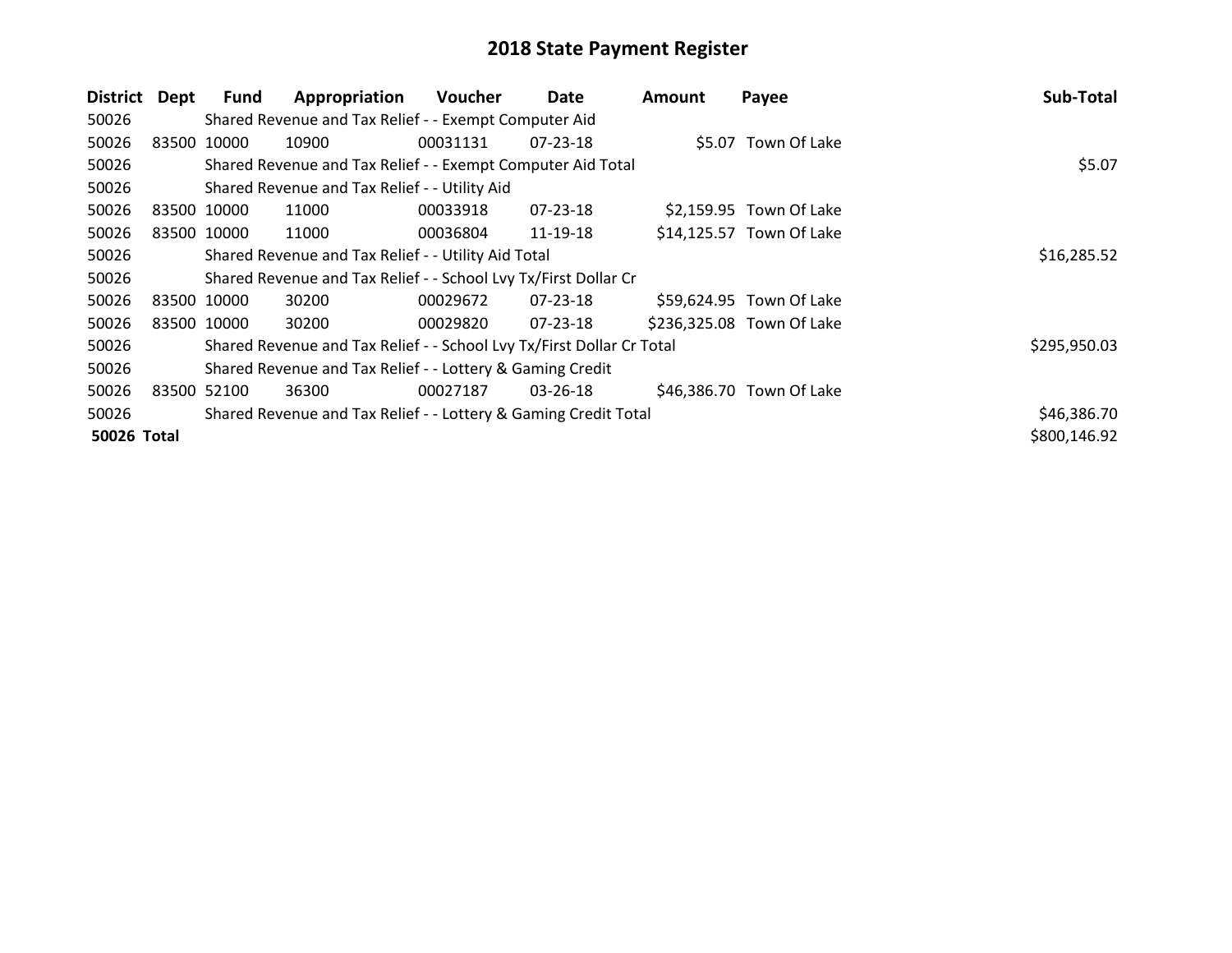# 2018 State Payment Register

| District | Dept | Fund | Appropriation | Voucher | Date | Amount | Payee | Sub-Total |
|---|---|---|---|---|---|---|---|---|
| 50026 | | Shared Revenue and Tax Relief - - Exempt Computer Aid | | | | | | |
| 50026 | 83500 | 10000 | 10900 | 00031131 | 07-23-18 | $5.07 | Town Of Lake | |
| 50026 | | Shared Revenue and Tax Relief - - Exempt Computer Aid Total | | | | | | $5.07 |
| 50026 | | Shared Revenue and Tax Relief - - Utility Aid | | | | | | |
| 50026 | 83500 | 10000 | 11000 | 00033918 | 07-23-18 | $2,159.95 | Town Of Lake | |
| 50026 | 83500 | 10000 | 11000 | 00036804 | 11-19-18 | $14,125.57 | Town Of Lake | |
| 50026 | | Shared Revenue and Tax Relief - - Utility Aid Total | | | | | | $16,285.52 |
| 50026 | | Shared Revenue and Tax Relief - - School Lvy Tx/First Dollar Cr | | | | | | |
| 50026 | 83500 | 10000 | 30200 | 00029672 | 07-23-18 | $59,624.95 | Town Of Lake | |
| 50026 | 83500 | 10000 | 30200 | 00029820 | 07-23-18 | $236,325.08 | Town Of Lake | |
| 50026 | | Shared Revenue and Tax Relief - - School Lvy Tx/First Dollar Cr Total | | | | | | $295,950.03 |
| 50026 | | Shared Revenue and Tax Relief - - Lottery & Gaming Credit | | | | | | |
| 50026 | 83500 | 52100 | 36300 | 00027187 | 03-26-18 | $46,386.70 | Town Of Lake | |
| 50026 | | Shared Revenue and Tax Relief - - Lottery & Gaming Credit Total | | | | | | $46,386.70 |
| **50026 Total** | | | | | | | | $800,146.92 |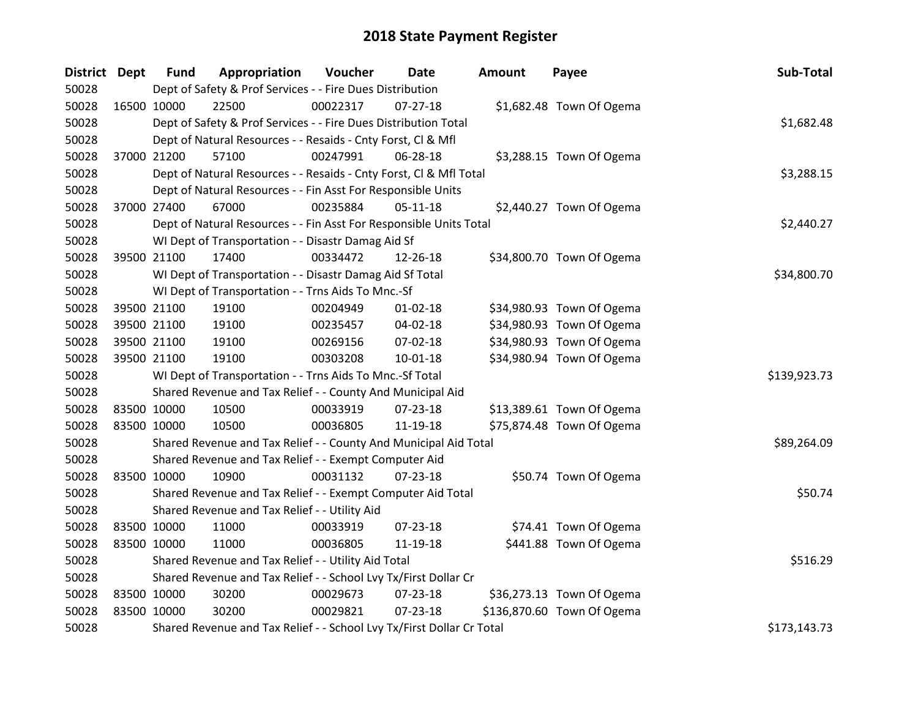# 2018 State Payment Register

| District | Dept | Fund | Appropriation | Voucher | Date | Amount | Payee | Sub-Total |
|---|---|---|---|---|---|---|---|---|
| 50028 | | Dept of Safety & Prof Services - - Fire Dues Distribution | | | | | | |
| 50028 | 16500 | 10000 | 22500 | 00022317 | 07-27-18 | $1,682.48 | Town Of Ogema | |
| 50028 | | Dept of Safety & Prof Services - - Fire Dues Distribution Total | | | | | | $1,682.48 |
| 50028 | | Dept of Natural Resources - - Resaids - Cnty Forst, Cl & Mfl | | | | | | |
| 50028 | 37000 | 21200 | 57100 | 00247991 | 06-28-18 | $3,288.15 | Town Of Ogema | |
| 50028 | | Dept of Natural Resources - - Resaids - Cnty Forst, Cl & Mfl Total | | | | | | $3,288.15 |
| 50028 | | Dept of Natural Resources - - Fin Asst For Responsible Units | | | | | | |
| 50028 | 37000 | 27400 | 67000 | 00235884 | 05-11-18 | $2,440.27 | Town Of Ogema | |
| 50028 | | Dept of Natural Resources - - Fin Asst For Responsible Units Total | | | | | | $2,440.27 |
| 50028 | | WI Dept of Transportation - - Disastr Damag Aid Sf | | | | | | |
| 50028 | 39500 | 21100 | 17400 | 00334472 | 12-26-18 | $34,800.70 | Town Of Ogema | |
| 50028 | | WI Dept of Transportation - - Disastr Damag Aid Sf Total | | | | | | $34,800.70 |
| 50028 | | WI Dept of Transportation - - Trns Aids To Mnc.-Sf | | | | | | |
| 50028 | 39500 | 21100 | 19100 | 00204949 | 01-02-18 | $34,980.93 | Town Of Ogema | |
| 50028 | 39500 | 21100 | 19100 | 00235457 | 04-02-18 | $34,980.93 | Town Of Ogema | |
| 50028 | 39500 | 21100 | 19100 | 00269156 | 07-02-18 | $34,980.93 | Town Of Ogema | |
| 50028 | 39500 | 21100 | 19100 | 00303208 | 10-01-18 | $34,980.94 | Town Of Ogema | |
| 50028 | | WI Dept of Transportation - - Trns Aids To Mnc.-Sf Total | | | | | | $139,923.73 |
| 50028 | | Shared Revenue and Tax Relief - - County And Municipal Aid | | | | | | |
| 50028 | 83500 | 10000 | 10500 | 00033919 | 07-23-18 | $13,389.61 | Town Of Ogema | |
| 50028 | 83500 | 10000 | 10500 | 00036805 | 11-19-18 | $75,874.48 | Town Of Ogema | |
| 50028 | | Shared Revenue and Tax Relief - - County And Municipal Aid Total | | | | | | $89,264.09 |
| 50028 | | Shared Revenue and Tax Relief - - Exempt Computer Aid | | | | | | |
| 50028 | 83500 | 10000 | 10900 | 00031132 | 07-23-18 | $50.74 | Town Of Ogema | |
| 50028 | | Shared Revenue and Tax Relief - - Exempt Computer Aid Total | | | | | | $50.74 |
| 50028 | | Shared Revenue and Tax Relief - - Utility Aid | | | | | | |
| 50028 | 83500 | 10000 | 11000 | 00033919 | 07-23-18 | $74.41 | Town Of Ogema | |
| 50028 | 83500 | 10000 | 11000 | 00036805 | 11-19-18 | $441.88 | Town Of Ogema | |
| 50028 | | Shared Revenue and Tax Relief - - Utility Aid Total | | | | | | $516.29 |
| 50028 | | Shared Revenue and Tax Relief - - School Lvy Tx/First Dollar Cr | | | | | | |
| 50028 | 83500 | 10000 | 30200 | 00029673 | 07-23-18 | $36,273.13 | Town Of Ogema | |
| 50028 | 83500 | 10000 | 30200 | 00029821 | 07-23-18 | $136,870.60 | Town Of Ogema | |
| 50028 | | Shared Revenue and Tax Relief - - School Lvy Tx/First Dollar Cr Total | | | | | | $173,143.73 |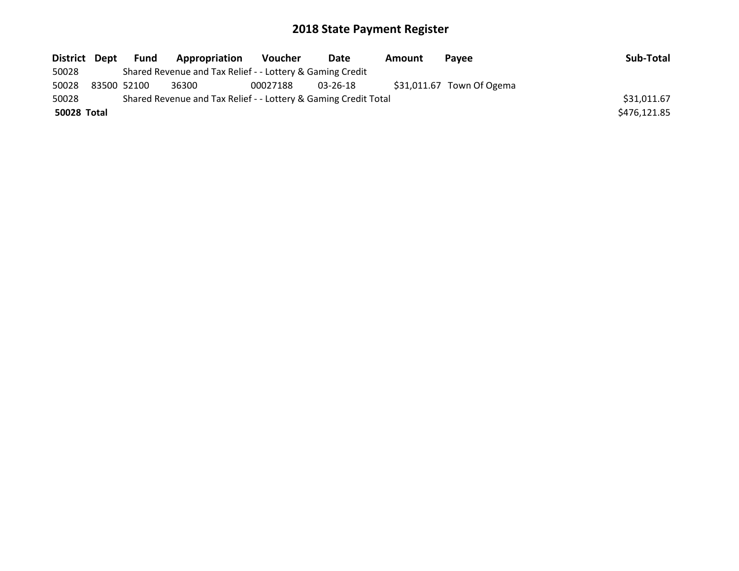# 2018 State Payment Register

| District | Dept | Fund | Appropriation | Voucher | Date | Amount | Payee | Sub-Total |
|---|---|---|---|---|---|---|---|---|
| 50028 | | Shared Revenue and Tax Relief - - Lottery & Gaming Credit | | | | | | |
| 50028 | 83500 | 52100 | 36300 | 00027188 | 03-26-18 | $31,011.67 | Town Of Ogema | |
| 50028 | | Shared Revenue and Tax Relief - - Lottery & Gaming Credit Total | | | | | | $31,011.67 |
| **50028** | **Total** | | | | | | | $476,121.85 |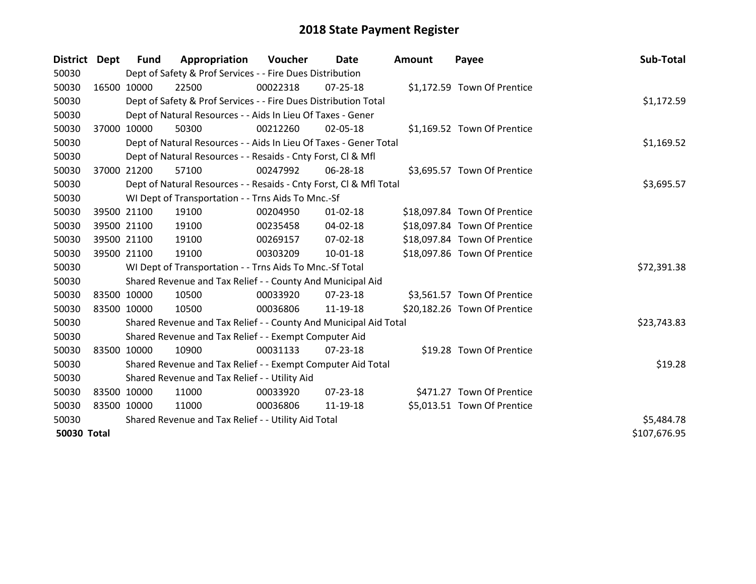# 2018 State Payment Register

| District | Dept | Fund | Appropriation | Voucher | Date | Amount | Payee | Sub-Total |
|---|---|---|---|---|---|---|---|---|
| 50030 | | Dept of Safety & Prof Services - - Fire Dues Distribution | | | | | | |
| 50030 | 16500 | 10000 | 22500 | 00022318 | 07-25-18 | $1,172.59 | Town Of Prentice | |
| 50030 | | Dept of Safety & Prof Services - - Fire Dues Distribution Total | | | | | | $1,172.59 |
| 50030 | | Dept of Natural Resources - - Aids In Lieu Of Taxes - Gener | | | | | | |
| 50030 | 37000 | 10000 | 50300 | 00212260 | 02-05-18 | $1,169.52 | Town Of Prentice | |
| 50030 | | Dept of Natural Resources - - Aids In Lieu Of Taxes - Gener Total | | | | | | $1,169.52 |
| 50030 | | Dept of Natural Resources - - Resaids - Cnty Forst, Cl & Mfl | | | | | | |
| 50030 | 37000 | 21200 | 57100 | 00247992 | 06-28-18 | $3,695.57 | Town Of Prentice | |
| 50030 | | Dept of Natural Resources - - Resaids - Cnty Forst, Cl & Mfl Total | | | | | | $3,695.57 |
| 50030 | | WI Dept of Transportation - - Trns Aids To Mnc.-Sf | | | | | | |
| 50030 | 39500 | 21100 | 19100 | 00204950 | 01-02-18 | $18,097.84 | Town Of Prentice | |
| 50030 | 39500 | 21100 | 19100 | 00235458 | 04-02-18 | $18,097.84 | Town Of Prentice | |
| 50030 | 39500 | 21100 | 19100 | 00269157 | 07-02-18 | $18,097.84 | Town Of Prentice | |
| 50030 | 39500 | 21100 | 19100 | 00303209 | 10-01-18 | $18,097.86 | Town Of Prentice | |
| 50030 | | WI Dept of Transportation - - Trns Aids To Mnc.-Sf Total | | | | | | $72,391.38 |
| 50030 | | Shared Revenue and Tax Relief - - County And Municipal Aid | | | | | | |
| 50030 | 83500 | 10000 | 10500 | 00033920 | 07-23-18 | $3,561.57 | Town Of Prentice | |
| 50030 | 83500 | 10000 | 10500 | 00036806 | 11-19-18 | $20,182.26 | Town Of Prentice | |
| 50030 | | Shared Revenue and Tax Relief - - County And Municipal Aid Total | | | | | | $23,743.83 |
| 50030 | | Shared Revenue and Tax Relief - - Exempt Computer Aid | | | | | | |
| 50030 | 83500 | 10000 | 10900 | 00031133 | 07-23-18 | $19.28 | Town Of Prentice | |
| 50030 | | Shared Revenue and Tax Relief - - Exempt Computer Aid Total | | | | | | $19.28 |
| 50030 | | Shared Revenue and Tax Relief - - Utility Aid | | | | | | |
| 50030 | 83500 | 10000 | 11000 | 00033920 | 07-23-18 | $471.27 | Town Of Prentice | |
| 50030 | 83500 | 10000 | 11000 | 00036806 | 11-19-18 | $5,013.51 | Town Of Prentice | |
| 50030 | | Shared Revenue and Tax Relief - - Utility Aid Total | | | | | | $5,484.78 |
| **50030 Total** | | | | | | | | $107,676.95 |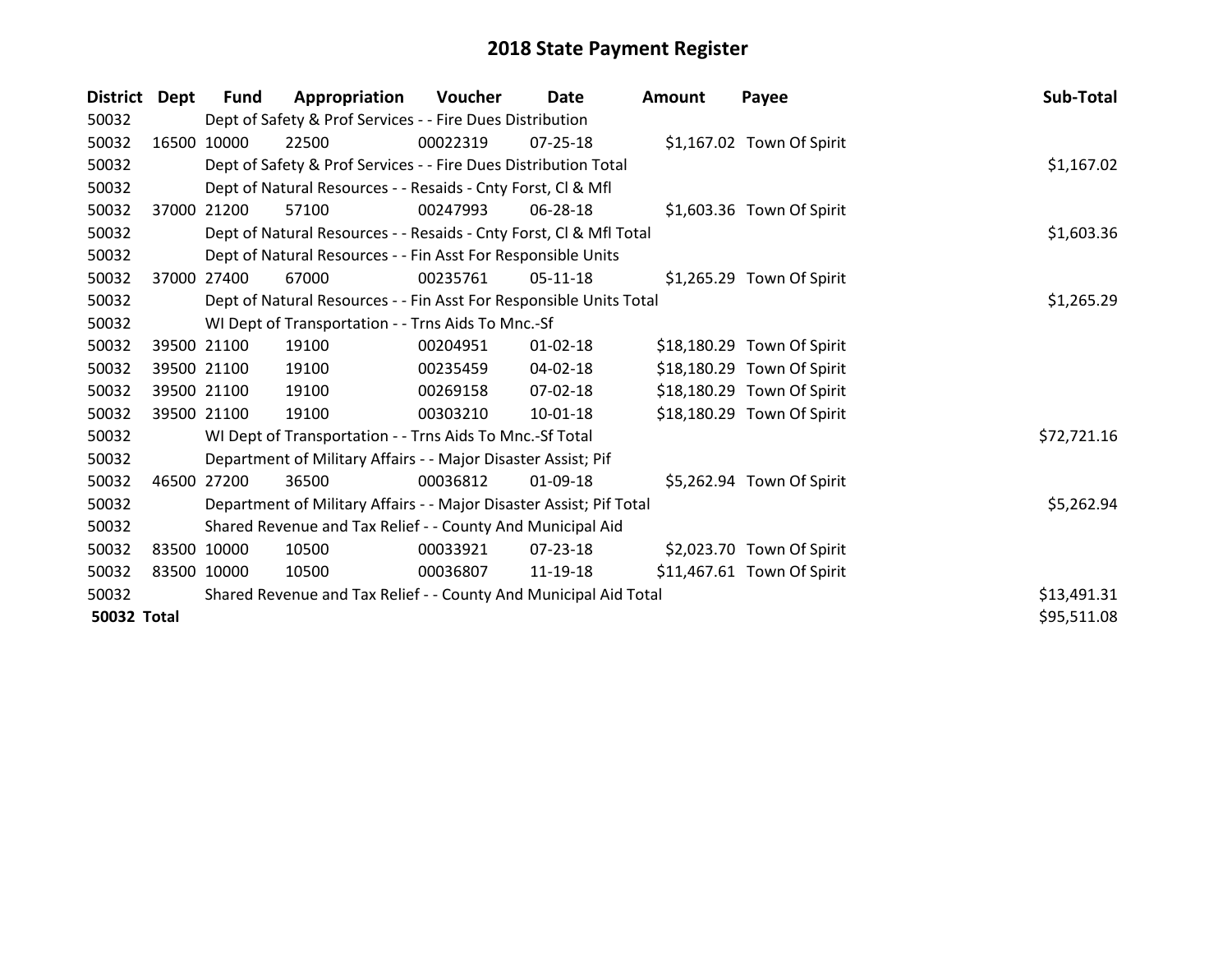# 2018 State Payment Register

| District | Dept | Fund | Appropriation | Voucher | Date | Amount | Payee | Sub-Total |
|---|---|---|---|---|---|---|---|---|
| 50032 | | Dept of Safety & Prof Services - - Fire Dues Distribution | | | | | | |
| 50032 | 16500 | 10000 | 22500 | 00022319 | 07-25-18 | $1,167.02 | Town Of Spirit | |
| 50032 | | Dept of Safety & Prof Services - - Fire Dues Distribution Total | | | | | | $1,167.02 |
| 50032 | | Dept of Natural Resources - - Resaids - Cnty Forst, Cl & Mfl | | | | | | |
| 50032 | 37000 | 21200 | 57100 | 00247993 | 06-28-18 | $1,603.36 | Town Of Spirit | |
| 50032 | | Dept of Natural Resources - - Resaids - Cnty Forst, Cl & Mfl Total | | | | | | $1,603.36 |
| 50032 | | Dept of Natural Resources - - Fin Asst For Responsible Units | | | | | | |
| 50032 | 37000 | 27400 | 67000 | 00235761 | 05-11-18 | $1,265.29 | Town Of Spirit | |
| 50032 | | Dept of Natural Resources - - Fin Asst For Responsible Units Total | | | | | | $1,265.29 |
| 50032 | | WI Dept of Transportation - - Trns Aids To Mnc.-Sf | | | | | | |
| 50032 | 39500 | 21100 | 19100 | 00204951 | 01-02-18 | $18,180.29 | Town Of Spirit | |
| 50032 | 39500 | 21100 | 19100 | 00235459 | 04-02-18 | $18,180.29 | Town Of Spirit | |
| 50032 | 39500 | 21100 | 19100 | 00269158 | 07-02-18 | $18,180.29 | Town Of Spirit | |
| 50032 | 39500 | 21100 | 19100 | 00303210 | 10-01-18 | $18,180.29 | Town Of Spirit | |
| 50032 | | WI Dept of Transportation - - Trns Aids To Mnc.-Sf Total | | | | | | $72,721.16 |
| 50032 | | Department of Military Affairs - - Major Disaster Assist; Pif | | | | | | |
| 50032 | 46500 | 27200 | 36500 | 00036812 | 01-09-18 | $5,262.94 | Town Of Spirit | |
| 50032 | | Department of Military Affairs - - Major Disaster Assist; Pif Total | | | | | | $5,262.94 |
| 50032 | | Shared Revenue and Tax Relief - - County And Municipal Aid | | | | | | |
| 50032 | 83500 | 10000 | 10500 | 00033921 | 07-23-18 | $2,023.70 | Town Of Spirit | |
| 50032 | 83500 | 10000 | 10500 | 00036807 | 11-19-18 | $11,467.61 | Town Of Spirit | |
| 50032 | | Shared Revenue and Tax Relief - - County And Municipal Aid Total | | | | | | $13,491.31 |
| **50032 Total** | | | | | | | | $95,511.08 |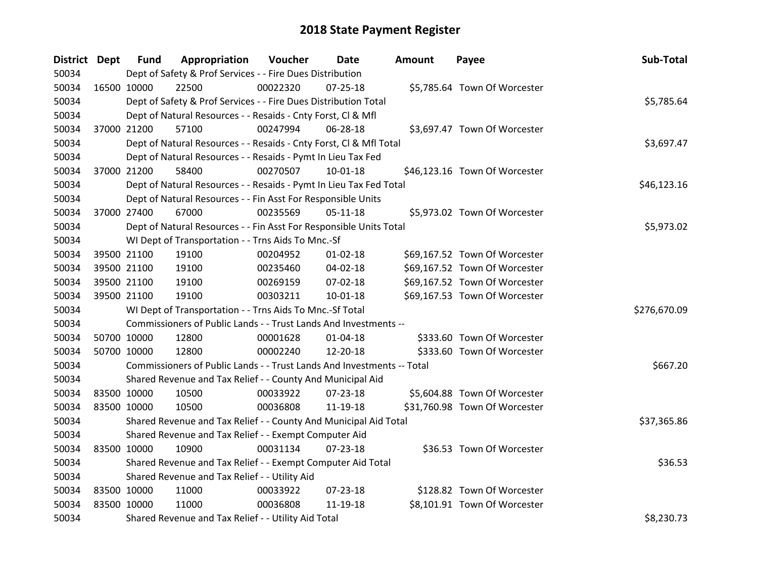# 2018 State Payment Register

| District | Dept | Fund | Appropriation | Voucher | Date | Amount | Payee | Sub-Total |
|---|---|---|---|---|---|---|---|---|
| 50034 | | Dept of Safety & Prof Services - - Fire Dues Distribution | | | | | | |
| 50034 | 16500 | 10000 | 22500 | 00022320 | 07-25-18 | $5,785.64 | Town Of Worcester | |
| 50034 | | Dept of Safety & Prof Services - - Fire Dues Distribution Total | | | | | | $5,785.64 |
| 50034 | | Dept of Natural Resources - - Resaids - Cnty Forst, Cl & Mfl | | | | | | |
| 50034 | 37000 | 21200 | 57100 | 00247994 | 06-28-18 | $3,697.47 | Town Of Worcester | |
| 50034 | | Dept of Natural Resources - - Resaids - Cnty Forst, Cl & Mfl Total | | | | | | $3,697.47 |
| 50034 | | Dept of Natural Resources - - Resaids - Pymt In Lieu Tax Fed | | | | | | |
| 50034 | 37000 | 21200 | 58400 | 00270507 | 10-01-18 | $46,123.16 | Town Of Worcester | |
| 50034 | | Dept of Natural Resources - - Resaids - Pymt In Lieu Tax Fed Total | | | | | | $46,123.16 |
| 50034 | | Dept of Natural Resources - - Fin Asst For Responsible Units | | | | | | |
| 50034 | 37000 | 27400 | 67000 | 00235569 | 05-11-18 | $5,973.02 | Town Of Worcester | |
| 50034 | | Dept of Natural Resources - - Fin Asst For Responsible Units Total | | | | | | $5,973.02 |
| 50034 | | WI Dept of Transportation - - Trns Aids To Mnc.-Sf | | | | | | |
| 50034 | 39500 | 21100 | 19100 | 00204952 | 01-02-18 | $69,167.52 | Town Of Worcester | |
| 50034 | 39500 | 21100 | 19100 | 00235460 | 04-02-18 | $69,167.52 | Town Of Worcester | |
| 50034 | 39500 | 21100 | 19100 | 00269159 | 07-02-18 | $69,167.52 | Town Of Worcester | |
| 50034 | 39500 | 21100 | 19100 | 00303211 | 10-01-18 | $69,167.53 | Town Of Worcester | |
| 50034 | | WI Dept of Transportation - - Trns Aids To Mnc.-Sf Total | | | | | | $276,670.09 |
| 50034 | | Commissioners of Public Lands - - Trust Lands And Investments -- | | | | | | |
| 50034 | 50700 | 10000 | 12800 | 00001628 | 01-04-18 | $333.60 | Town Of Worcester | |
| 50034 | 50700 | 10000 | 12800 | 00002240 | 12-20-18 | $333.60 | Town Of Worcester | |
| 50034 | | Commissioners of Public Lands - - Trust Lands And Investments -- Total | | | | | | $667.20 |
| 50034 | | Shared Revenue and Tax Relief - - County And Municipal Aid | | | | | | |
| 50034 | 83500 | 10000 | 10500 | 00033922 | 07-23-18 | $5,604.88 | Town Of Worcester | |
| 50034 | 83500 | 10000 | 10500 | 00036808 | 11-19-18 | $31,760.98 | Town Of Worcester | |
| 50034 | | Shared Revenue and Tax Relief - - County And Municipal Aid Total | | | | | | $37,365.86 |
| 50034 | | Shared Revenue and Tax Relief - - Exempt Computer Aid | | | | | | |
| 50034 | 83500 | 10000 | 10900 | 00031134 | 07-23-18 | $36.53 | Town Of Worcester | |
| 50034 | | Shared Revenue and Tax Relief - - Exempt Computer Aid Total | | | | | | $36.53 |
| 50034 | | Shared Revenue and Tax Relief - - Utility Aid | | | | | | |
| 50034 | 83500 | 10000 | 11000 | 00033922 | 07-23-18 | $128.82 | Town Of Worcester | |
| 50034 | 83500 | 10000 | 11000 | 00036808 | 11-19-18 | $8,101.91 | Town Of Worcester | |
| 50034 | | Shared Revenue and Tax Relief - - Utility Aid Total | | | | | | $8,230.73 |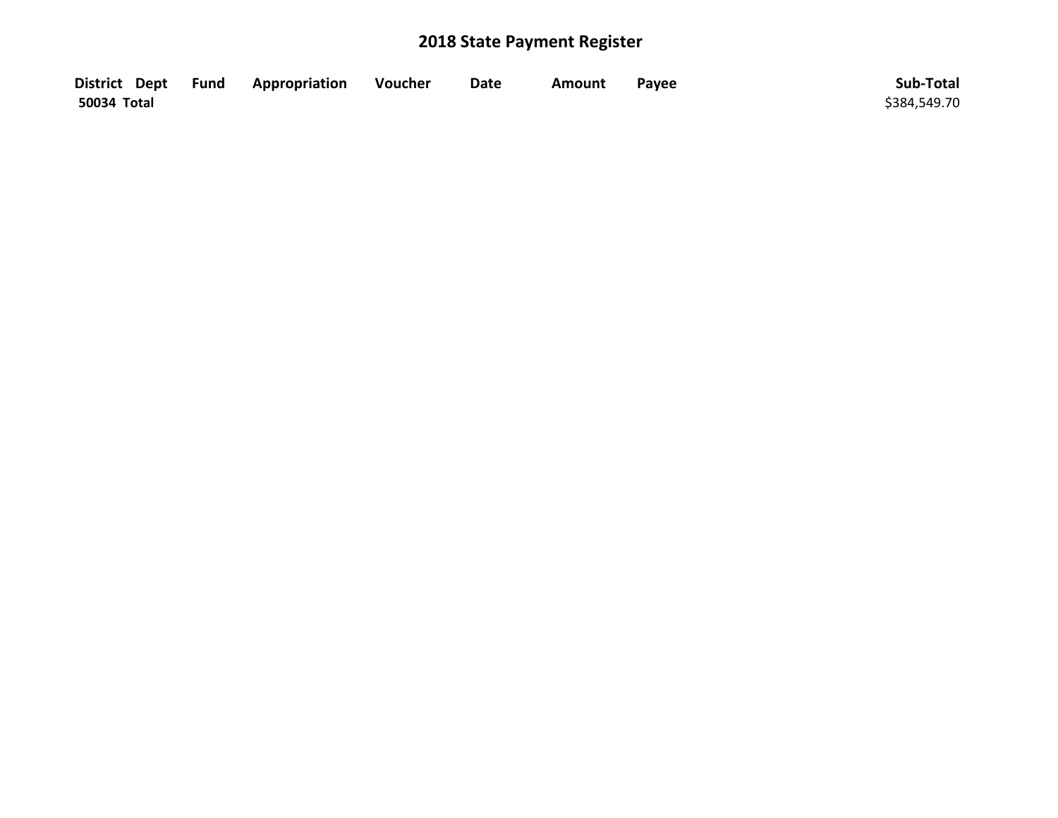# 2018 State Payment Register

| District | Dept | Fund | Appropriation | Voucher | Date | Amount | Payee | Sub-Total |
|---|---|---|---|---|---|---|---|---|
| **50034 Total** | | | | | | | | $384,549.70 |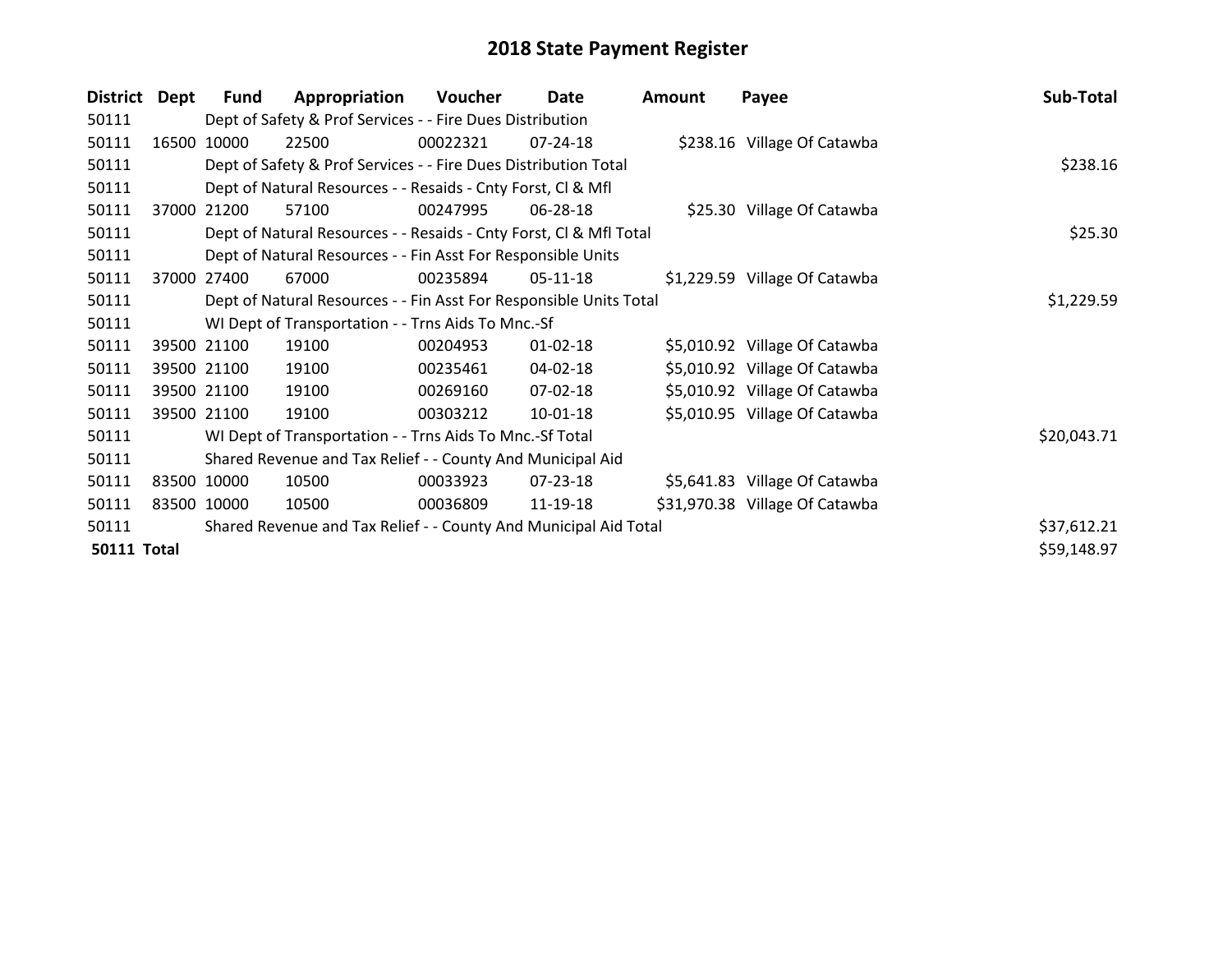# 2018 State Payment Register

| District | Dept | Fund | Appropriation | Voucher | Date | Amount | Payee | Sub-Total |
|---|---|---|---|---|---|---|---|---|
| 50111 | | Dept of Safety & Prof Services - - Fire Dues Distribution | | | | | | |
| 50111 | 16500 | 10000 | 22500 | 00022321 | 07-24-18 | $238.16 | Village Of Catawba | |
| 50111 | | Dept of Safety & Prof Services - - Fire Dues Distribution Total | | | | | | $238.16 |
| 50111 | | Dept of Natural Resources - - Resaids - Cnty Forst, Cl & Mfl | | | | | | |
| 50111 | 37000 | 21200 | 57100 | 00247995 | 06-28-18 | $25.30 | Village Of Catawba | |
| 50111 | | Dept of Natural Resources - - Resaids - Cnty Forst, Cl & Mfl Total | | | | | | $25.30 |
| 50111 | | Dept of Natural Resources - - Fin Asst For Responsible Units | | | | | | |
| 50111 | 37000 | 27400 | 67000 | 00235894 | 05-11-18 | $1,229.59 | Village Of Catawba | |
| 50111 | | Dept of Natural Resources - - Fin Asst For Responsible Units Total | | | | | | $1,229.59 |
| 50111 | | WI Dept of Transportation - - Trns Aids To Mnc.-Sf | | | | | | |
| 50111 | 39500 | 21100 | 19100 | 00204953 | 01-02-18 | $5,010.92 | Village Of Catawba | |
| 50111 | 39500 | 21100 | 19100 | 00235461 | 04-02-18 | $5,010.92 | Village Of Catawba | |
| 50111 | 39500 | 21100 | 19100 | 00269160 | 07-02-18 | $5,010.92 | Village Of Catawba | |
| 50111 | 39500 | 21100 | 19100 | 00303212 | 10-01-18 | $5,010.95 | Village Of Catawba | |
| 50111 | | WI Dept of Transportation - - Trns Aids To Mnc.-Sf Total | | | | | | $20,043.71 |
| 50111 | | Shared Revenue and Tax Relief - - County And Municipal Aid | | | | | | |
| 50111 | 83500 | 10000 | 10500 | 00033923 | 07-23-18 | $5,641.83 | Village Of Catawba | |
| 50111 | 83500 | 10000 | 10500 | 00036809 | 11-19-18 | $31,970.38 | Village Of Catawba | |
| 50111 | | Shared Revenue and Tax Relief - - County And Municipal Aid Total | | | | | | $37,612.21 |
| **50111 Total** | | | | | | | | $59,148.97 |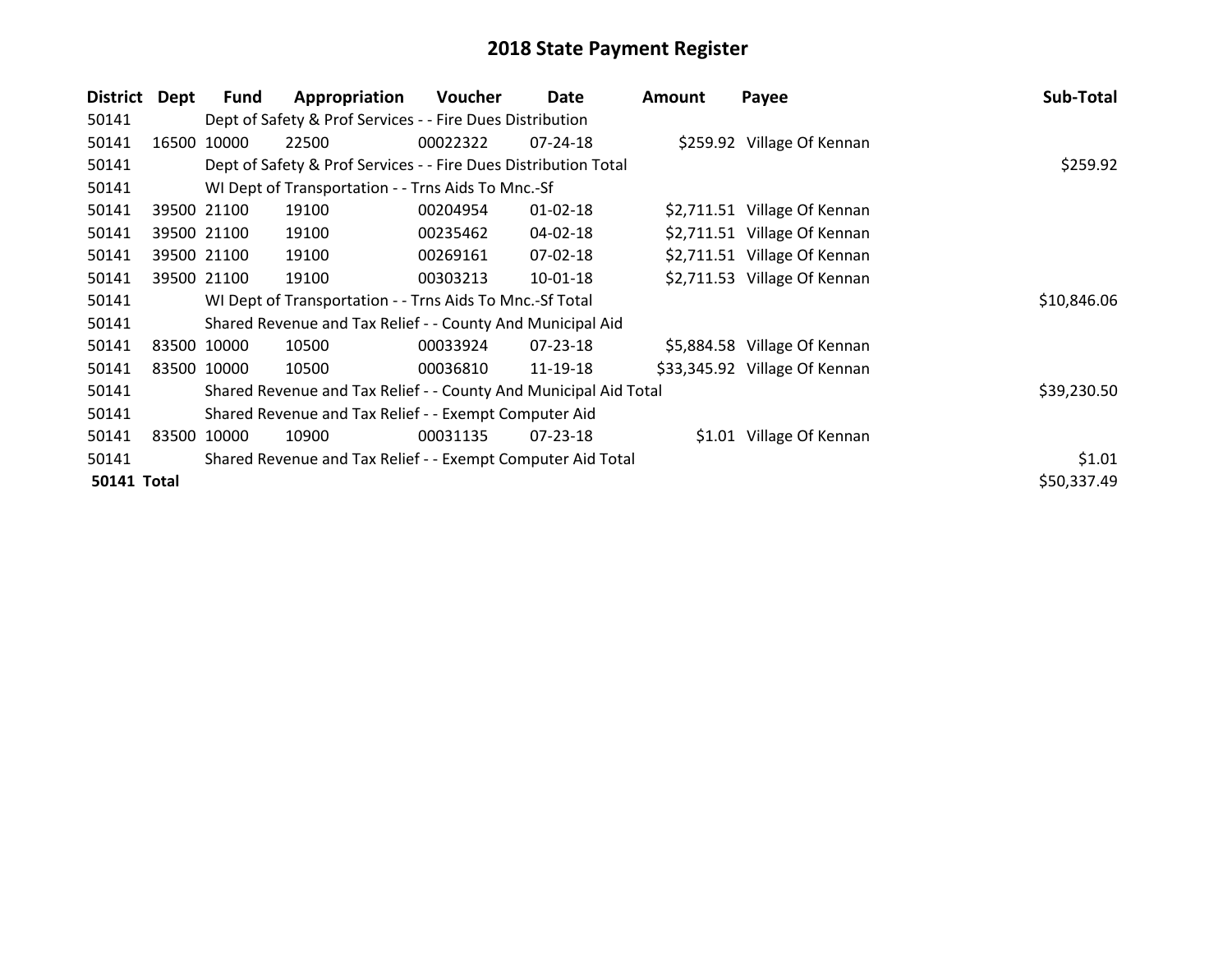# 2018 State Payment Register

| District | Dept | Fund | Appropriation | Voucher | Date | Amount | Payee | Sub-Total |
|---|---|---|---|---|---|---|---|---|
| 50141 | | Dept of Safety & Prof Services - - Fire Dues Distribution | | | | | | |
| 50141 | 16500 | 10000 | 22500 | 00022322 | 07-24-18 | $259.92 | Village Of Kennan | |
| 50141 | | Dept of Safety & Prof Services - - Fire Dues Distribution Total | | | | | | $259.92 |
| 50141 | | WI Dept of Transportation - - Trns Aids To Mnc.-Sf | | | | | | |
| 50141 | 39500 | 21100 | 19100 | 00204954 | 01-02-18 | $2,711.51 | Village Of Kennan | |
| 50141 | 39500 | 21100 | 19100 | 00235462 | 04-02-18 | $2,711.51 | Village Of Kennan | |
| 50141 | 39500 | 21100 | 19100 | 00269161 | 07-02-18 | $2,711.51 | Village Of Kennan | |
| 50141 | 39500 | 21100 | 19100 | 00303213 | 10-01-18 | $2,711.53 | Village Of Kennan | |
| 50141 | | WI Dept of Transportation - - Trns Aids To Mnc.-Sf Total | | | | | | $10,846.06 |
| 50141 | | Shared Revenue and Tax Relief - - County And Municipal Aid | | | | | | |
| 50141 | 83500 | 10000 | 10500 | 00033924 | 07-23-18 | $5,884.58 | Village Of Kennan | |
| 50141 | 83500 | 10000 | 10500 | 00036810 | 11-19-18 | $33,345.92 | Village Of Kennan | |
| 50141 | | Shared Revenue and Tax Relief - - County And Municipal Aid Total | | | | | | $39,230.50 |
| 50141 | | Shared Revenue and Tax Relief - - Exempt Computer Aid | | | | | | |
| 50141 | 83500 | 10000 | 10900 | 00031135 | 07-23-18 | $1.01 | Village Of Kennan | |
| 50141 | | Shared Revenue and Tax Relief - - Exempt Computer Aid Total | | | | | | $1.01 |
| **50141 Total** | | | | | | | | $50,337.49 |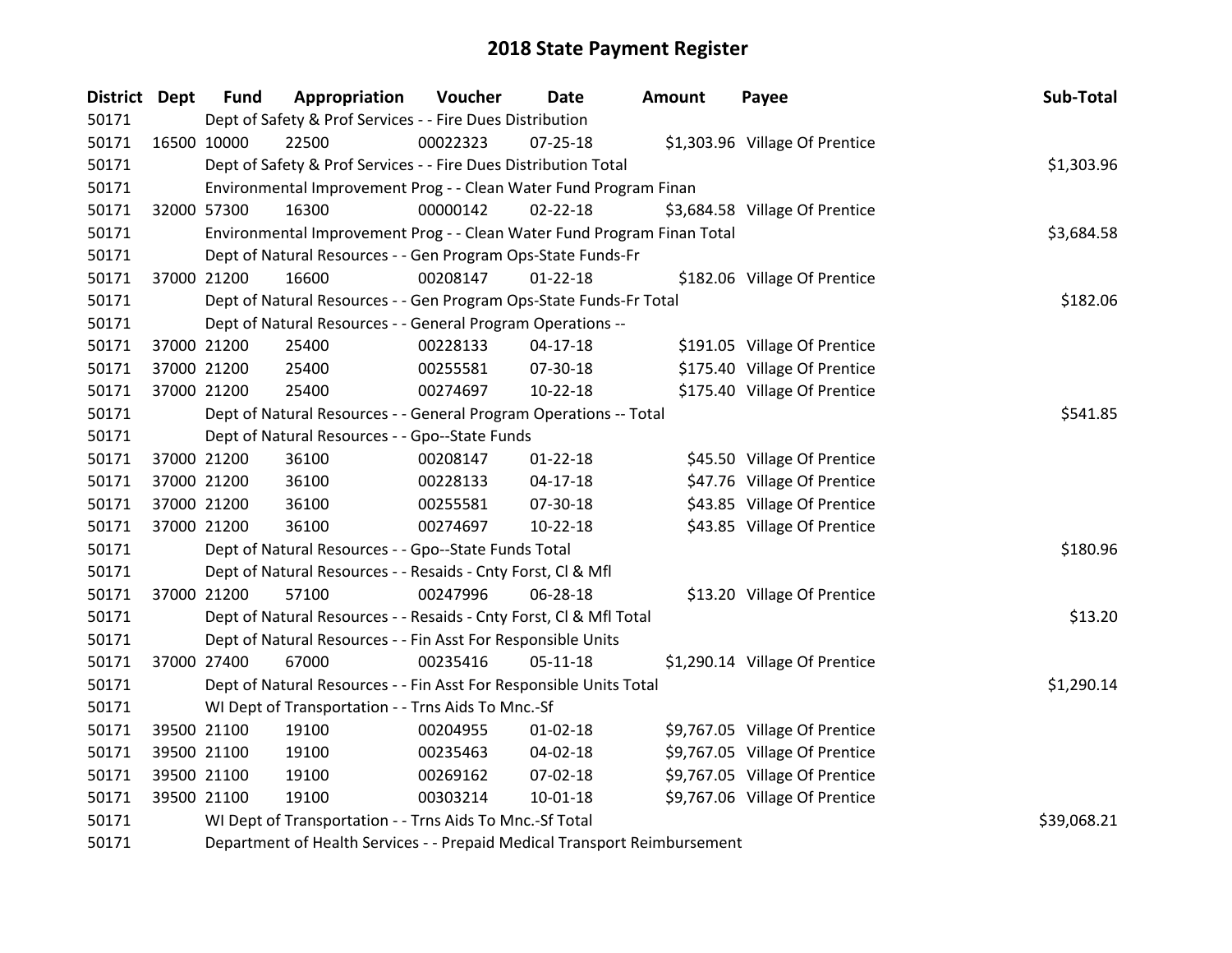# 2018 State Payment Register

| District | Dept | Fund | Appropriation | Voucher | Date | Amount | Payee | Sub-Total |
|---|---|---|---|---|---|---|---|---|
| 50171 | | Dept of Safety & Prof Services - - Fire Dues Distribution | | | | | | |
| 50171 | 16500 | 10000 | 22500 | 00022323 | 07-25-18 | $1,303.96 | Village Of Prentice | |
| 50171 | | Dept of Safety & Prof Services - - Fire Dues Distribution Total | | | | | | $1,303.96 |
| 50171 | | Environmental Improvement Prog - - Clean Water Fund Program Finan | | | | | | |
| 50171 | 32000 | 57300 | 16300 | 00000142 | 02-22-18 | $3,684.58 | Village Of Prentice | |
| 50171 | | Environmental Improvement Prog - - Clean Water Fund Program Finan Total | | | | | | $3,684.58 |
| 50171 | | Dept of Natural Resources - - Gen Program Ops-State Funds-Fr | | | | | | |
| 50171 | 37000 | 21200 | 16600 | 00208147 | 01-22-18 | $182.06 | Village Of Prentice | |
| 50171 | | Dept of Natural Resources - - Gen Program Ops-State Funds-Fr Total | | | | | | $182.06 |
| 50171 | | Dept of Natural Resources - - General Program Operations -- | | | | | | |
| 50171 | 37000 | 21200 | 25400 | 00228133 | 04-17-18 | $191.05 | Village Of Prentice | |
| 50171 | 37000 | 21200 | 25400 | 00255581 | 07-30-18 | $175.40 | Village Of Prentice | |
| 50171 | 37000 | 21200 | 25400 | 00274697 | 10-22-18 | $175.40 | Village Of Prentice | |
| 50171 | | Dept of Natural Resources - - General Program Operations -- Total | | | | | | $541.85 |
| 50171 | | Dept of Natural Resources - - Gpo--State Funds | | | | | | |
| 50171 | 37000 | 21200 | 36100 | 00208147 | 01-22-18 | $45.50 | Village Of Prentice | |
| 50171 | 37000 | 21200 | 36100 | 00228133 | 04-17-18 | $47.76 | Village Of Prentice | |
| 50171 | 37000 | 21200 | 36100 | 00255581 | 07-30-18 | $43.85 | Village Of Prentice | |
| 50171 | 37000 | 21200 | 36100 | 00274697 | 10-22-18 | $43.85 | Village Of Prentice | |
| 50171 | | Dept of Natural Resources - - Gpo--State Funds Total | | | | | | $180.96 |
| 50171 | | Dept of Natural Resources - - Resaids - Cnty Forst, Cl & Mfl | | | | | | |
| 50171 | 37000 | 21200 | 57100 | 00247996 | 06-28-18 | $13.20 | Village Of Prentice | |
| 50171 | | Dept of Natural Resources - - Resaids - Cnty Forst, Cl & Mfl Total | | | | | | $13.20 |
| 50171 | | Dept of Natural Resources - - Fin Asst For Responsible Units | | | | | | |
| 50171 | 37000 | 27400 | 67000 | 00235416 | 05-11-18 | $1,290.14 | Village Of Prentice | |
| 50171 | | Dept of Natural Resources - - Fin Asst For Responsible Units Total | | | | | | $1,290.14 |
| 50171 | | WI Dept of Transportation - - Trns Aids To Mnc.-Sf | | | | | | |
| 50171 | 39500 | 21100 | 19100 | 00204955 | 01-02-18 | $9,767.05 | Village Of Prentice | |
| 50171 | 39500 | 21100 | 19100 | 00235463 | 04-02-18 | $9,767.05 | Village Of Prentice | |
| 50171 | 39500 | 21100 | 19100 | 00269162 | 07-02-18 | $9,767.05 | Village Of Prentice | |
| 50171 | 39500 | 21100 | 19100 | 00303214 | 10-01-18 | $9,767.06 | Village Of Prentice | |
| 50171 | | WI Dept of Transportation - - Trns Aids To Mnc.-Sf Total | | | | | | $39,068.21 |
| 50171 | | Department of Health Services - - Prepaid Medical Transport Reimbursement | | | | | | |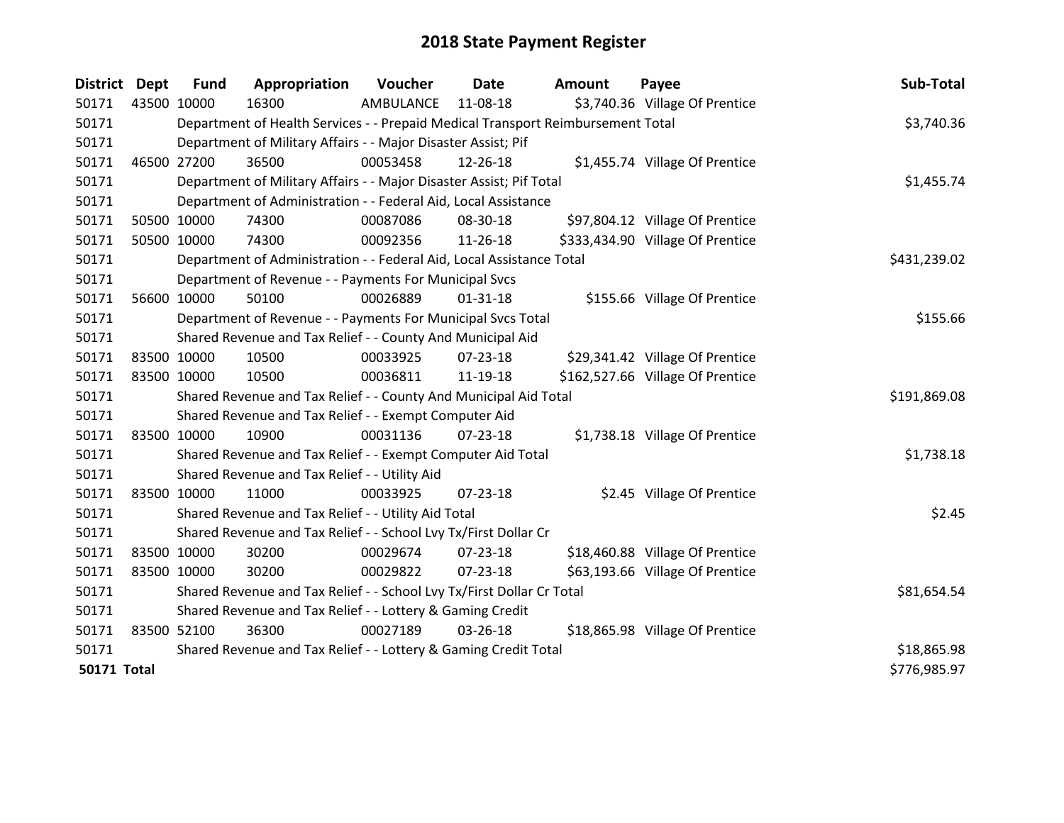# 2018 State Payment Register

| District | Dept | Fund | Appropriation | Voucher | Date | Amount | Payee | Sub-Total |
|---|---|---|---|---|---|---|---|---|
| 50171 | 43500 | 10000 | 16300 | AMBULANCE | 11-08-18 | $3,740.36 | Village Of Prentice | |
| 50171 | Department of Health Services - - Prepaid Medical Transport Reimbursement Total | | | | | | | $3,740.36 |
| 50171 | Department of Military Affairs - - Major Disaster Assist; Pif | | | | | | | |
| 50171 | 46500 | 27200 | 36500 | 00053458 | 12-26-18 | $1,455.74 | Village Of Prentice | |
| 50171 | Department of Military Affairs - - Major Disaster Assist; Pif Total | | | | | | | $1,455.74 |
| 50171 | Department of Administration - - Federal Aid, Local Assistance | | | | | | | |
| 50171 | 50500 | 10000 | 74300 | 00087086 | 08-30-18 | $97,804.12 | Village Of Prentice | |
| 50171 | 50500 | 10000 | 74300 | 00092356 | 11-26-18 | $333,434.90 | Village Of Prentice | |
| 50171 | Department of Administration - - Federal Aid, Local Assistance Total | | | | | | | $431,239.02 |
| 50171 | Department of Revenue - - Payments For Municipal Svcs | | | | | | | |
| 50171 | 56600 | 10000 | 50100 | 00026889 | 01-31-18 | $155.66 | Village Of Prentice | |
| 50171 | Department of Revenue - - Payments For Municipal Svcs Total | | | | | | | $155.66 |
| 50171 | Shared Revenue and Tax Relief - - County And Municipal Aid | | | | | | | |
| 50171 | 83500 | 10000 | 10500 | 00033925 | 07-23-18 | $29,341.42 | Village Of Prentice | |
| 50171 | 83500 | 10000 | 10500 | 00036811 | 11-19-18 | $162,527.66 | Village Of Prentice | |
| 50171 | Shared Revenue and Tax Relief - - County And Municipal Aid Total | | | | | | | $191,869.08 |
| 50171 | Shared Revenue and Tax Relief - - Exempt Computer Aid | | | | | | | |
| 50171 | 83500 | 10000 | 10900 | 00031136 | 07-23-18 | $1,738.18 | Village Of Prentice | |
| 50171 | Shared Revenue and Tax Relief - - Exempt Computer Aid Total | | | | | | | $1,738.18 |
| 50171 | Shared Revenue and Tax Relief - - Utility Aid | | | | | | | |
| 50171 | 83500 | 10000 | 11000 | 00033925 | 07-23-18 | $2.45 | Village Of Prentice | |
| 50171 | Shared Revenue and Tax Relief - - Utility Aid Total | | | | | | | $2.45 |
| 50171 | Shared Revenue and Tax Relief - - School Lvy Tx/First Dollar Cr | | | | | | | |
| 50171 | 83500 | 10000 | 30200 | 00029674 | 07-23-18 | $18,460.88 | Village Of Prentice | |
| 50171 | 83500 | 10000 | 30200 | 00029822 | 07-23-18 | $63,193.66 | Village Of Prentice | |
| 50171 | Shared Revenue and Tax Relief - - School Lvy Tx/First Dollar Cr Total | | | | | | | $81,654.54 |
| 50171 | Shared Revenue and Tax Relief - - Lottery & Gaming Credit | | | | | | | |
| 50171 | 83500 | 52100 | 36300 | 00027189 | 03-26-18 | $18,865.98 | Village Of Prentice | |
| 50171 | Shared Revenue and Tax Relief - - Lottery & Gaming Credit Total | | | | | | | $18,865.98 |
| **50171 Total** | | | | | | | | $776,985.97 |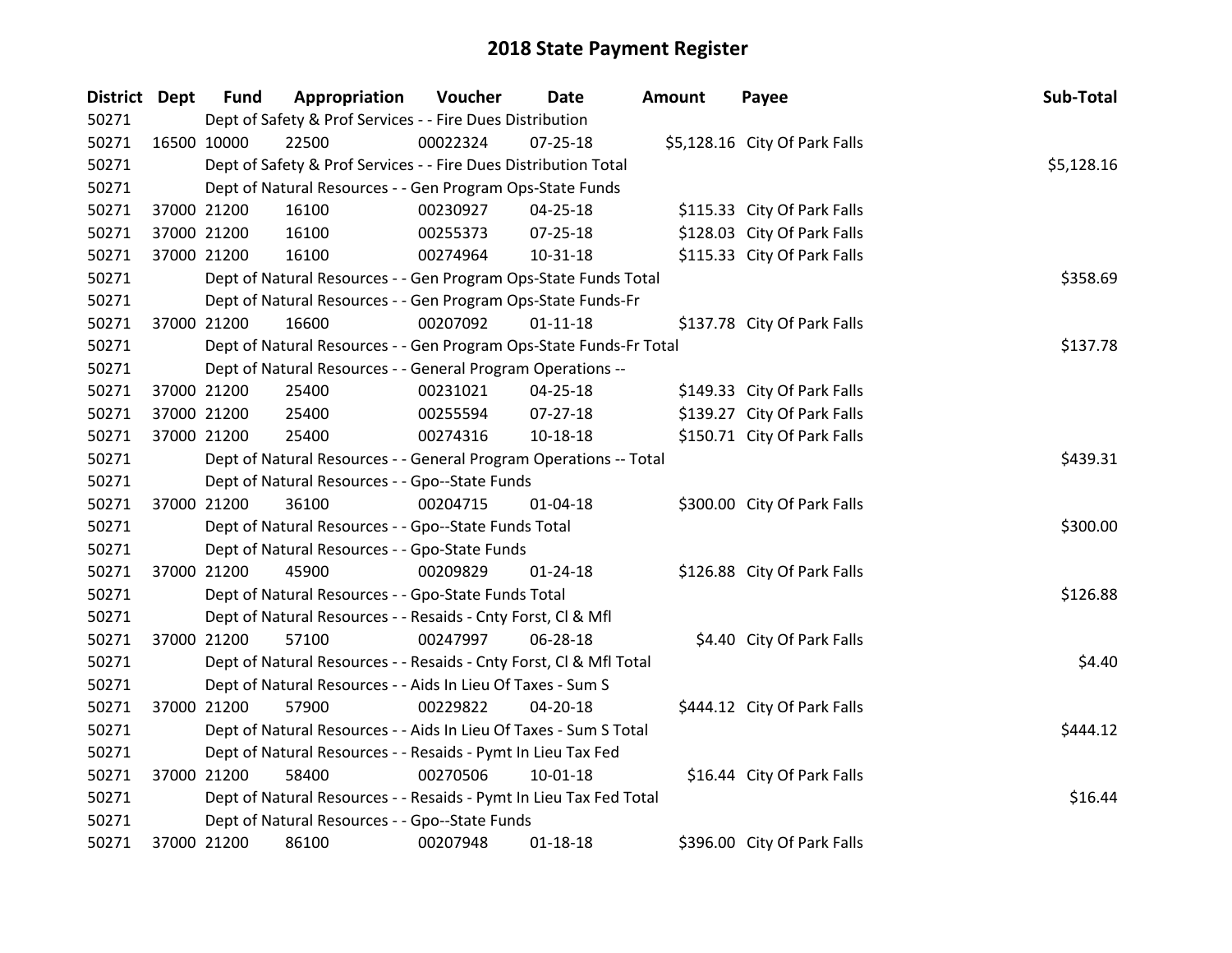# 2018 State Payment Register

| District | Dept | Fund | Appropriation | Voucher | Date | Amount | Payee | Sub-Total |
|---|---|---|---|---|---|---|---|---|
| 50271 | Dept of Safety & Prof Services - - Fire Dues Distribution | | | | | | | |
| 50271 | 16500 | 10000 | 22500 | 00022324 | 07-25-18 | $5,128.16 | City Of Park Falls | |
| 50271 | Dept of Safety & Prof Services - - Fire Dues Distribution Total | | | | | | | $5,128.16 |
| 50271 | Dept of Natural Resources - - Gen Program Ops-State Funds | | | | | | | |
| 50271 | 37000 | 21200 | 16100 | 00230927 | 04-25-18 | $115.33 | City Of Park Falls | |
| 50271 | 37000 | 21200 | 16100 | 00255373 | 07-25-18 | $128.03 | City Of Park Falls | |
| 50271 | 37000 | 21200 | 16100 | 00274964 | 10-31-18 | $115.33 | City Of Park Falls | |
| 50271 | Dept of Natural Resources - - Gen Program Ops-State Funds Total | | | | | | | $358.69 |
| 50271 | Dept of Natural Resources - - Gen Program Ops-State Funds-Fr | | | | | | | |
| 50271 | 37000 | 21200 | 16600 | 00207092 | 01-11-18 | $137.78 | City Of Park Falls | |
| 50271 | Dept of Natural Resources - - Gen Program Ops-State Funds-Fr Total | | | | | | | $137.78 |
| 50271 | Dept of Natural Resources - - General Program Operations -- | | | | | | | |
| 50271 | 37000 | 21200 | 25400 | 00231021 | 04-25-18 | $149.33 | City Of Park Falls | |
| 50271 | 37000 | 21200 | 25400 | 00255594 | 07-27-18 | $139.27 | City Of Park Falls | |
| 50271 | 37000 | 21200 | 25400 | 00274316 | 10-18-18 | $150.71 | City Of Park Falls | |
| 50271 | Dept of Natural Resources - - General Program Operations -- Total | | | | | | | $439.31 |
| 50271 | Dept of Natural Resources - - Gpo--State Funds | | | | | | | |
| 50271 | 37000 | 21200 | 36100 | 00204715 | 01-04-18 | $300.00 | City Of Park Falls | |
| 50271 | Dept of Natural Resources - - Gpo--State Funds Total | | | | | | | $300.00 |
| 50271 | Dept of Natural Resources - - Gpo-State Funds | | | | | | | |
| 50271 | 37000 | 21200 | 45900 | 00209829 | 01-24-18 | $126.88 | City Of Park Falls | |
| 50271 | Dept of Natural Resources - - Gpo-State Funds Total | | | | | | | $126.88 |
| 50271 | Dept of Natural Resources - - Resaids - Cnty Forst, Cl & Mfl | | | | | | | |
| 50271 | 37000 | 21200 | 57100 | 00247997 | 06-28-18 | $4.40 | City Of Park Falls | |
| 50271 | Dept of Natural Resources - - Resaids - Cnty Forst, Cl & Mfl Total | | | | | | | $4.40 |
| 50271 | Dept of Natural Resources - - Aids In Lieu Of Taxes - Sum S | | | | | | | |
| 50271 | 37000 | 21200 | 57900 | 00229822 | 04-20-18 | $444.12 | City Of Park Falls | |
| 50271 | Dept of Natural Resources - - Aids In Lieu Of Taxes - Sum S Total | | | | | | | $444.12 |
| 50271 | Dept of Natural Resources - - Resaids - Pymt In Lieu Tax Fed | | | | | | | |
| 50271 | 37000 | 21200 | 58400 | 00270506 | 10-01-18 | $16.44 | City Of Park Falls | |
| 50271 | Dept of Natural Resources - - Resaids - Pymt In Lieu Tax Fed Total | | | | | | | $16.44 |
| 50271 | Dept of Natural Resources - - Gpo--State Funds | | | | | | | |
| 50271 | 37000 | 21200 | 86100 | 00207948 | 01-18-18 | $396.00 | City Of Park Falls | |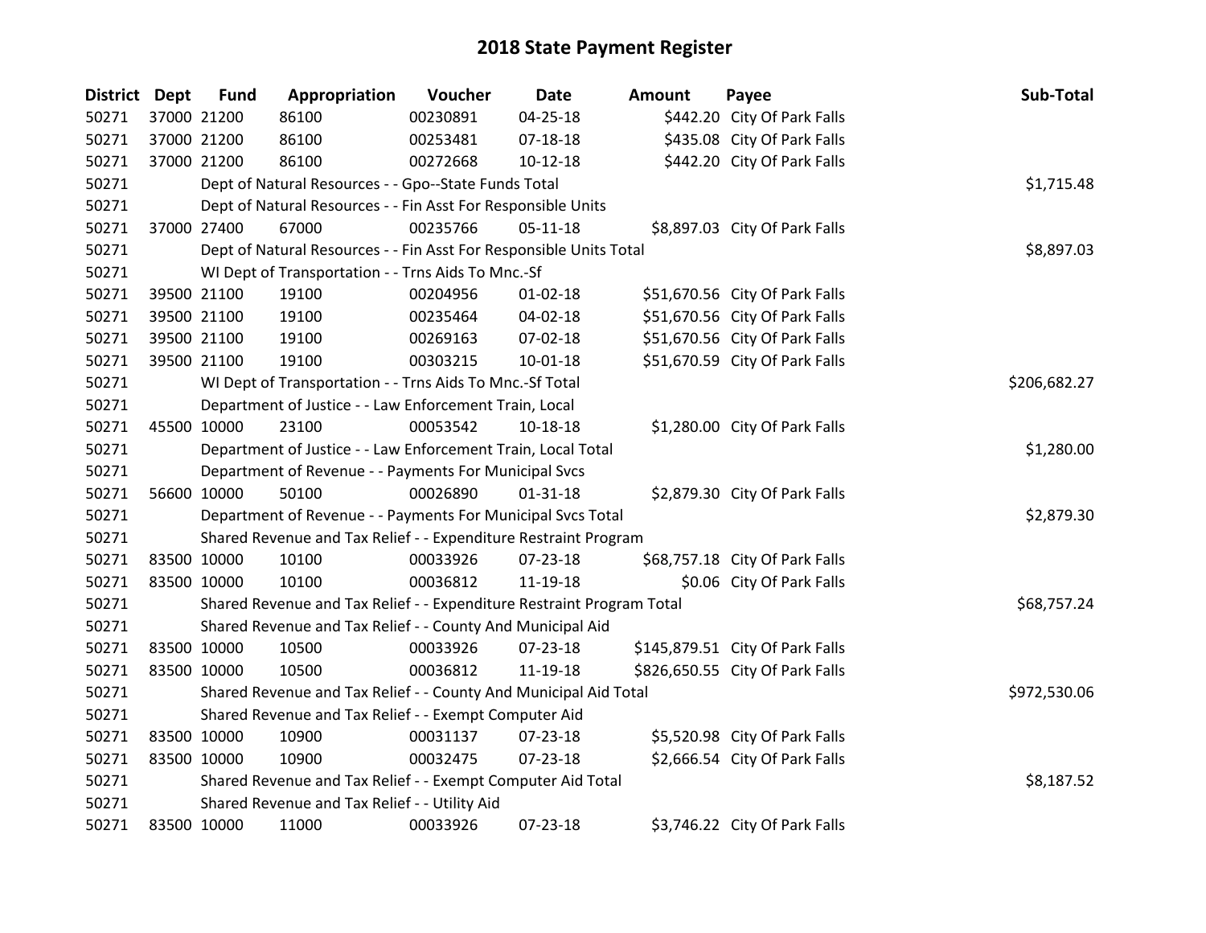# 2018 State Payment Register

| District | Dept | Fund | Appropriation | Voucher | Date | Amount | Payee | Sub-Total |
|---|---|---|---|---|---|---|---|---|
| 50271 | 37000 | 21200 | 86100 | 00230891 | 04-25-18 | $442.20 | City Of Park Falls | |
| 50271 | 37000 | 21200 | 86100 | 00253481 | 07-18-18 | $435.08 | City Of Park Falls | |
| 50271 | 37000 | 21200 | 86100 | 00272668 | 10-12-18 | $442.20 | City Of Park Falls | |
| 50271 | Dept of Natural Resources - - Gpo--State Funds Total | | | | | | | $1,715.48 |
| 50271 | Dept of Natural Resources - - Fin Asst For Responsible Units | | | | | | | |
| 50271 | 37000 | 27400 | 67000 | 00235766 | 05-11-18 | $8,897.03 | City Of Park Falls | |
| 50271 | Dept of Natural Resources - - Fin Asst For Responsible Units Total | | | | | | | $8,897.03 |
| 50271 | WI Dept of Transportation - - Trns Aids To Mnc.-Sf | | | | | | | |
| 50271 | 39500 | 21100 | 19100 | 00204956 | 01-02-18 | $51,670.56 | City Of Park Falls | |
| 50271 | 39500 | 21100 | 19100 | 00235464 | 04-02-18 | $51,670.56 | City Of Park Falls | |
| 50271 | 39500 | 21100 | 19100 | 00269163 | 07-02-18 | $51,670.56 | City Of Park Falls | |
| 50271 | 39500 | 21100 | 19100 | 00303215 | 10-01-18 | $51,670.59 | City Of Park Falls | |
| 50271 | WI Dept of Transportation - - Trns Aids To Mnc.-Sf Total | | | | | | | $206,682.27 |
| 50271 | Department of Justice - - Law Enforcement Train, Local | | | | | | | |
| 50271 | 45500 | 10000 | 23100 | 00053542 | 10-18-18 | $1,280.00 | City Of Park Falls | |
| 50271 | Department of Justice - - Law Enforcement Train, Local Total | | | | | | | $1,280.00 |
| 50271 | Department of Revenue - - Payments For Municipal Svcs | | | | | | | |
| 50271 | 56600 | 10000 | 50100 | 00026890 | 01-31-18 | $2,879.30 | City Of Park Falls | |
| 50271 | Department of Revenue - - Payments For Municipal Svcs Total | | | | | | | $2,879.30 |
| 50271 | Shared Revenue and Tax Relief - - Expenditure Restraint Program | | | | | | | |
| 50271 | 83500 | 10000 | 10100 | 00033926 | 07-23-18 | $68,757.18 | City Of Park Falls | |
| 50271 | 83500 | 10000 | 10100 | 00036812 | 11-19-18 | $0.06 | City Of Park Falls | |
| 50271 | Shared Revenue and Tax Relief - - Expenditure Restraint Program Total | | | | | | | $68,757.24 |
| 50271 | Shared Revenue and Tax Relief - - County And Municipal Aid | | | | | | | |
| 50271 | 83500 | 10000 | 10500 | 00033926 | 07-23-18 | $145,879.51 | City Of Park Falls | |
| 50271 | 83500 | 10000 | 10500 | 00036812 | 11-19-18 | $826,650.55 | City Of Park Falls | |
| 50271 | Shared Revenue and Tax Relief - - County And Municipal Aid Total | | | | | | | $972,530.06 |
| 50271 | Shared Revenue and Tax Relief - - Exempt Computer Aid | | | | | | | |
| 50271 | 83500 | 10000 | 10900 | 00031137 | 07-23-18 | $5,520.98 | City Of Park Falls | |
| 50271 | 83500 | 10000 | 10900 | 00032475 | 07-23-18 | $2,666.54 | City Of Park Falls | |
| 50271 | Shared Revenue and Tax Relief - - Exempt Computer Aid Total | | | | | | | $8,187.52 |
| 50271 | Shared Revenue and Tax Relief - - Utility Aid | | | | | | | |
| 50271 | 83500 | 10000 | 11000 | 00033926 | 07-23-18 | $3,746.22 | City Of Park Falls | |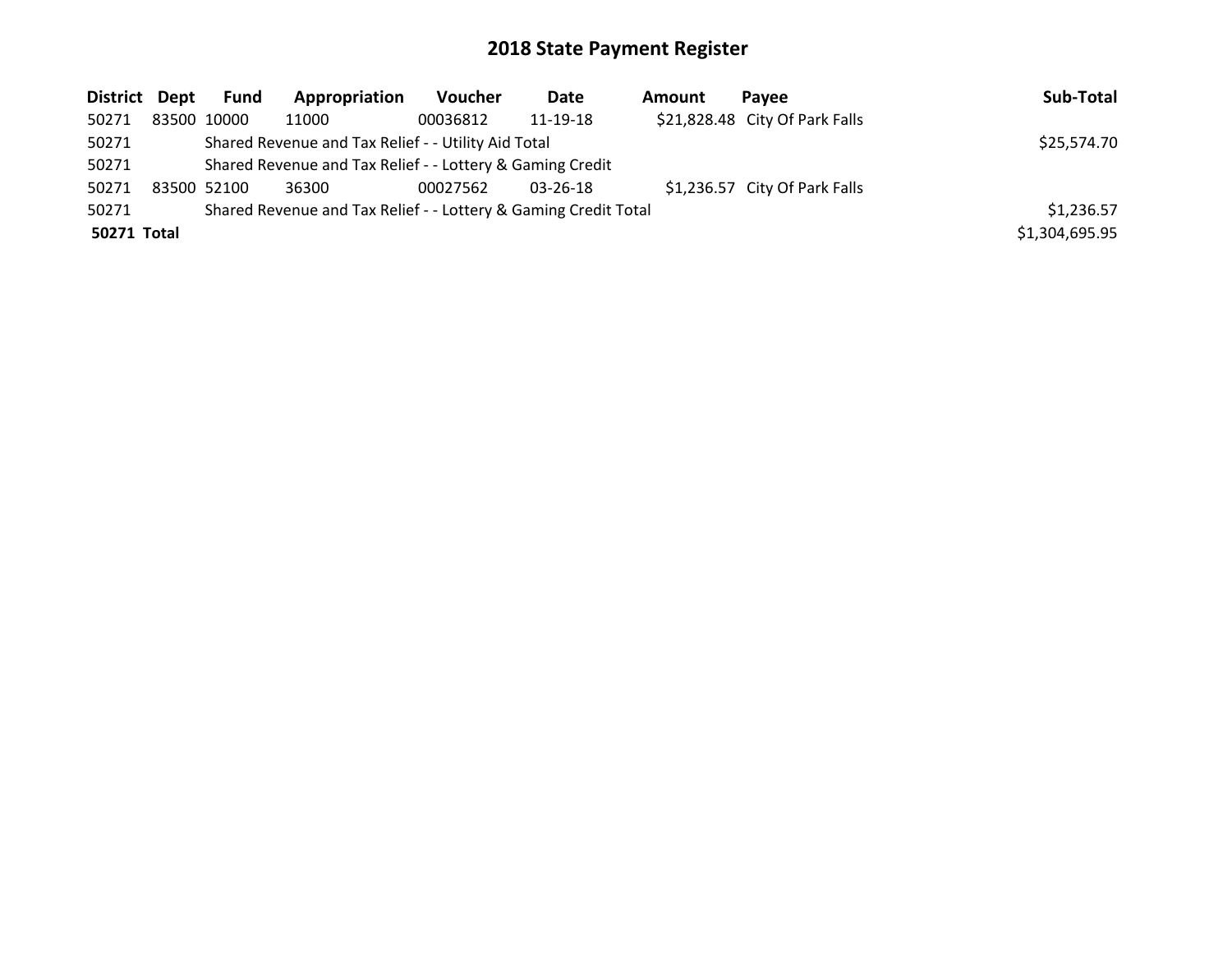# 2018 State Payment Register

| District | Dept | Fund | Appropriation | Voucher | Date | Amount | Payee | Sub-Total |
|---|---|---|---|---|---|---|---|---|
| 50271 | 83500 | 10000 | 11000 | 00036812 | 11-19-18 | $21,828.48 | City Of Park Falls | |
| 50271 | | Shared Revenue and Tax Relief - - Utility Aid Total | | | | | | $25,574.70 |
| 50271 | | Shared Revenue and Tax Relief - - Lottery & Gaming Credit | | | | | | |
| 50271 | 83500 | 52100 | 36300 | 00027562 | 03-26-18 | $1,236.57 | City Of Park Falls | |
| 50271 | | Shared Revenue and Tax Relief - - Lottery & Gaming Credit Total | | | | | | $1,236.57 |
| **50271 Total** | | | | | | | | $1,304,695.95 |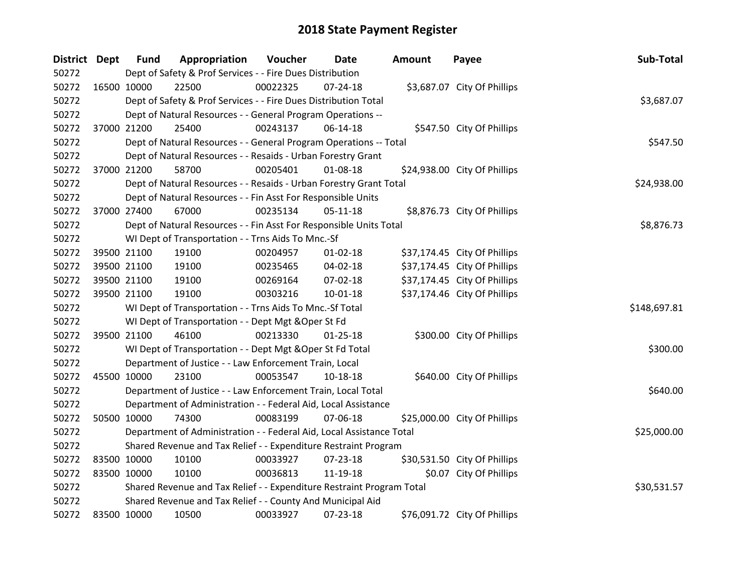# 2018 State Payment Register

| District | Dept | Fund | Appropriation | Voucher | Date | Amount | Payee | Sub-Total |
|---|---|---|---|---|---|---|---|---|
| 50272 | Dept of Safety & Prof Services - - Fire Dues Distribution | | | | | | | |
| 50272 | 16500 | 10000 | 22500 | 00022325 | 07-24-18 | $3,687.07 | City Of Phillips | |
| 50272 | Dept of Safety & Prof Services - - Fire Dues Distribution Total | | | | | | | $3,687.07 |
| 50272 | Dept of Natural Resources - - General Program Operations -- | | | | | | | |
| 50272 | 37000 | 21200 | 25400 | 00243137 | 06-14-18 | $547.50 | City Of Phillips | |
| 50272 | Dept of Natural Resources - - General Program Operations -- Total | | | | | | | $547.50 |
| 50272 | Dept of Natural Resources - - Resaids - Urban Forestry Grant | | | | | | | |
| 50272 | 37000 | 21200 | 58700 | 00205401 | 01-08-18 | $24,938.00 | City Of Phillips | |
| 50272 | Dept of Natural Resources - - Resaids - Urban Forestry Grant Total | | | | | | | $24,938.00 |
| 50272 | Dept of Natural Resources - - Fin Asst For Responsible Units | | | | | | | |
| 50272 | 37000 | 27400 | 67000 | 00235134 | 05-11-18 | $8,876.73 | City Of Phillips | |
| 50272 | Dept of Natural Resources - - Fin Asst For Responsible Units Total | | | | | | | $8,876.73 |
| 50272 | WI Dept of Transportation - - Trns Aids To Mnc.-Sf | | | | | | | |
| 50272 | 39500 | 21100 | 19100 | 00204957 | 01-02-18 | $37,174.45 | City Of Phillips | |
| 50272 | 39500 | 21100 | 19100 | 00235465 | 04-02-18 | $37,174.45 | City Of Phillips | |
| 50272 | 39500 | 21100 | 19100 | 00269164 | 07-02-18 | $37,174.45 | City Of Phillips | |
| 50272 | 39500 | 21100 | 19100 | 00303216 | 10-01-18 | $37,174.46 | City Of Phillips | |
| 50272 | WI Dept of Transportation - - Trns Aids To Mnc.-Sf Total | | | | | | | $148,697.81 |
| 50272 | WI Dept of Transportation - - Dept Mgt &Oper St Fd | | | | | | | |
| 50272 | 39500 | 21100 | 46100 | 00213330 | 01-25-18 | $300.00 | City Of Phillips | |
| 50272 | WI Dept of Transportation - - Dept Mgt &Oper St Fd Total | | | | | | | $300.00 |
| 50272 | Department of Justice - - Law Enforcement Train, Local | | | | | | | |
| 50272 | 45500 | 10000 | 23100 | 00053547 | 10-18-18 | $640.00 | City Of Phillips | |
| 50272 | Department of Justice - - Law Enforcement Train, Local Total | | | | | | | $640.00 |
| 50272 | Department of Administration - - Federal Aid, Local Assistance | | | | | | | |
| 50272 | 50500 | 10000 | 74300 | 00083199 | 07-06-18 | $25,000.00 | City Of Phillips | |
| 50272 | Department of Administration - - Federal Aid, Local Assistance Total | | | | | | | $25,000.00 |
| 50272 | Shared Revenue and Tax Relief - - Expenditure Restraint Program | | | | | | | |
| 50272 | 83500 | 10000 | 10100 | 00033927 | 07-23-18 | $30,531.50 | City Of Phillips | |
| 50272 | 83500 | 10000 | 10100 | 00036813 | 11-19-18 | $0.07 | City Of Phillips | |
| 50272 | Shared Revenue and Tax Relief - - Expenditure Restraint Program Total | | | | | | | $30,531.57 |
| 50272 | Shared Revenue and Tax Relief - - County And Municipal Aid | | | | | | | |
| 50272 | 83500 | 10000 | 10500 | 00033927 | 07-23-18 | $76,091.72 | City Of Phillips | |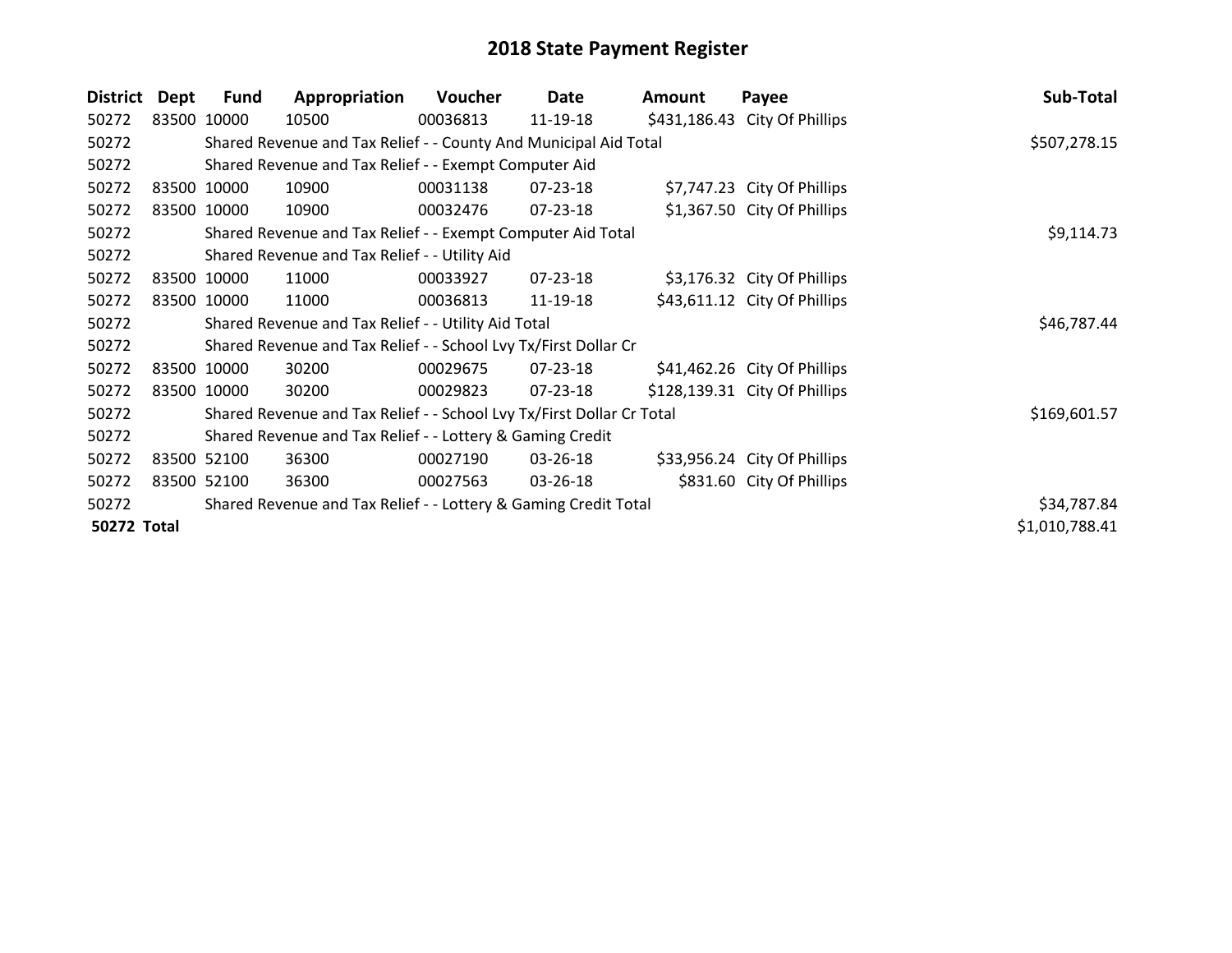# 2018 State Payment Register

| District | Dept | Fund | Appropriation | Voucher | Date | Amount | Payee | Sub-Total |
|---|---|---|---|---|---|---|---|---|
| 50272 | 83500 | 10000 | 10500 | 00036813 | 11-19-18 | $431,186.43 | City Of Phillips | |
| 50272 | Shared Revenue and Tax Relief - - County And Municipal Aid Total | | | | | | | $507,278.15 |
| 50272 | Shared Revenue and Tax Relief - - Exempt Computer Aid | | | | | | | |
| 50272 | 83500 | 10000 | 10900 | 00031138 | 07-23-18 | $7,747.23 | City Of Phillips | |
| 50272 | 83500 | 10000 | 10900 | 00032476 | 07-23-18 | $1,367.50 | City Of Phillips | |
| 50272 | Shared Revenue and Tax Relief - - Exempt Computer Aid Total | | | | | | | $9,114.73 |
| 50272 | Shared Revenue and Tax Relief - - Utility Aid | | | | | | | |
| 50272 | 83500 | 10000 | 11000 | 00033927 | 07-23-18 | $3,176.32 | City Of Phillips | |
| 50272 | 83500 | 10000 | 11000 | 00036813 | 11-19-18 | $43,611.12 | City Of Phillips | |
| 50272 | Shared Revenue and Tax Relief - - Utility Aid Total | | | | | | | $46,787.44 |
| 50272 | Shared Revenue and Tax Relief - - School Lvy Tx/First Dollar Cr | | | | | | | |
| 50272 | 83500 | 10000 | 30200 | 00029675 | 07-23-18 | $41,462.26 | City Of Phillips | |
| 50272 | 83500 | 10000 | 30200 | 00029823 | 07-23-18 | $128,139.31 | City Of Phillips | |
| 50272 | Shared Revenue and Tax Relief - - School Lvy Tx/First Dollar Cr Total | | | | | | | $169,601.57 |
| 50272 | Shared Revenue and Tax Relief - - Lottery & Gaming Credit | | | | | | | |
| 50272 | 83500 | 52100 | 36300 | 00027190 | 03-26-18 | $33,956.24 | City Of Phillips | |
| 50272 | 83500 | 52100 | 36300 | 00027563 | 03-26-18 | $831.60 | City Of Phillips | |
| 50272 | Shared Revenue and Tax Relief - - Lottery & Gaming Credit Total | | | | | | | $34,787.84 |
| **50272 Total** | | | | | | | | $1,010,788.41 |